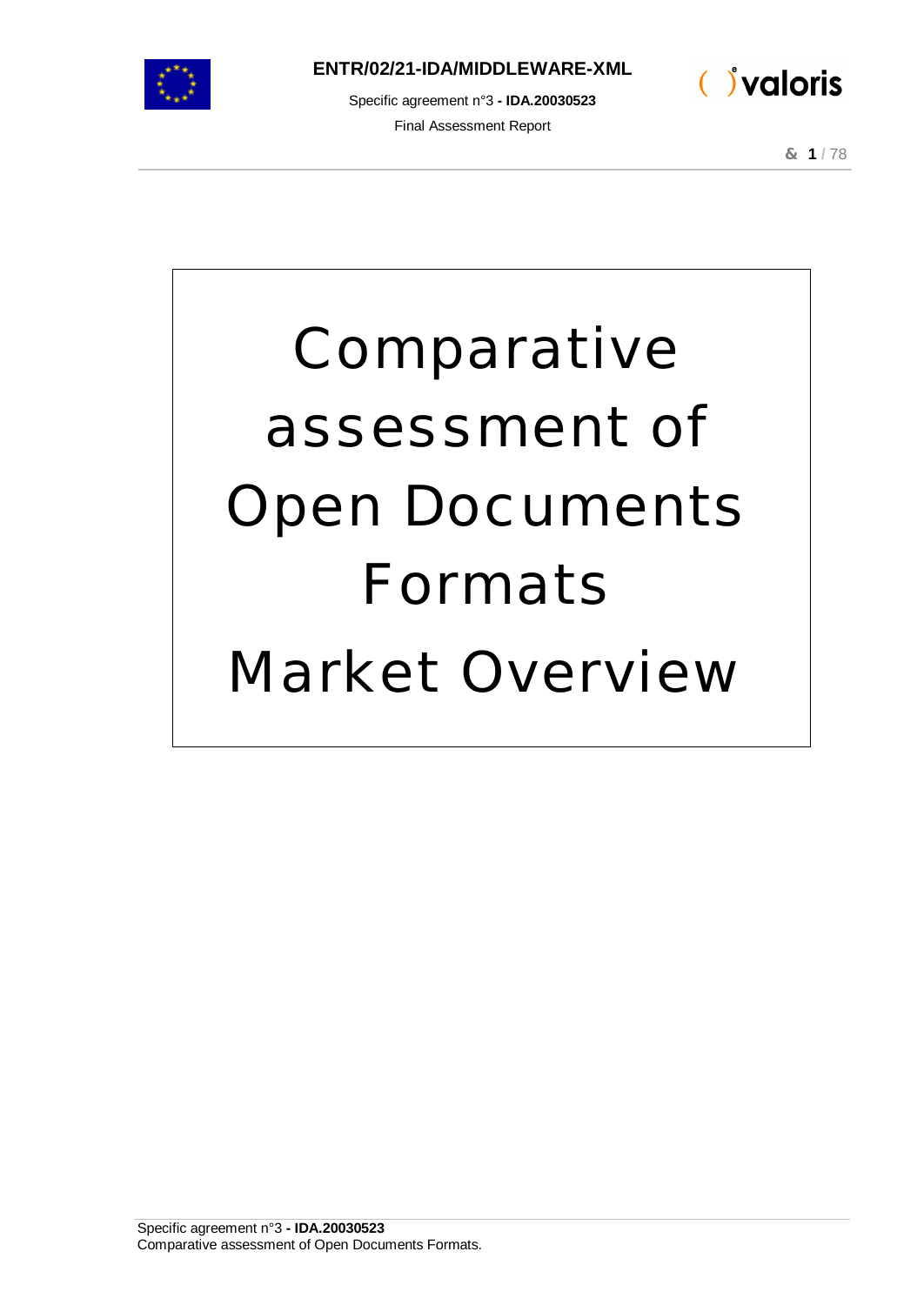# Comparative assessment of Open Documents Formats

# Market Overview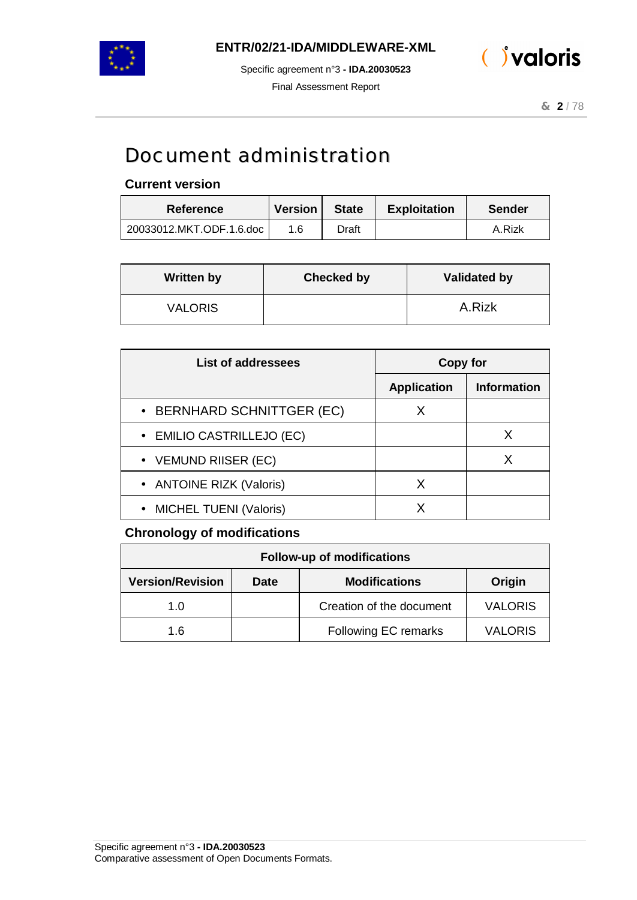# Document administration

### Current version

| Reference | Version | State | Exploitation | Sender |
|---|---|---|---|---|
| 20033012.MKT.ODF.1.6.doc | 1.6 | Draft | | A.Rizk |

| Written by | Checked by | Validated by |
|---|---|---|
| VALORIS | | A.Rizk |

| List of addressees | Copy for | |
|---|---|---|
| | Application | Information |
| • BERNHARD SCHNITTGER (EC) | X | |
| • EMILIO CASTRILLEJO (EC) | | X |
| • VEMUND RIISER (EC) | | X |
| • ANTOINE RIZK (Valoris) | X | |
| • MICHEL TUENI (Valoris) | X | |

### Chronology of modifications

| Follow-up of modifications | | | |
|---|---|---|---|
| Version/Revision | Date | Modifications | Origin |
| 1.0 | | Creation of the document | VALORIS |
| 1.6 | | Following EC remarks | VALORIS |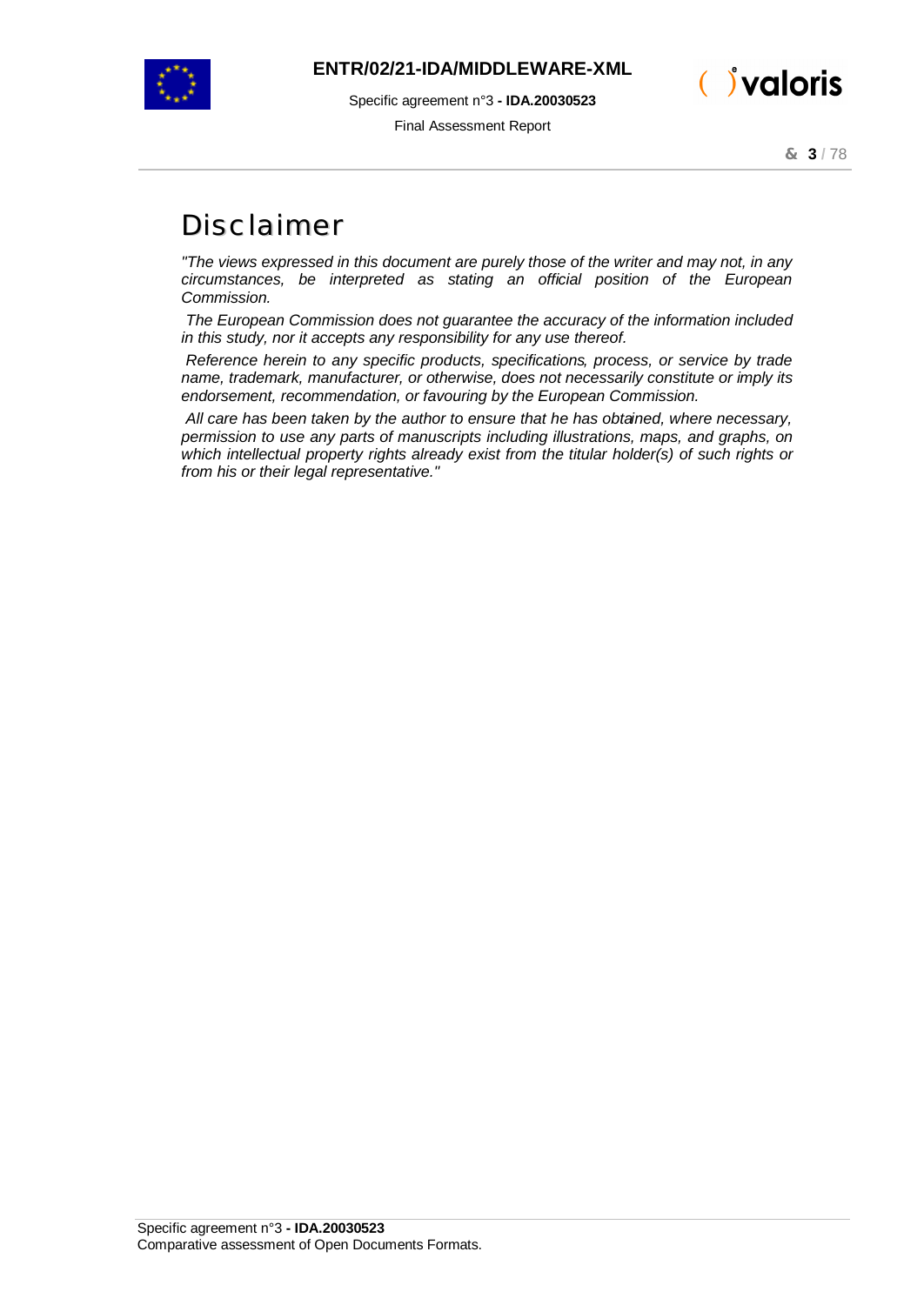# Disclaimer

*"The views expressed in this document are purely those of the writer and may not, in any circumstances, be interpreted as stating an official position of the European Commission.*

*The European Commission does not guarantee the accuracy of the information included in this study, nor it accepts any responsibility for any use thereof.*

*Reference herein to any specific products, specifications, process, or service by trade name, trademark, manufacturer, or otherwise, does not necessarily constitute or imply its endorsement, recommendation, or favouring by the European Commission.*

*All care has been taken by the author to ensure that he has obtained, where necessary, permission to use any parts of manuscripts including illustrations, maps, and graphs, on which intellectual property rights already exist from the titular holder(s) of such rights or from his or their legal representative."*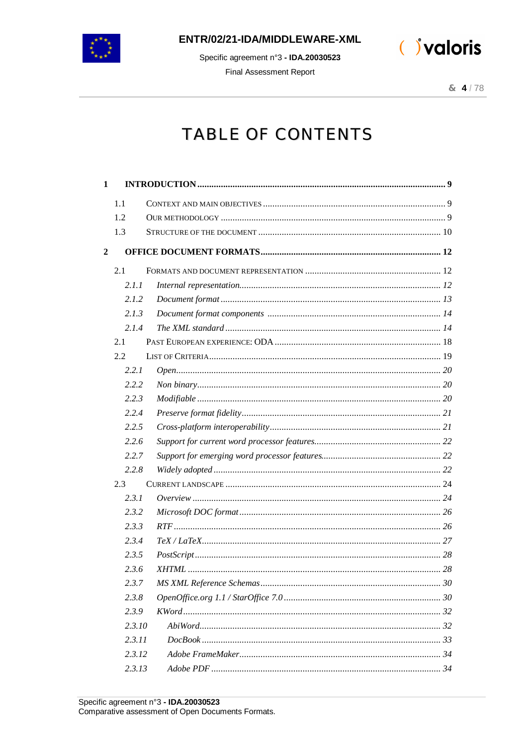# TABLE OF CONTENTS

**1 INTRODUCTION ... 9**

- 1.1 CONTEXT AND MAIN OBJECTIVES ... 9
- 1.2 OUR METHODOLOGY ... 9
- 1.3 STRUCTURE OF THE DOCUMENT ... 10

**2 OFFICE DOCUMENT FORMATS ... 12**

- 2.1 FORMATS AND DOCUMENT REPRESENTATION ... 12
  - *2.1.1 Internal representation ... 12*
  - *2.1.2 Document format ... 13*
  - *2.1.3 Document format components ... 14*
  - *2.1.4 The XML standard ... 14*
- 2.1 PAST EUROPEAN EXPERIENCE: ODA ... 18
- 2.2 LIST OF CRITERIA ... 19
  - *2.2.1 Open ... 20*
  - *2.2.2 Non binary ... 20*
  - *2.2.3 Modifiable ... 20*
  - *2.2.4 Preserve format fidelity ... 21*
  - *2.2.5 Cross-platform interoperability ... 21*
  - *2.2.6 Support for current word processor features ... 22*
  - *2.2.7 Support for emerging word processor features ... 22*
  - *2.2.8 Widely adopted ... 22*
- 2.3 CURRENT LANDSCAPE ... 24
  - *2.3.1 Overview ... 24*
  - *2.3.2 Microsoft DOC format ... 26*
  - *2.3.3 RTF ... 26*
  - *2.3.4 TeX / LaTeX ... 27*
  - *2.3.5 PostScript ... 28*
  - *2.3.6 XHTML ... 28*
  - *2.3.7 MS XML Reference Schemas ... 30*
  - *2.3.8 OpenOffice.org 1.1 / StarOffice 7.0 ... 30*
  - *2.3.9 KWord ... 32*
  - *2.3.10 AbiWord ... 32*
  - *2.3.11 DocBook ... 33*
  - *2.3.12 Adobe FrameMaker ... 34*
  - *2.3.13 Adobe PDF ... 34*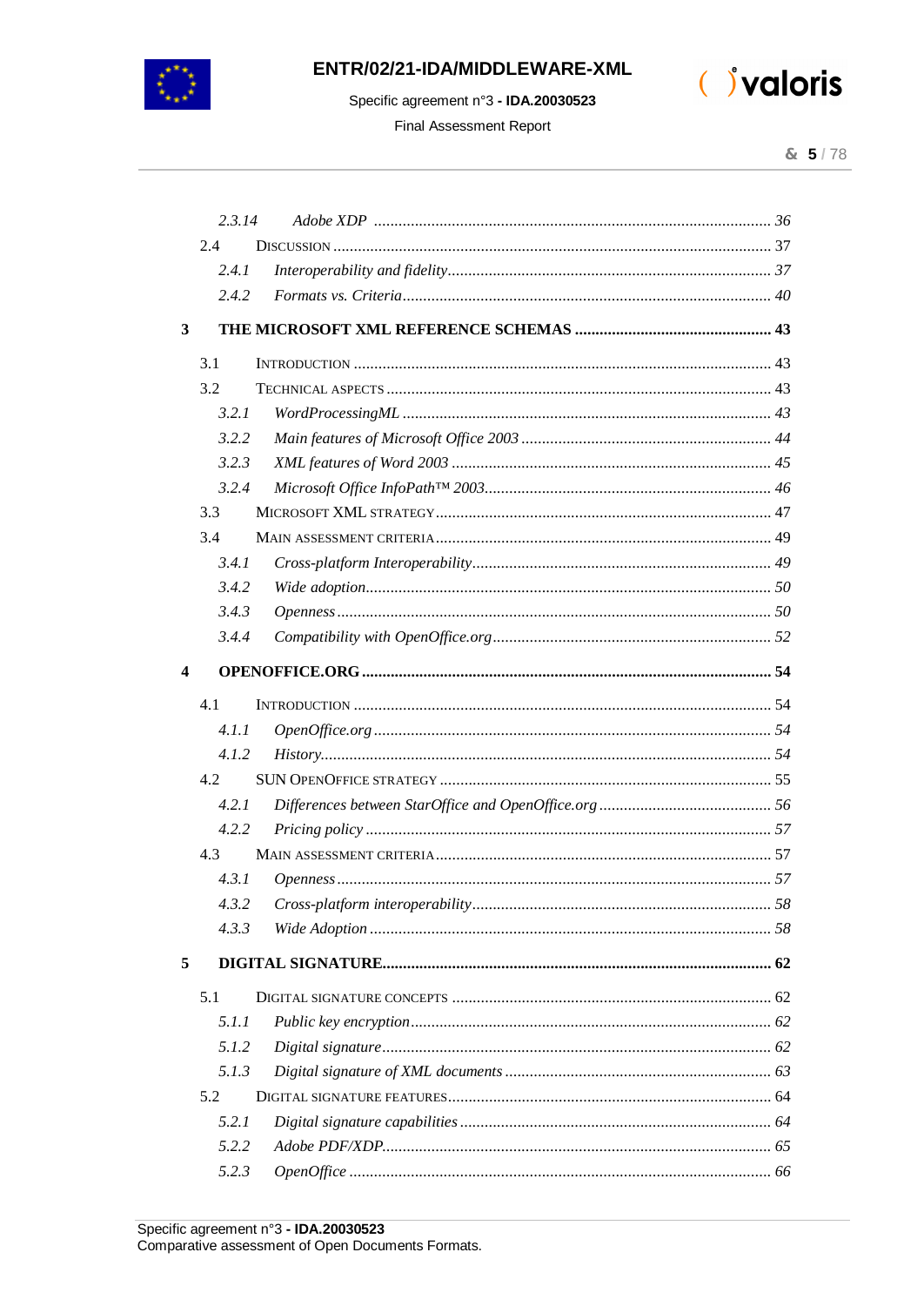2.3.14 *Adobe XDP* ... 36

2.4 Discussion ... 37

2.4.1 *Interoperability and fidelity* ... 37

2.4.2 *Formats vs. Criteria* ... 40

**3 THE MICROSOFT XML REFERENCE SCHEMAS ... 43**

3.1 Introduction ... 43

3.2 Technical aspects ... 43

3.2.1 *WordProcessingML* ... 43

3.2.2 *Main features of Microsoft Office 2003* ... 44

3.2.3 *XML features of Word 2003* ... 45

3.2.4 *Microsoft Office InfoPath™ 2003* ... 46

3.3 Microsoft XML strategy ... 47

3.4 Main assessment criteria ... 49

3.4.1 *Cross-platform Interoperability* ... 49

3.4.2 *Wide adoption* ... 50

3.4.3 *Openness* ... 50

3.4.4 *Compatibility with OpenOffice.org* ... 52

**4 OPENOFFICE.ORG ... 54**

4.1 Introduction ... 54

4.1.1 *OpenOffice.org* ... 54

4.1.2 *History* ... 54

4.2 SUN OpenOffice strategy ... 55

4.2.1 *Differences between StarOffice and OpenOffice.org* ... 56

4.2.2 *Pricing policy* ... 57

4.3 Main assessment criteria ... 57

4.3.1 *Openness* ... 57

4.3.2 *Cross-platform interoperability* ... 58

4.3.3 *Wide Adoption* ... 58

**5 DIGITAL SIGNATURE ... 62**

5.1 Digital signature concepts ... 62

5.1.1 *Public key encryption* ... 62

5.1.2 *Digital signature* ... 62

5.1.3 *Digital signature of XML documents* ... 63

5.2 Digital signature features ... 64

5.2.1 *Digital signature capabilities* ... 64

5.2.2 *Adobe PDF/XDP* ... 65

5.2.3 *OpenOffice* ... 66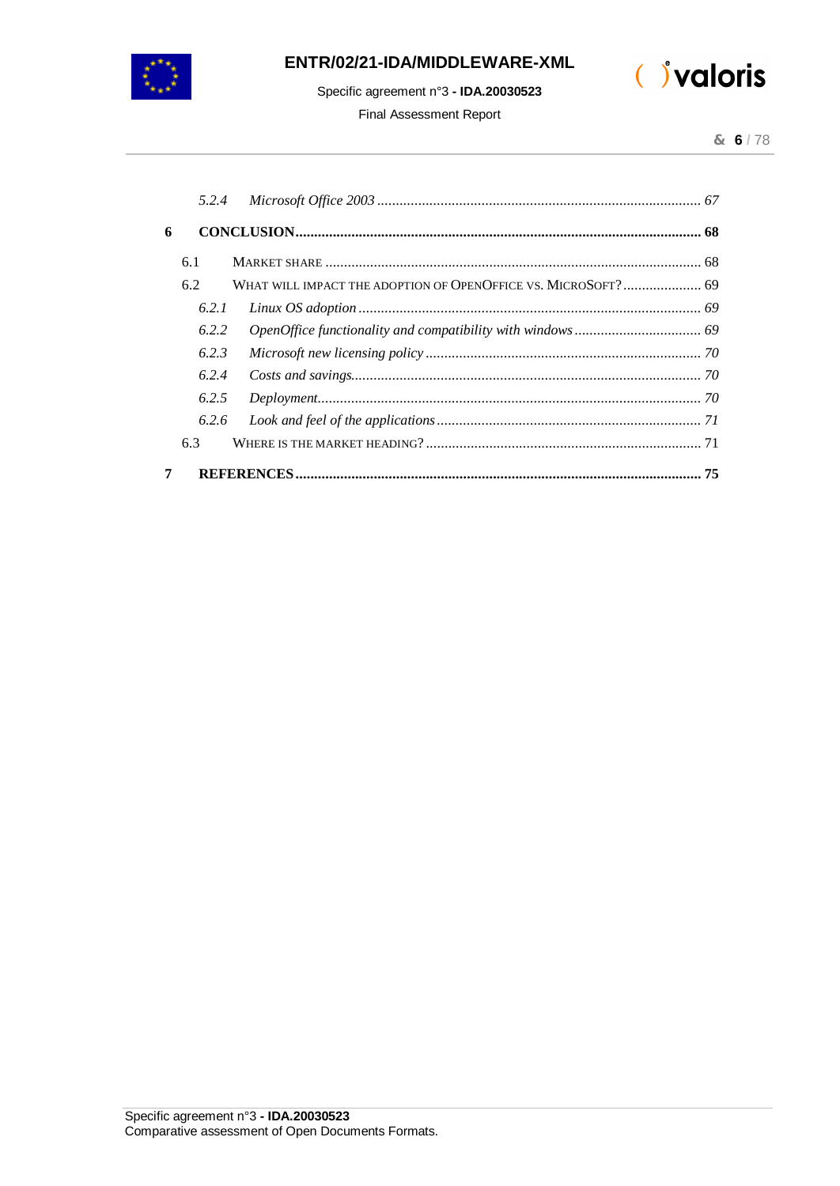5.2.4 *Microsoft Office 2003* ...... *67*

**6 CONCLUSION ...... 68**

6.1 MARKET SHARE ...... 68

6.2 WHAT WILL IMPACT THE ADOPTION OF OPENOFFICE VS. MICROSOFT? ...... 69

6.2.1 *Linux OS adoption* ...... *69*

6.2.2 *OpenOffice functionality and compatibility with windows* ...... *69*

6.2.3 *Microsoft new licensing policy* ...... *70*

6.2.4 *Costs and savings* ...... *70*

6.2.5 *Deployment* ...... *70*

6.2.6 *Look and feel of the applications* ...... *71*

6.3 WHERE IS THE MARKET HEADING? ...... 71

**7 REFERENCES ...... 75**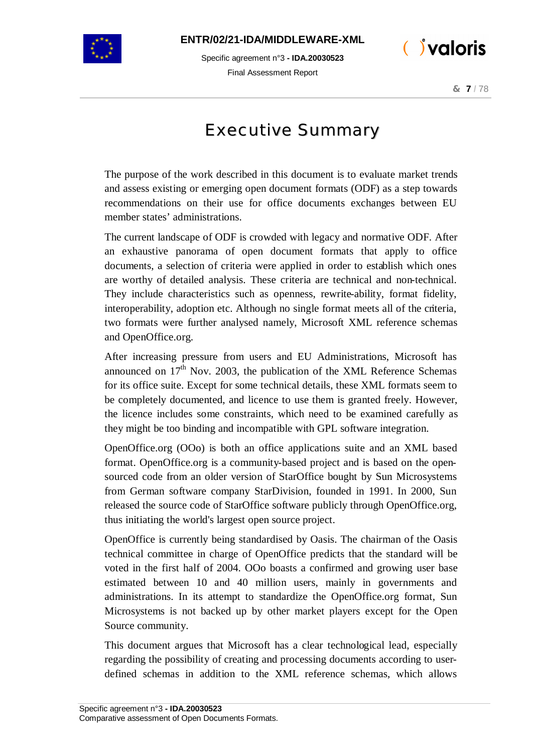# Executive Summary

The purpose of the work described in this document is to evaluate market trends and assess existing or emerging open document formats (ODF) as a step towards recommendations on their use for office documents exchanges between EU member states' administrations.

The current landscape of ODF is crowded with legacy and normative ODF. After an exhaustive panorama of open document formats that apply to office documents, a selection of criteria were applied in order to establish which ones are worthy of detailed analysis. These criteria are technical and non-technical. They include characteristics such as openness, rewrite-ability, format fidelity, interoperability, adoption etc. Although no single format meets all of the criteria, two formats were further analysed namely, Microsoft XML reference schemas and OpenOffice.org.

After increasing pressure from users and EU Administrations, Microsoft has announced on 17th Nov. 2003, the publication of the XML Reference Schemas for its office suite. Except for some technical details, these XML formats seem to be completely documented, and licence to use them is granted freely. However, the licence includes some constraints, which need to be examined carefully as they might be too binding and incompatible with GPL software integration.

OpenOffice.org (OOo) is both an office applications suite and an XML based format. OpenOffice.org is a community-based project and is based on the open-sourced code from an older version of StarOffice bought by Sun Microsystems from German software company StarDivision, founded in 1991. In 2000, Sun released the source code of StarOffice software publicly through OpenOffice.org, thus initiating the world's largest open source project.

OpenOffice is currently being standardised by Oasis. The chairman of the Oasis technical committee in charge of OpenOffice predicts that the standard will be voted in the first half of 2004. OOo boasts a confirmed and growing user base estimated between 10 and 40 million users, mainly in governments and administrations. In its attempt to standardize the OpenOffice.org format, Sun Microsystems is not backed up by other market players except for the Open Source community.

This document argues that Microsoft has a clear technological lead, especially regarding the possibility of creating and processing documents according to user-defined schemas in addition to the XML reference schemas, which allows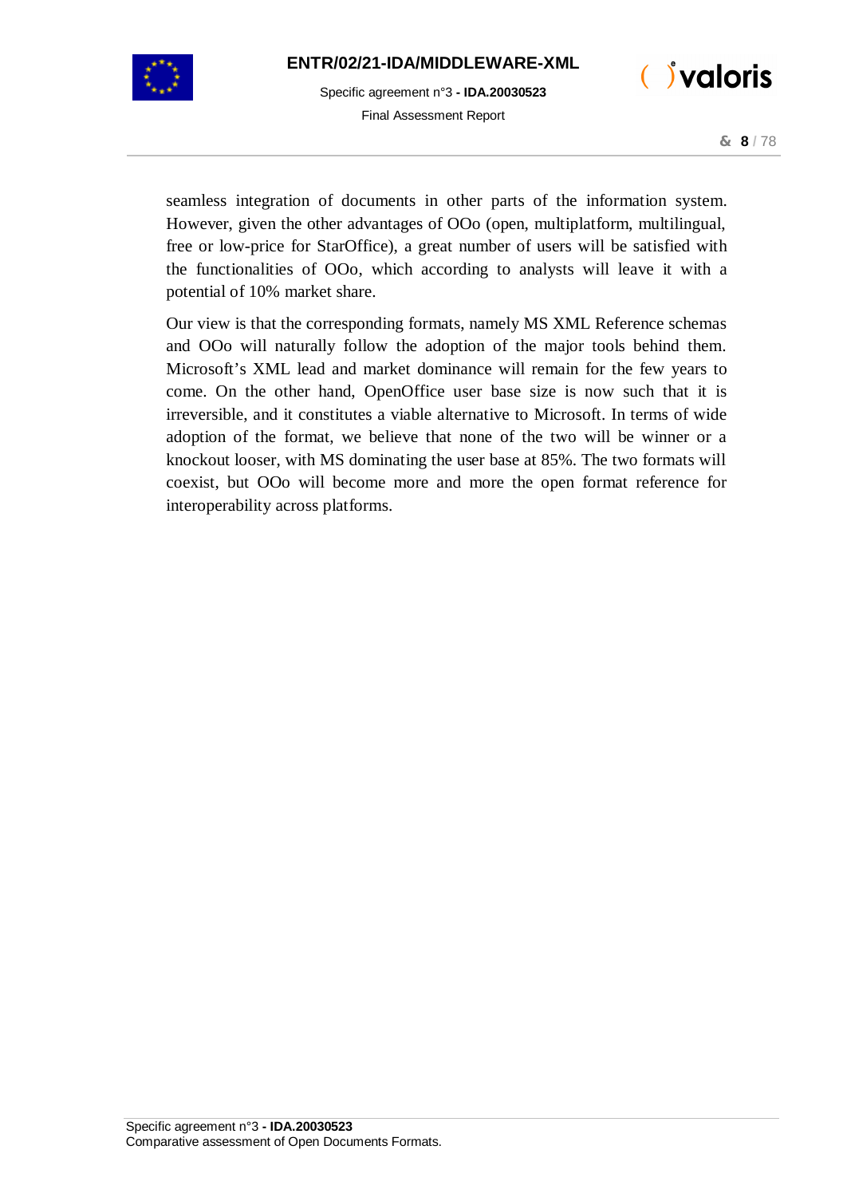seamless integration of documents in other parts of the information system. However, given the other advantages of OOo (open, multiplatform, multilingual, free or low-price for StarOffice), a great number of users will be satisfied with the functionalities of OOo, which according to analysts will leave it with a potential of 10% market share.

Our view is that the corresponding formats, namely MS XML Reference schemas and OOo will naturally follow the adoption of the major tools behind them. Microsoft's XML lead and market dominance will remain for the few years to come. On the other hand, OpenOffice user base size is now such that it is irreversible, and it constitutes a viable alternative to Microsoft. In terms of wide adoption of the format, we believe that none of the two will be winner or a knockout looser, with MS dominating the user base at 85%. The two formats will coexist, but OOo will become more and more the open format reference for interoperability across platforms.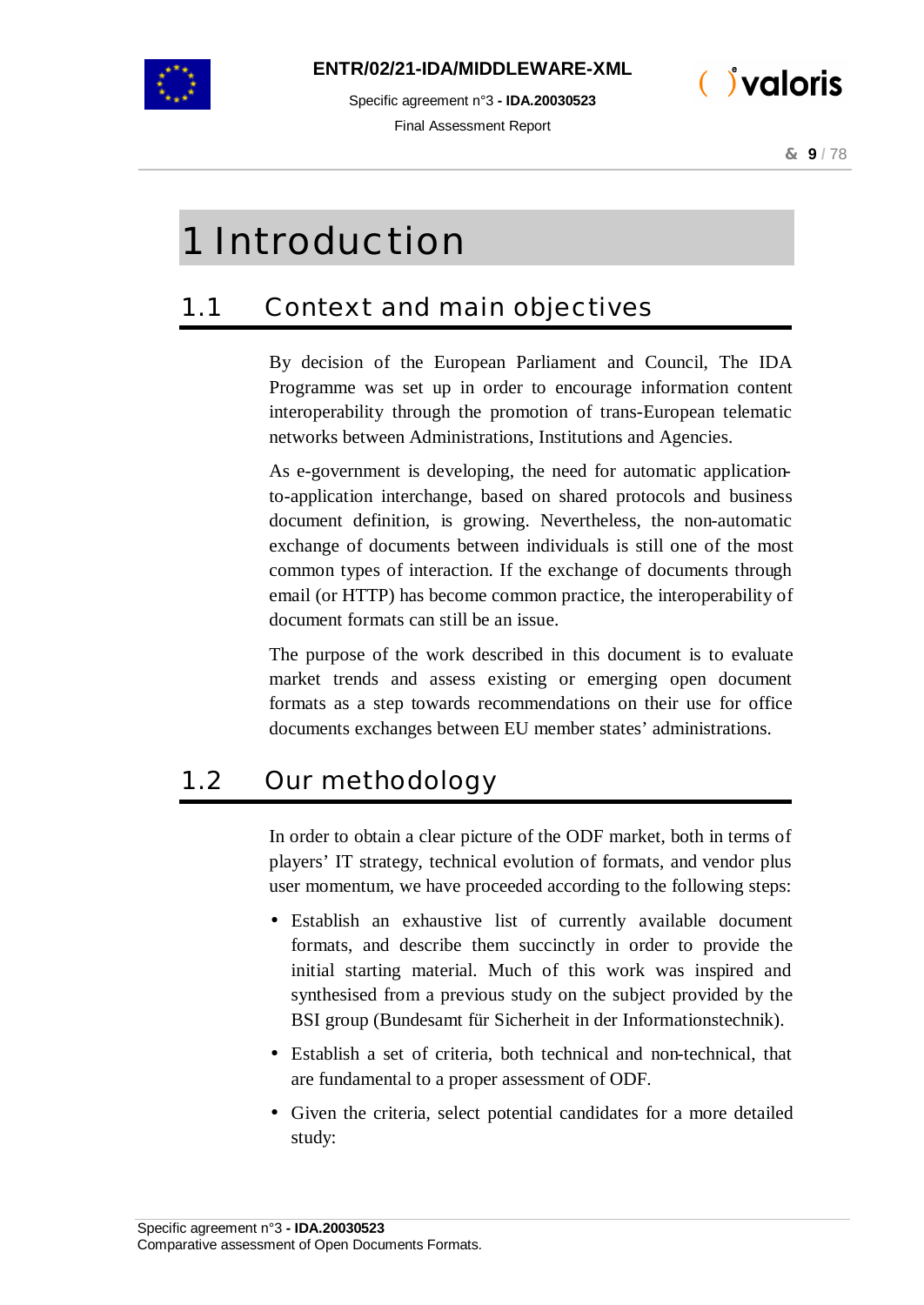# 1 Introduction

## 1.1 Context and main objectives

By decision of the European Parliament and Council, The IDA Programme was set up in order to encourage information content interoperability through the promotion of trans-European telematic networks between Administrations, Institutions and Agencies.

As e-government is developing, the need for automatic application-to-application interchange, based on shared protocols and business document definition, is growing. Nevertheless, the non-automatic exchange of documents between individuals is still one of the most common types of interaction. If the exchange of documents through email (or HTTP) has become common practice, the interoperability of document formats can still be an issue.

The purpose of the work described in this document is to evaluate market trends and assess existing or emerging open document formats as a step towards recommendations on their use for office documents exchanges between EU member states' administrations.

## 1.2 Our methodology

In order to obtain a clear picture of the ODF market, both in terms of players' IT strategy, technical evolution of formats, and vendor plus user momentum, we have proceeded according to the following steps:

- Establish an exhaustive list of currently available document formats, and describe them succinctly in order to provide the initial starting material. Much of this work was inspired and synthesised from a previous study on the subject provided by the BSI group (Bundesamt für Sicherheit in der Informationstechnik).
- Establish a set of criteria, both technical and non-technical, that are fundamental to a proper assessment of ODF.
- Given the criteria, select potential candidates for a more detailed study: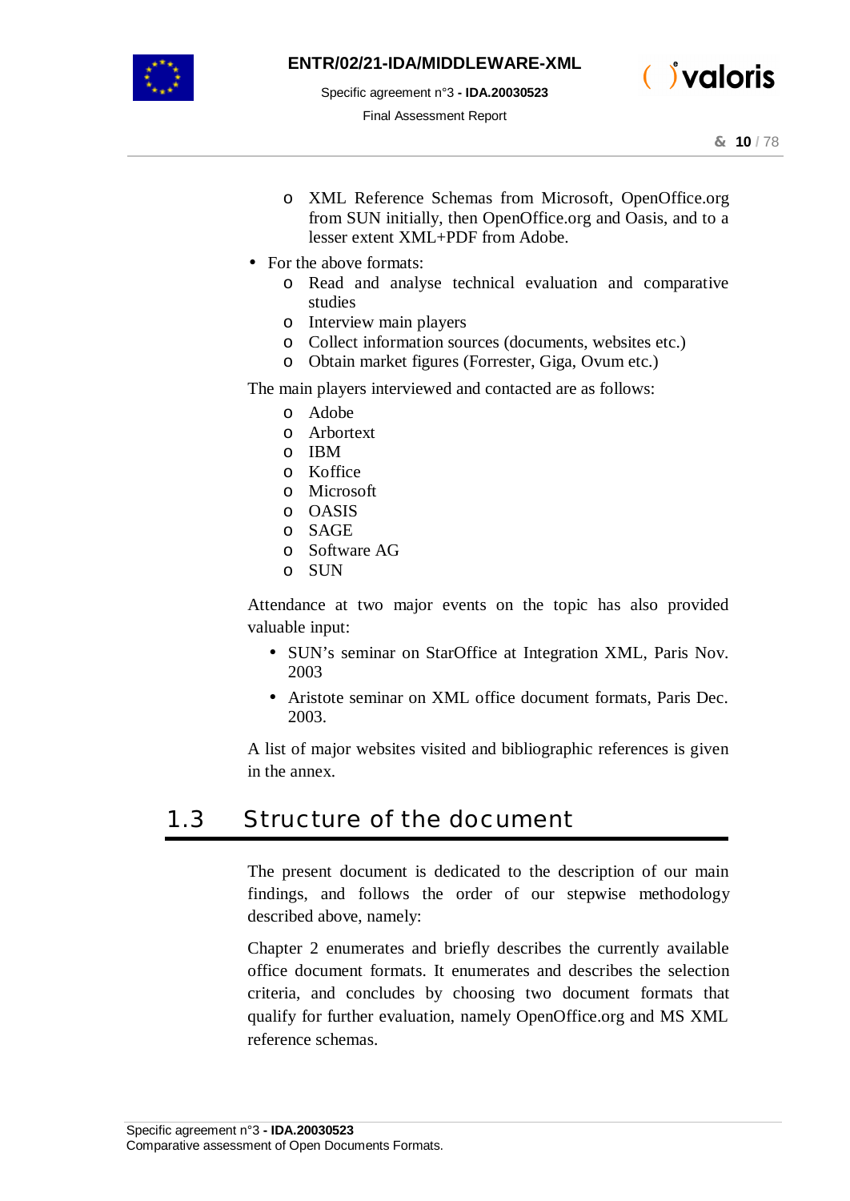- XML Reference Schemas from Microsoft, OpenOffice.org from SUN initially, then OpenOffice.org and Oasis, and to a lesser extent XML+PDF from Adobe.

- For the above formats:
  - Read and analyse technical evaluation and comparative studies
  - Interview main players
  - Collect information sources (documents, websites etc.)
  - Obtain market figures (Forrester, Giga, Ovum etc.)

The main players interviewed and contacted are as follows:

  - Adobe
  - Arbortext
  - IBM
  - Koffice
  - Microsoft
  - OASIS
  - SAGE
  - Software AG
  - SUN

Attendance at two major events on the topic has also provided valuable input:

- SUN's seminar on StarOffice at Integration XML, Paris Nov. 2003
- Aristote seminar on XML office document formats, Paris Dec. 2003.

A list of major websites visited and bibliographic references is given in the annex.

## 1.3 Structure of the document

The present document is dedicated to the description of our main findings, and follows the order of our stepwise methodology described above, namely:

Chapter 2 enumerates and briefly describes the currently available office document formats. It enumerates and describes the selection criteria, and concludes by choosing two document formats that qualify for further evaluation, namely OpenOffice.org and MS XML reference schemas.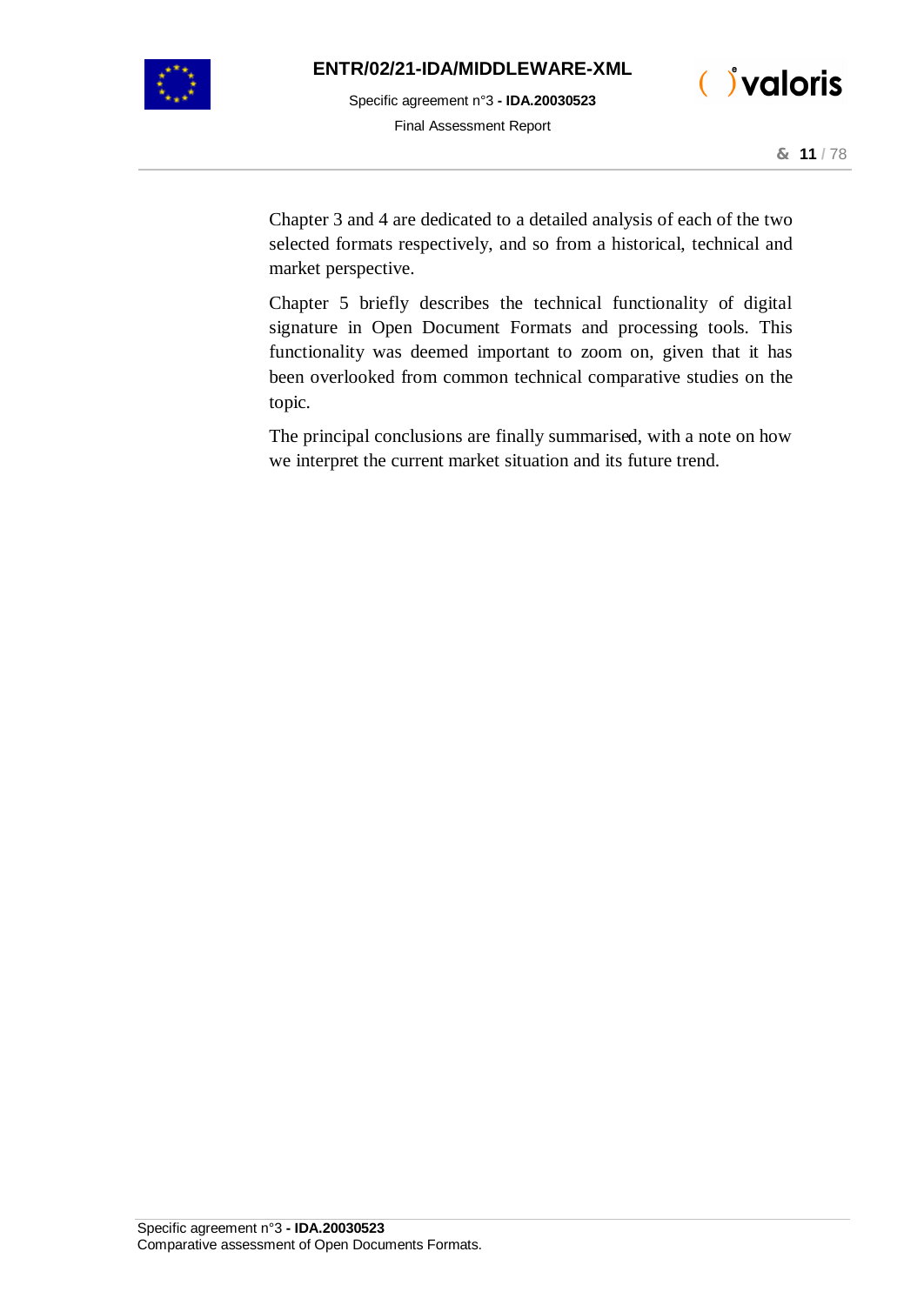Chapter 3 and 4 are dedicated to a detailed analysis of each of the two selected formats respectively, and so from a historical, technical and market perspective.

Chapter 5 briefly describes the technical functionality of digital signature in Open Document Formats and processing tools. This functionality was deemed important to zoom on, given that it has been overlooked from common technical comparative studies on the topic.

The principal conclusions are finally summarised, with a note on how we interpret the current market situation and its future trend.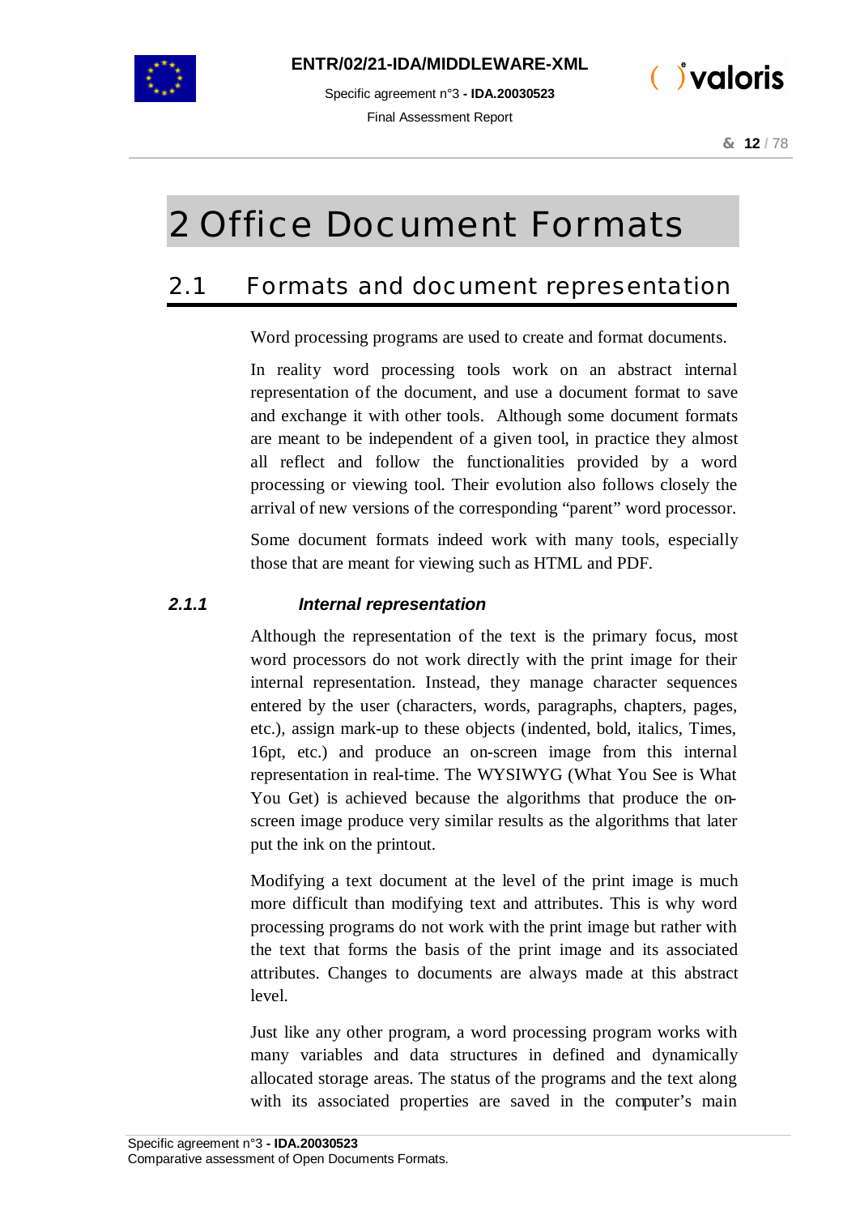# 2 Office Document Formats

## 2.1 Formats and document representation

Word processing programs are used to create and format documents.

In reality word processing tools work on an abstract internal representation of the document, and use a document format to save and exchange it with other tools. Although some document formats are meant to be independent of a given tool, in practice they almost all reflect and follow the functionalities provided by a word processing or viewing tool. Their evolution also follows closely the arrival of new versions of the corresponding "parent" word processor.

Some document formats indeed work with many tools, especially those that are meant for viewing such as HTML and PDF.

### *2.1.1 Internal representation*

Although the representation of the text is the primary focus, most word processors do not work directly with the print image for their internal representation. Instead, they manage character sequences entered by the user (characters, words, paragraphs, chapters, pages, etc.), assign mark-up to these objects (indented, bold, italics, Times, 16pt, etc.) and produce an on-screen image from this internal representation in real-time. The WYSIWYG (What You See is What You Get) is achieved because the algorithms that produce the on-screen image produce very similar results as the algorithms that later put the ink on the printout.

Modifying a text document at the level of the print image is much more difficult than modifying text and attributes. This is why word processing programs do not work with the print image but rather with the text that forms the basis of the print image and its associated attributes. Changes to documents are always made at this abstract level.

Just like any other program, a word processing program works with many variables and data structures in defined and dynamically allocated storage areas. The status of the programs and the text along with its associated properties are saved in the computer's main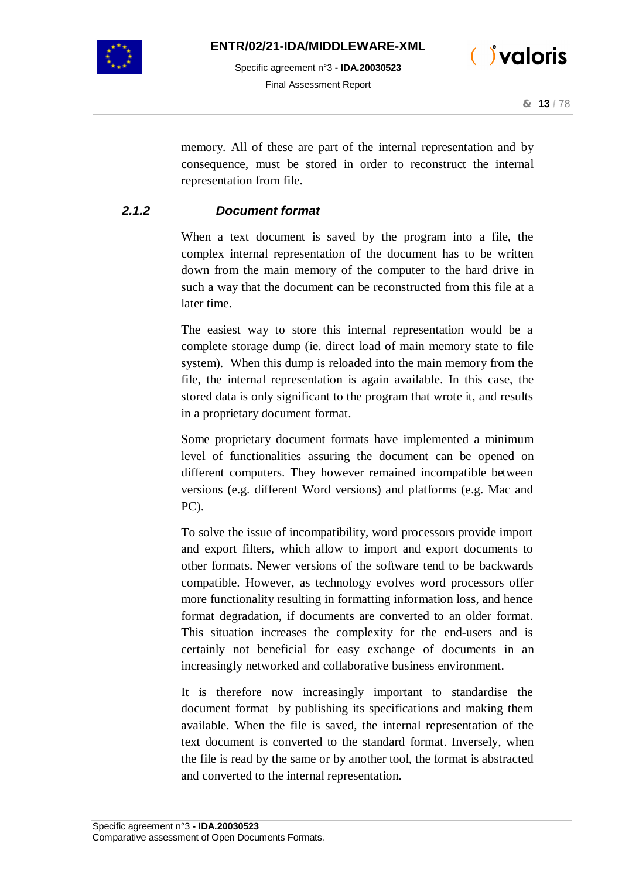memory. All of these are part of the internal representation and by consequence, must be stored in order to reconstruct the internal representation from file.

### *2.1.2 Document format*

When a text document is saved by the program into a file, the complex internal representation of the document has to be written down from the main memory of the computer to the hard drive in such a way that the document can be reconstructed from this file at a later time.

The easiest way to store this internal representation would be a complete storage dump (ie. direct load of main memory state to file system). When this dump is reloaded into the main memory from the file, the internal representation is again available. In this case, the stored data is only significant to the program that wrote it, and results in a proprietary document format.

Some proprietary document formats have implemented a minimum level of functionalities assuring the document can be opened on different computers. They however remained incompatible between versions (e.g. different Word versions) and platforms (e.g. Mac and PC).

To solve the issue of incompatibility, word processors provide import and export filters, which allow to import and export documents to other formats. Newer versions of the software tend to be backwards compatible. However, as technology evolves word processors offer more functionality resulting in formatting information loss, and hence format degradation, if documents are converted to an older format. This situation increases the complexity for the end-users and is certainly not beneficial for easy exchange of documents in an increasingly networked and collaborative business environment.

It is therefore now increasingly important to standardise the document format by publishing its specifications and making them available. When the file is saved, the internal representation of the text document is converted to the standard format. Inversely, when the file is read by the same or by another tool, the format is abstracted and converted to the internal representation.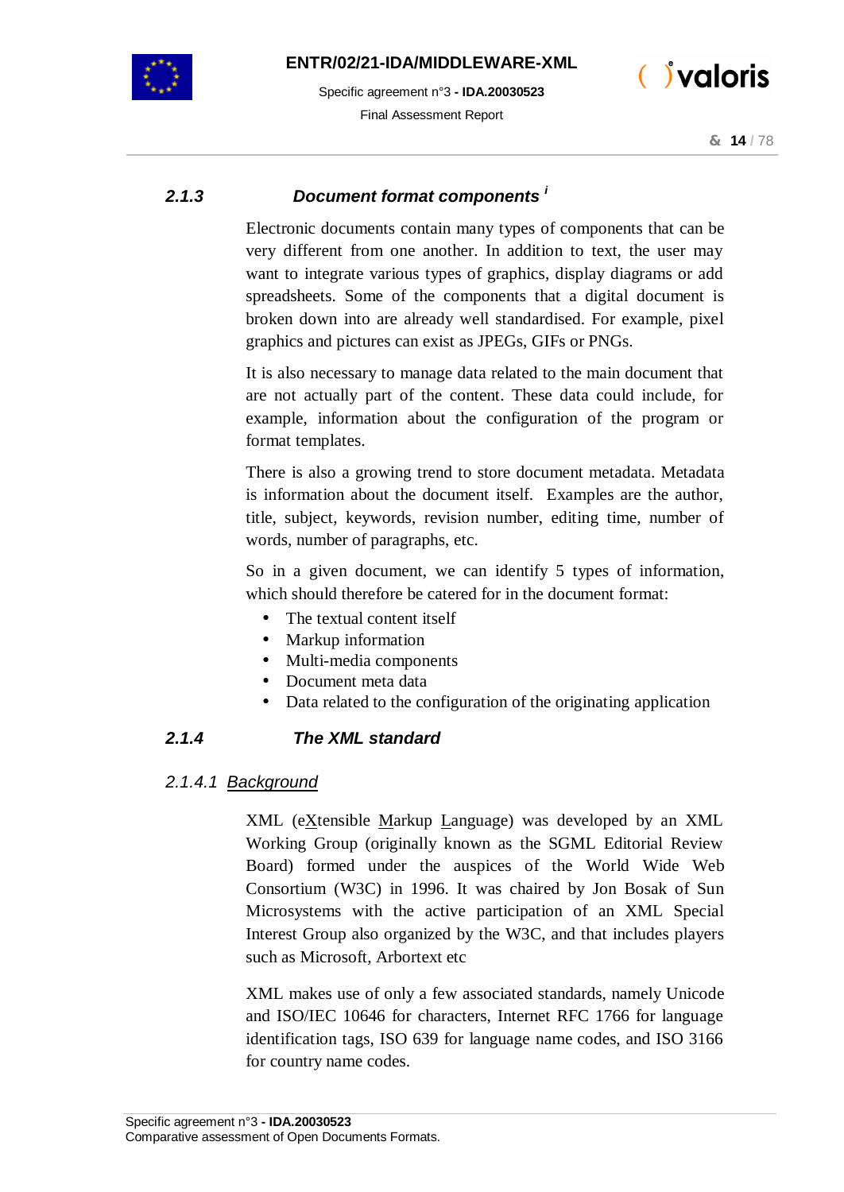### 2.1.3 Document format components [i]

Electronic documents contain many types of components that can be very different from one another. In addition to text, the user may want to integrate various types of graphics, display diagrams or add spreadsheets. Some of the components that a digital document is broken down into are already well standardised. For example, pixel graphics and pictures can exist as JPEGs, GIFs or PNGs.

It is also necessary to manage data related to the main document that are not actually part of the content. These data could include, for example, information about the configuration of the program or format templates.

There is also a growing trend to store document metadata. Metadata is information about the document itself. Examples are the author, title, subject, keywords, revision number, editing time, number of words, number of paragraphs, etc.

So in a given document, we can identify 5 types of information, which should therefore be catered for in the document format:

- The textual content itself
- Markup information
- Multi-media components
- Document meta data
- Data related to the configuration of the originating application

### 2.1.4 The XML standard

#### 2.1.4.1 Background

XML (eXtensible Markup Language) was developed by an XML Working Group (originally known as the SGML Editorial Review Board) formed under the auspices of the World Wide Web Consortium (W3C) in 1996. It was chaired by Jon Bosak of Sun Microsystems with the active participation of an XML Special Interest Group also organized by the W3C, and that includes players such as Microsoft, Arbortext etc

XML makes use of only a few associated standards, namely Unicode and ISO/IEC 10646 for characters, Internet RFC 1766 for language identification tags, ISO 639 for language name codes, and ISO 3166 for country name codes.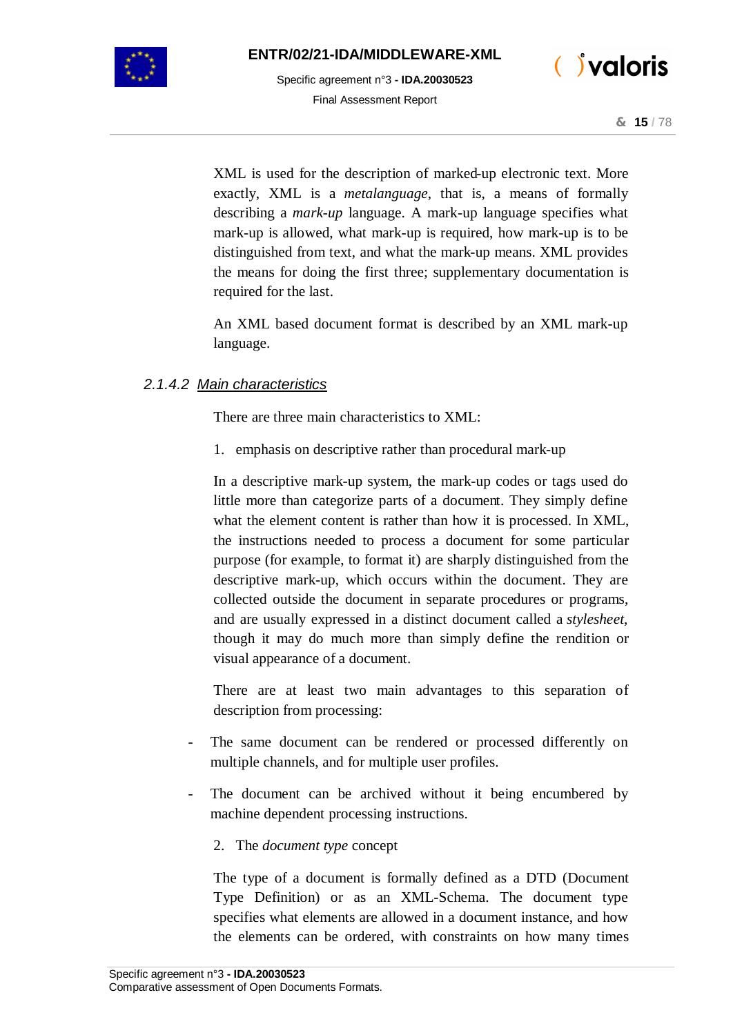XML is used for the description of marked-up electronic text. More exactly, XML is a *metalanguage*, that is, a means of formally describing a *mark-up* language. A mark-up language specifies what mark-up is allowed, what mark-up is required, how mark-up is to be distinguished from text, and what the mark-up means. XML provides the means for doing the first three; supplementary documentation is required for the last.

An XML based document format is described by an XML mark-up language.

#### 2.1.4.2 Main characteristics

There are three main characteristics to XML:

1. emphasis on descriptive rather than procedural mark-up

In a descriptive mark-up system, the mark-up codes or tags used do little more than categorize parts of a document. They simply define what the element content is rather than how it is processed. In XML, the instructions needed to process a document for some particular purpose (for example, to format it) are sharply distinguished from the descriptive mark-up, which occurs within the document. They are collected outside the document in separate procedures or programs, and are usually expressed in a distinct document called a *stylesheet*, though it may do much more than simply define the rendition or visual appearance of a document.

There are at least two main advantages to this separation of description from processing:

- The same document can be rendered or processed differently on multiple channels, and for multiple user profiles.
- The document can be archived without it being encumbered by machine dependent processing instructions.

2. The *document type* concept

The type of a document is formally defined as a DTD (Document Type Definition) or as an XML-Schema. The document type specifies what elements are allowed in a document instance, and how the elements can be ordered, with constraints on how many times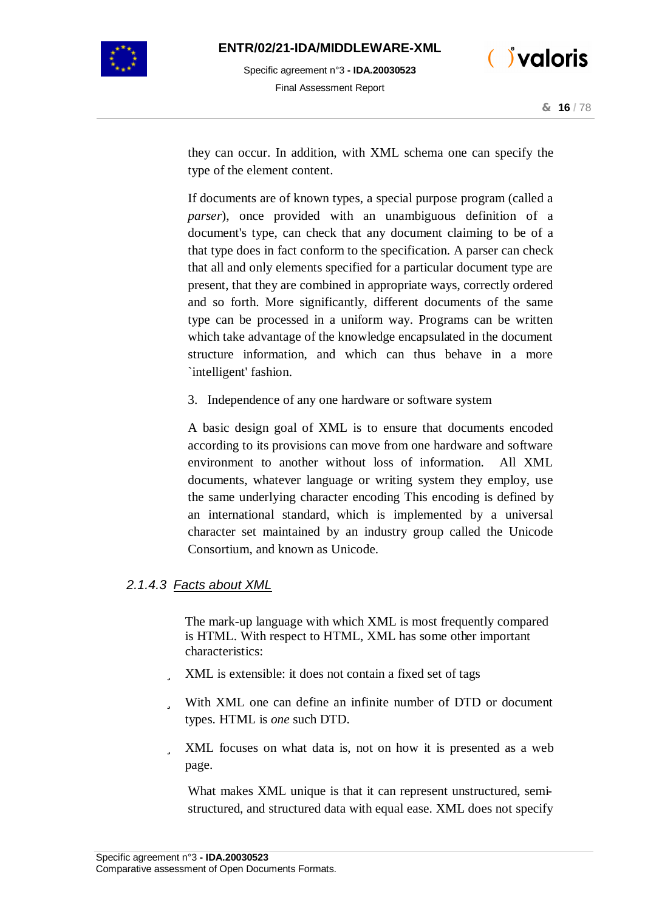they can occur. In addition, with XML schema one can specify the type of the element content.

If documents are of known types, a special purpose program (called a *parser*), once provided with an unambiguous definition of a document's type, can check that any document claiming to be of a that type does in fact conform to the specification. A parser can check that all and only elements specified for a particular document type are present, that they are combined in appropriate ways, correctly ordered and so forth. More significantly, different documents of the same type can be processed in a uniform way. Programs can be written which take advantage of the knowledge encapsulated in the document structure information, and which can thus behave in a more `intelligent' fashion.

3. Independence of any one hardware or software system

A basic design goal of XML is to ensure that documents encoded according to its provisions can move from one hardware and software environment to another without loss of information. All XML documents, whatever language or writing system they employ, use the same underlying character encoding This encoding is defined by an international standard, which is implemented by a universal character set maintained by an industry group called the Unicode Consortium, and known as Unicode.

#### 2.1.4.3 Facts about XML

The mark-up language with which XML is most frequently compared is HTML. With respect to HTML, XML has some other important characteristics:

- XML is extensible: it does not contain a fixed set of tags
- With XML one can define an infinite number of DTD or document types. HTML is *one* such DTD.
- XML focuses on what data is, not on how it is presented as a web page.

What makes XML unique is that it can represent unstructured, semi-structured, and structured data with equal ease. XML does not specify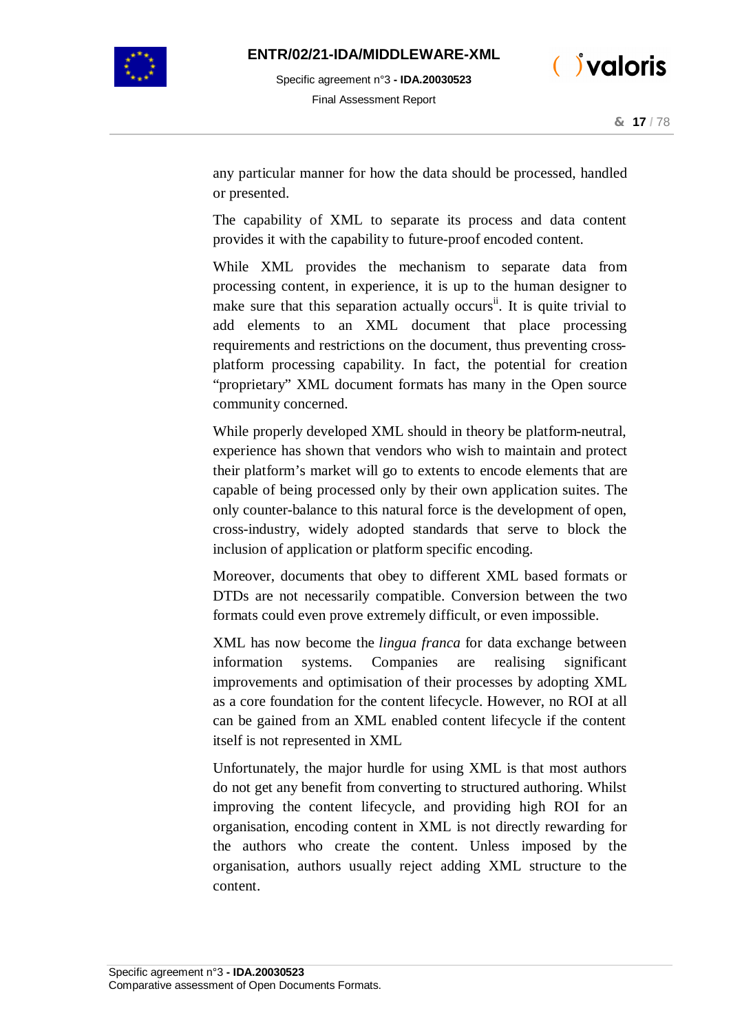any particular manner for how the data should be processed, handled or presented.

The capability of XML to separate its process and data content provides it with the capability to future-proof encoded content.

While XML provides the mechanism to separate data from processing content, in experience, it is up to the human designer to make sure that this separation actually occurs[ii]. It is quite trivial to add elements to an XML document that place processing requirements and restrictions on the document, thus preventing cross-platform processing capability. In fact, the potential for creation "proprietary" XML document formats has many in the Open source community concerned.

While properly developed XML should in theory be platform-neutral, experience has shown that vendors who wish to maintain and protect their platform's market will go to extents to encode elements that are capable of being processed only by their own application suites. The only counter-balance to this natural force is the development of open, cross-industry, widely adopted standards that serve to block the inclusion of application or platform specific encoding.

Moreover, documents that obey to different XML based formats or DTDs are not necessarily compatible. Conversion between the two formats could even prove extremely difficult, or even impossible.

XML has now become the *lingua franca* for data exchange between information systems. Companies are realising significant improvements and optimisation of their processes by adopting XML as a core foundation for the content lifecycle. However, no ROI at all can be gained from an XML enabled content lifecycle if the content itself is not represented in XML

Unfortunately, the major hurdle for using XML is that most authors do not get any benefit from converting to structured authoring. Whilst improving the content lifecycle, and providing high ROI for an organisation, encoding content in XML is not directly rewarding for the authors who create the content. Unless imposed by the organisation, authors usually reject adding XML structure to the content.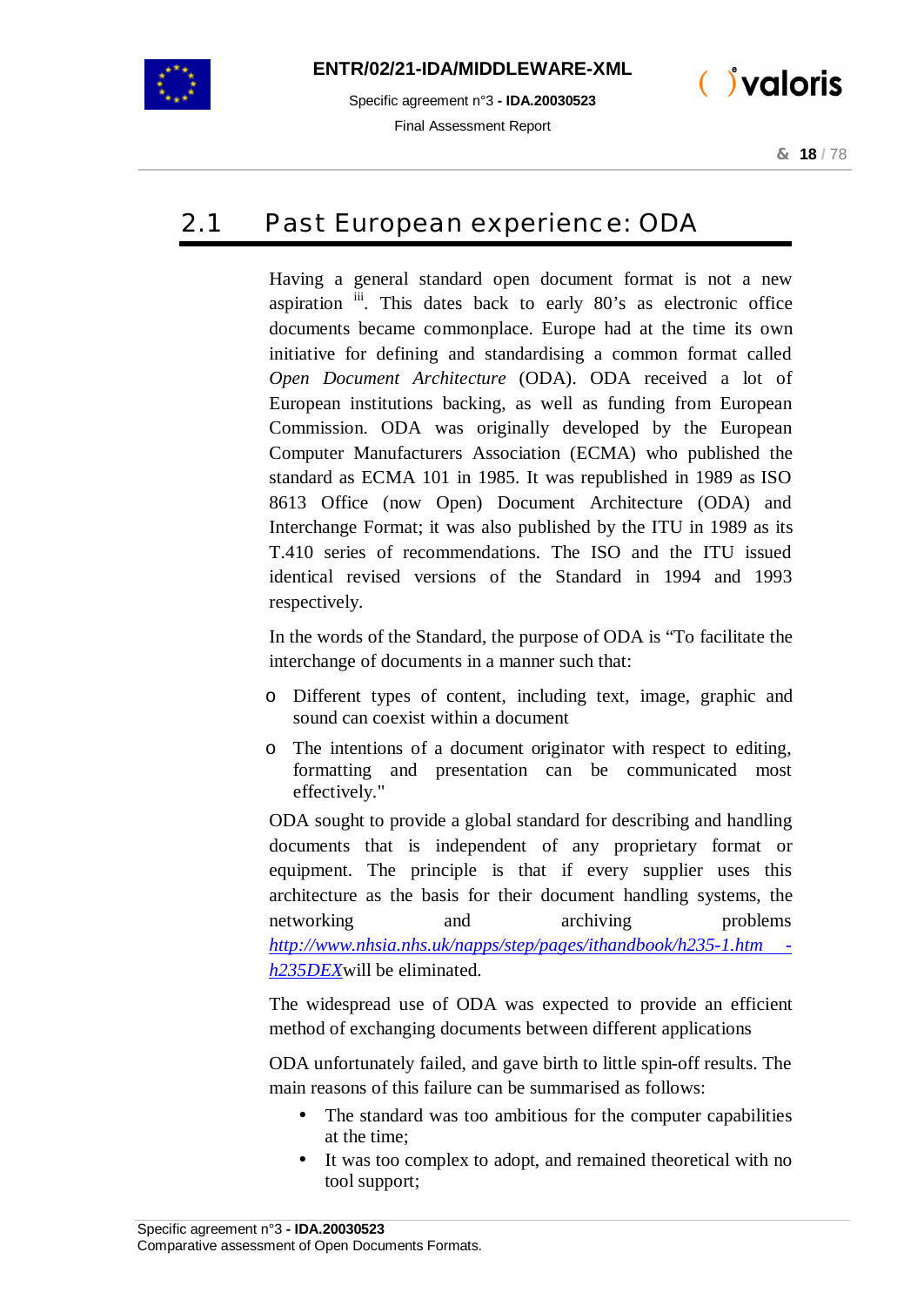## 2.1 Past European experience: ODA

Having a general standard open document format is not a new aspiration [iii]. This dates back to early 80's as electronic office documents became commonplace. Europe had at the time its own initiative for defining and standardising a common format called *Open Document Architecture* (ODA). ODA received a lot of European institutions backing, as well as funding from European Commission. ODA was originally developed by the European Computer Manufacturers Association (ECMA) who published the standard as ECMA 101 in 1985. It was republished in 1989 as ISO 8613 Office (now Open) Document Architecture (ODA) and Interchange Format; it was also published by the ITU in 1989 as its T.410 series of recommendations. The ISO and the ITU issued identical revised versions of the Standard in 1994 and 1993 respectively.

In the words of the Standard, the purpose of ODA is "To facilitate the interchange of documents in a manner such that:

- Different types of content, including text, image, graphic and sound can coexist within a document
- The intentions of a document originator with respect to editing, formatting and presentation can be communicated most effectively."

ODA sought to provide a global standard for describing and handling documents that is independent of any proprietary format or equipment. The principle is that if every supplier uses this architecture as the basis for their document handling systems, the networking and archiving problems [http://www.nhsia.nhs.uk/napps/step/pages/ithandbook/h235-1.htm - h235DEX](http://www.nhsia.nhs.uk/napps/step/pages/ithandbook/h235-1.htm#h235DEX)will be eliminated.

The widespread use of ODA was expected to provide an efficient method of exchanging documents between different applications

ODA unfortunately failed, and gave birth to little spin-off results. The main reasons of this failure can be summarised as follows:

- The standard was too ambitious for the computer capabilities at the time;
- It was too complex to adopt, and remained theoretical with no tool support;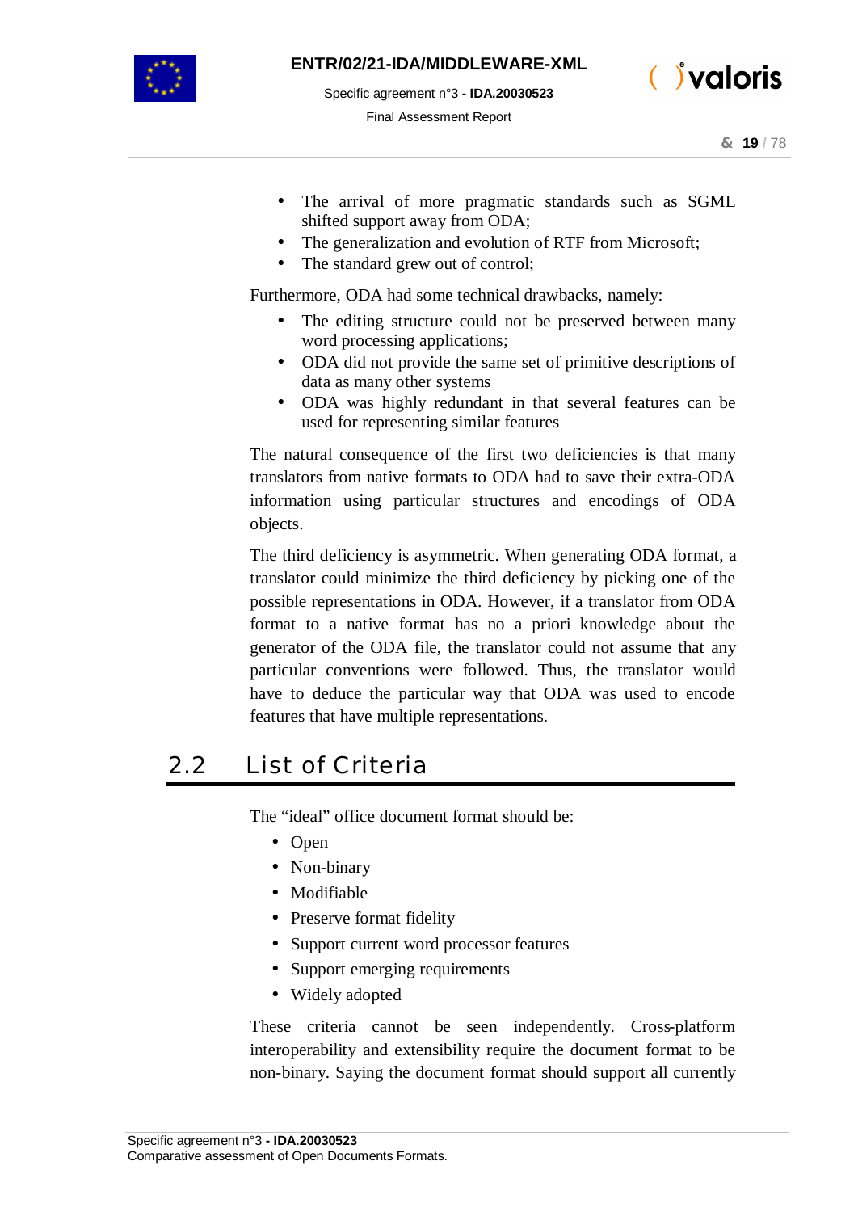- The arrival of more pragmatic standards such as SGML shifted support away from ODA;
- The generalization and evolution of RTF from Microsoft;
- The standard grew out of control;

Furthermore, ODA had some technical drawbacks, namely:

- The editing structure could not be preserved between many word processing applications;
- ODA did not provide the same set of primitive descriptions of data as many other systems
- ODA was highly redundant in that several features can be used for representing similar features

The natural consequence of the first two deficiencies is that many translators from native formats to ODA had to save their extra-ODA information using particular structures and encodings of ODA objects.

The third deficiency is asymmetric. When generating ODA format, a translator could minimize the third deficiency by picking one of the possible representations in ODA. However, if a translator from ODA format to a native format has no a priori knowledge about the generator of the ODA file, the translator could not assume that any particular conventions were followed. Thus, the translator would have to deduce the particular way that ODA was used to encode features that have multiple representations.

## 2.2 List of Criteria

The "ideal" office document format should be:

- Open
- Non-binary
- Modifiable
- Preserve format fidelity
- Support current word processor features
- Support emerging requirements
- Widely adopted

These criteria cannot be seen independently. Cross-platform interoperability and extensibility require the document format to be non-binary. Saying the document format should support all currently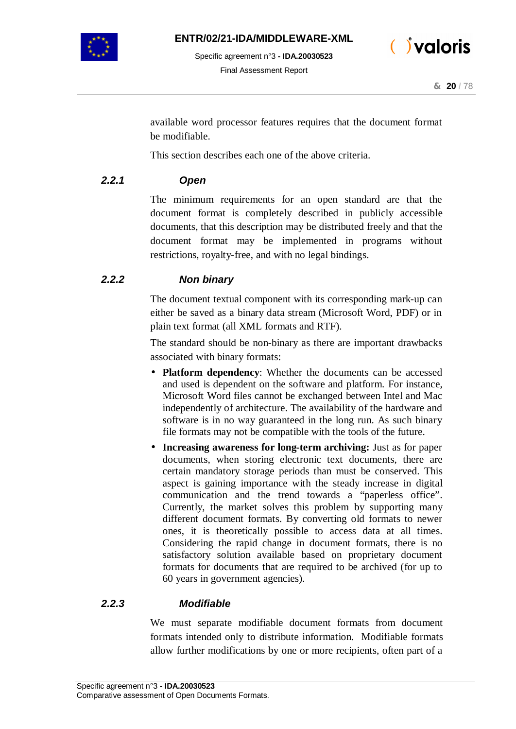available word processor features requires that the document format be modifiable.

This section describes each one of the above criteria.

### 2.2.1 Open

The minimum requirements for an open standard are that the document format is completely described in publicly accessible documents, that this description may be distributed freely and that the document format may be implemented in programs without restrictions, royalty-free, and with no legal bindings.

### 2.2.2 Non binary

The document textual component with its corresponding mark-up can either be saved as a binary data stream (Microsoft Word, PDF) or in plain text format (all XML formats and RTF).

The standard should be non-binary as there are important drawbacks associated with binary formats:

- **Platform dependency**: Whether the documents can be accessed and used is dependent on the software and platform. For instance, Microsoft Word files cannot be exchanged between Intel and Mac independently of architecture. The availability of the hardware and software is in no way guaranteed in the long run. As such binary file formats may not be compatible with the tools of the future.
- **Increasing awareness for long-term archiving:** Just as for paper documents, when storing electronic text documents, there are certain mandatory storage periods than must be conserved. This aspect is gaining importance with the steady increase in digital communication and the trend towards a “paperless office”. Currently, the market solves this problem by supporting many different document formats. By converting old formats to newer ones, it is theoretically possible to access data at all times. Considering the rapid change in document formats, there is no satisfactory solution available based on proprietary document formats for documents that are required to be archived (for up to 60 years in government agencies).

### 2.2.3 Modifiable

We must separate modifiable document formats from document formats intended only to distribute information. Modifiable formats allow further modifications by one or more recipients, often part of a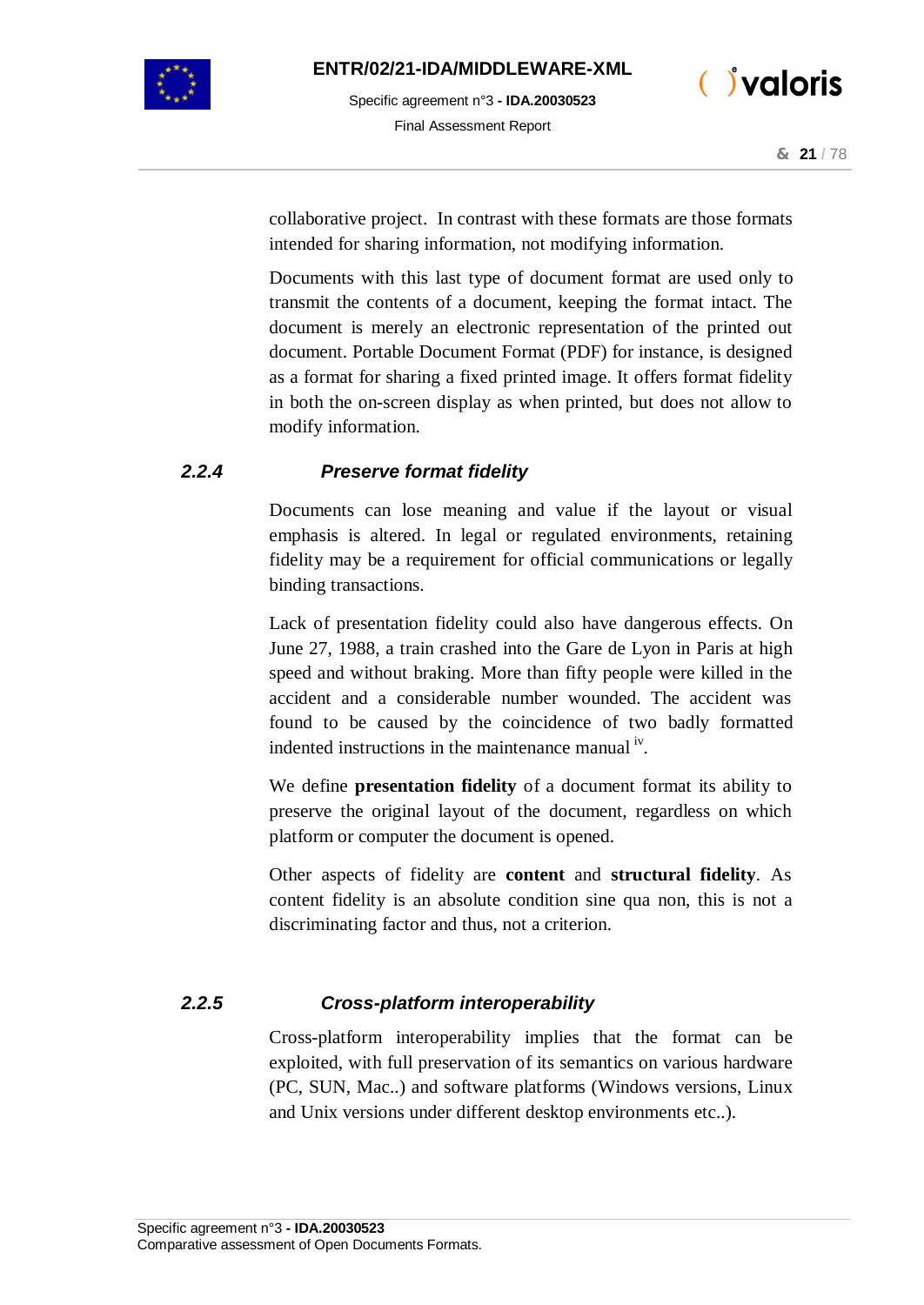collaborative project. In contrast with these formats are those formats intended for sharing information, not modifying information.

Documents with this last type of document format are used only to transmit the contents of a document, keeping the format intact. The document is merely an electronic representation of the printed out document. Portable Document Format (PDF) for instance, is designed as a format for sharing a fixed printed image. It offers format fidelity in both the on-screen display as when printed, but does not allow to modify information.

### *2.2.4 Preserve format fidelity*

Documents can lose meaning and value if the layout or visual emphasis is altered. In legal or regulated environments, retaining fidelity may be a requirement for official communications or legally binding transactions.

Lack of presentation fidelity could also have dangerous effects. On June 27, 1988, a train crashed into the Gare de Lyon in Paris at high speed and without braking. More than fifty people were killed in the accident and a considerable number wounded. The accident was found to be caused by the coincidence of two badly formatted indented instructions in the maintenance manual [iv].

We define **presentation fidelity** of a document format its ability to preserve the original layout of the document, regardless on which platform or computer the document is opened.

Other aspects of fidelity are **content** and **structural fidelity**. As content fidelity is an absolute condition sine qua non, this is not a discriminating factor and thus, not a criterion.

### *2.2.5 Cross-platform interoperability*

Cross-platform interoperability implies that the format can be exploited, with full preservation of its semantics on various hardware (PC, SUN, Mac..) and software platforms (Windows versions, Linux and Unix versions under different desktop environments etc..).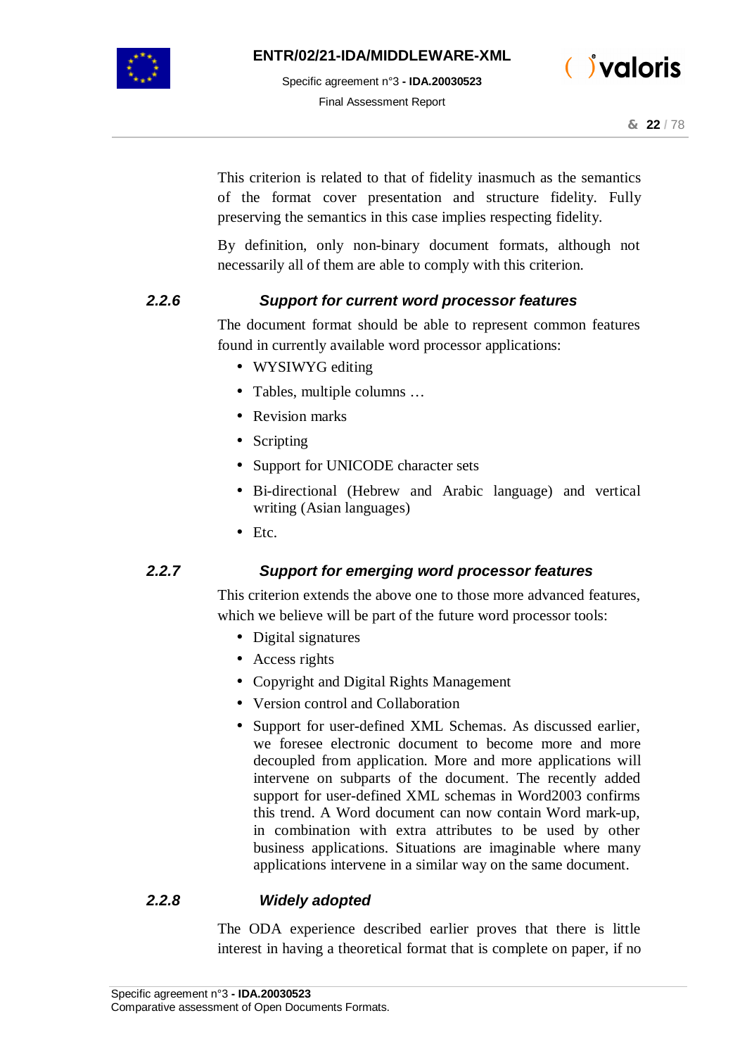This criterion is related to that of fidelity inasmuch as the semantics of the format cover presentation and structure fidelity. Fully preserving the semantics in this case implies respecting fidelity.

By definition, only non-binary document formats, although not necessarily all of them are able to comply with this criterion.

### 2.2.6 Support for current word processor features

The document format should be able to represent common features found in currently available word processor applications:

- WYSIWYG editing
- Tables, multiple columns …
- Revision marks
- Scripting
- Support for UNICODE character sets
- Bi-directional (Hebrew and Arabic language) and vertical writing (Asian languages)
- Etc.

### 2.2.7 Support for emerging word processor features

This criterion extends the above one to those more advanced features, which we believe will be part of the future word processor tools:

- Digital signatures
- Access rights
- Copyright and Digital Rights Management
- Version control and Collaboration
- Support for user-defined XML Schemas. As discussed earlier, we foresee electronic document to become more and more decoupled from application. More and more applications will intervene on subparts of the document. The recently added support for user-defined XML schemas in Word2003 confirms this trend. A Word document can now contain Word mark-up, in combination with extra attributes to be used by other business applications. Situations are imaginable where many applications intervene in a similar way on the same document.

### 2.2.8 Widely adopted

The ODA experience described earlier proves that there is little interest in having a theoretical format that is complete on paper, if no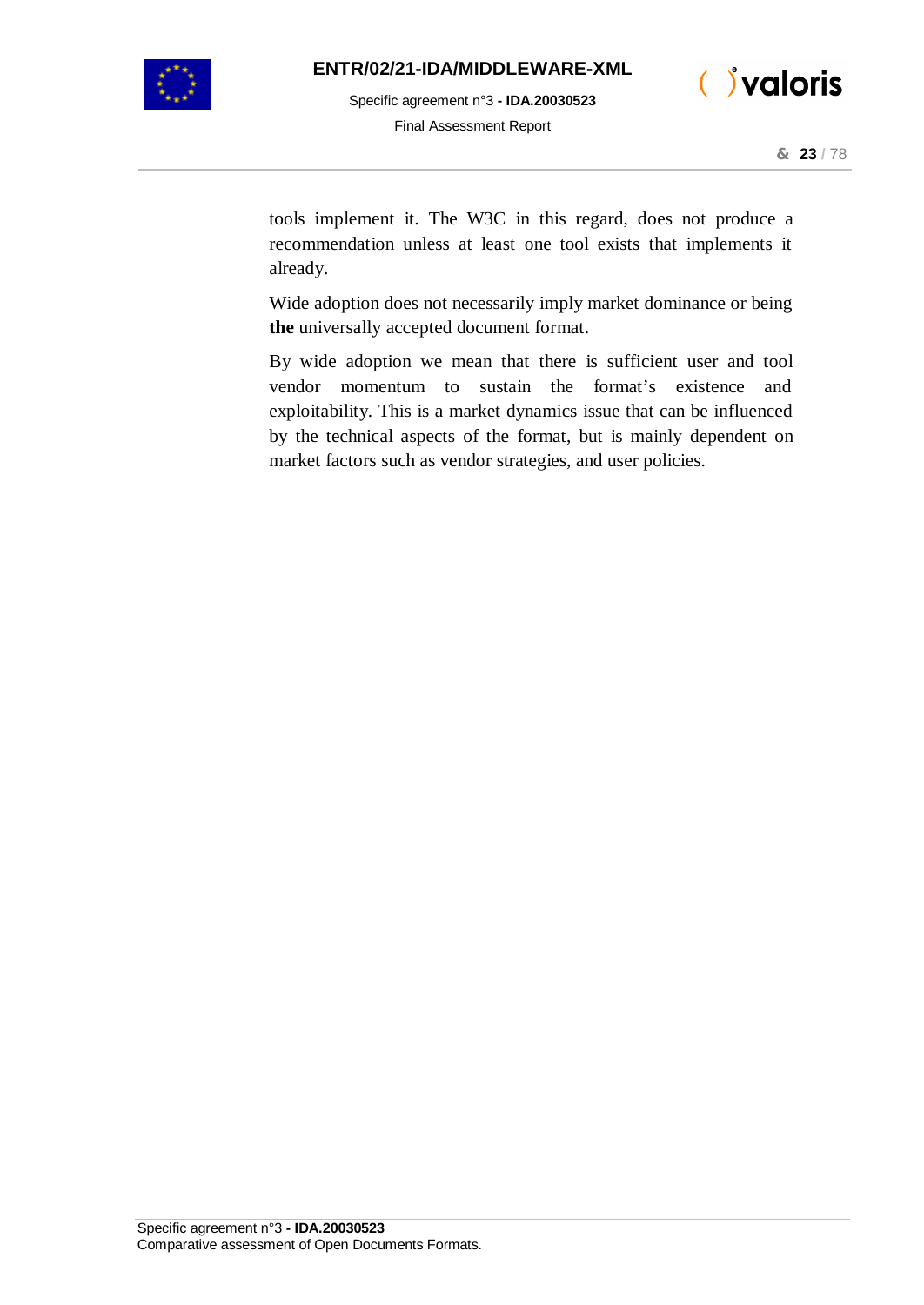tools implement it. The W3C in this regard, does not produce a recommendation unless at least one tool exists that implements it already.

Wide adoption does not necessarily imply market dominance or being **the** universally accepted document format.

By wide adoption we mean that there is sufficient user and tool vendor momentum to sustain the format's existence and exploitability. This is a market dynamics issue that can be influenced by the technical aspects of the format, but is mainly dependent on market factors such as vendor strategies, and user policies.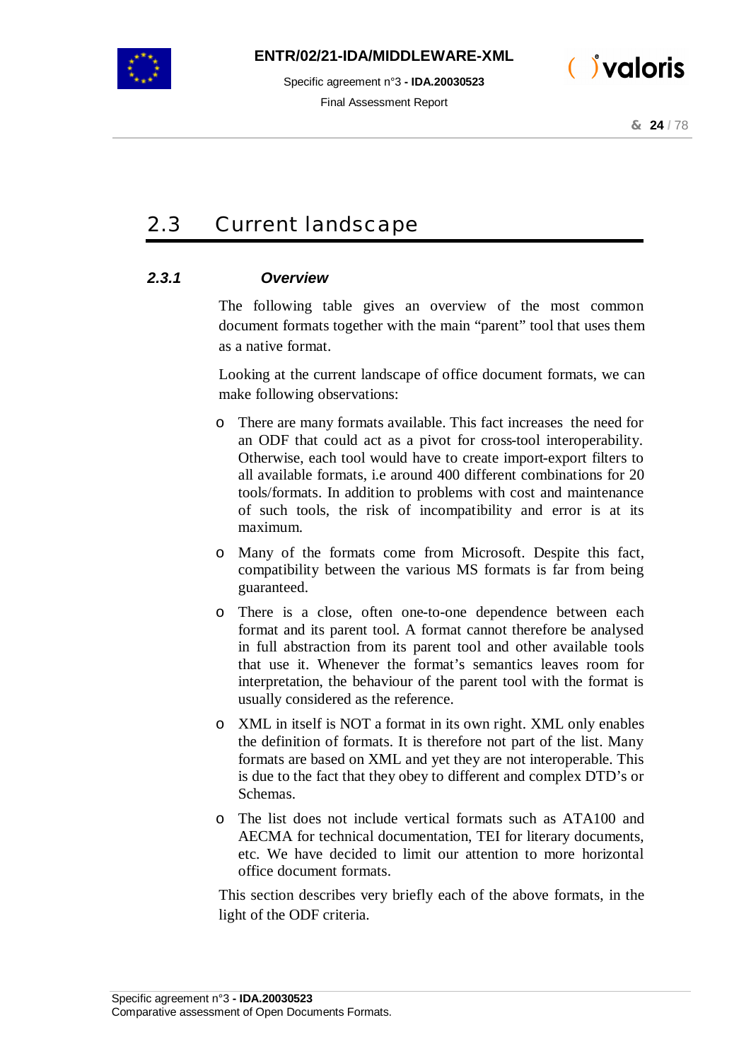## 2.3 Current landscape

### *2.3.1 Overview*

The following table gives an overview of the most common document formats together with the main "parent" tool that uses them as a native format.

Looking at the current landscape of office document formats, we can make following observations:

- There are many formats available. This fact increases the need for an ODF that could act as a pivot for cross-tool interoperability. Otherwise, each tool would have to create import-export filters to all available formats, i.e around 400 different combinations for 20 tools/formats. In addition to problems with cost and maintenance of such tools, the risk of incompatibility and error is at its maximum.
- Many of the formats come from Microsoft. Despite this fact, compatibility between the various MS formats is far from being guaranteed.
- There is a close, often one-to-one dependence between each format and its parent tool. A format cannot therefore be analysed in full abstraction from its parent tool and other available tools that use it. Whenever the format's semantics leaves room for interpretation, the behaviour of the parent tool with the format is usually considered as the reference.
- XML in itself is NOT a format in its own right. XML only enables the definition of formats. It is therefore not part of the list. Many formats are based on XML and yet they are not interoperable. This is due to the fact that they obey to different and complex DTD's or Schemas.
- The list does not include vertical formats such as ATA100 and AECMA for technical documentation, TEI for literary documents, etc. We have decided to limit our attention to more horizontal office document formats.

This section describes very briefly each of the above formats, in the light of the ODF criteria.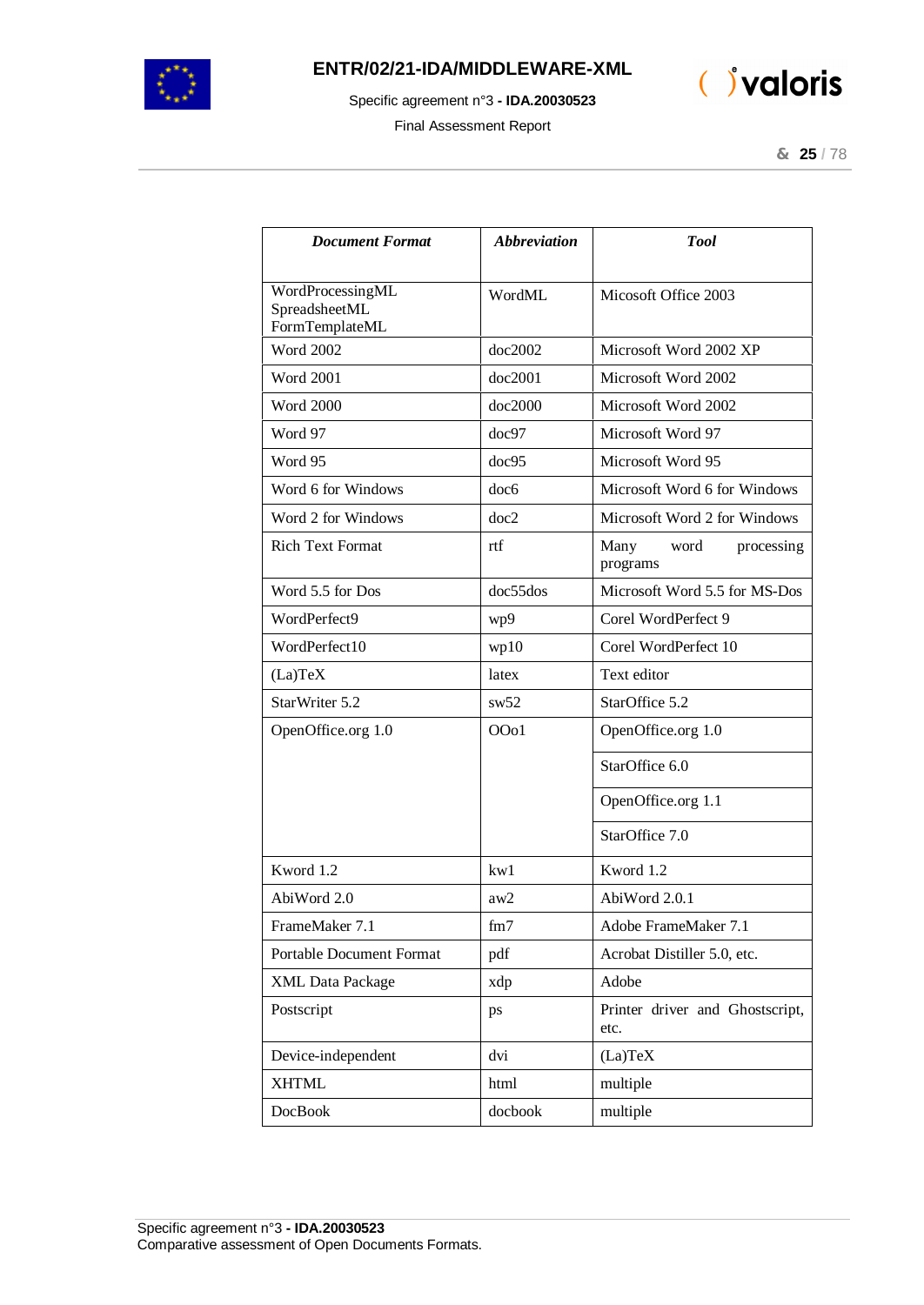| *Document Format* | *Abbreviation* | *Tool* |
|---|---|---|
| WordProcessingML SpreadsheetML FormTemplateML | WordML | Micosoft Office 2003 |
| Word 2002 | doc2002 | Microsoft Word 2002 XP |
| Word 2001 | doc2001 | Microsoft Word 2002 |
| Word 2000 | doc2000 | Microsoft Word 2002 |
| Word 97 | doc97 | Microsoft Word 97 |
| Word 95 | doc95 | Microsoft Word 95 |
| Word 6 for Windows | doc6 | Microsoft Word 6 for Windows |
| Word 2 for Windows | doc2 | Microsoft Word 2 for Windows |
| Rich Text Format | rtf | Many word processing programs |
| Word 5.5 for Dos | doc55dos | Microsoft Word 5.5 for MS-Dos |
| WordPerfect9 | wp9 | Corel WordPerfect 9 |
| WordPerfect10 | wp10 | Corel WordPerfect 10 |
| (La)TeX | latex | Text editor |
| StarWriter 5.2 | sw52 | StarOffice 5.2 |
| OpenOffice.org 1.0 | OOo1 | OpenOffice.org 1.0 |
| | | StarOffice 6.0 |
| | | OpenOffice.org 1.1 |
| | | StarOffice 7.0 |
| Kword 1.2 | kw1 | Kword 1.2 |
| AbiWord 2.0 | aw2 | AbiWord 2.0.1 |
| FrameMaker 7.1 | fm7 | Adobe FrameMaker 7.1 |
| Portable Document Format | pdf | Acrobat Distiller 5.0, etc. |
| XML Data Package | xdp | Adobe |
| Postscript | ps | Printer driver and Ghostscript, etc. |
| Device-independent | dvi | (La)TeX |
| XHTML | html | multiple |
| DocBook | docbook | multiple |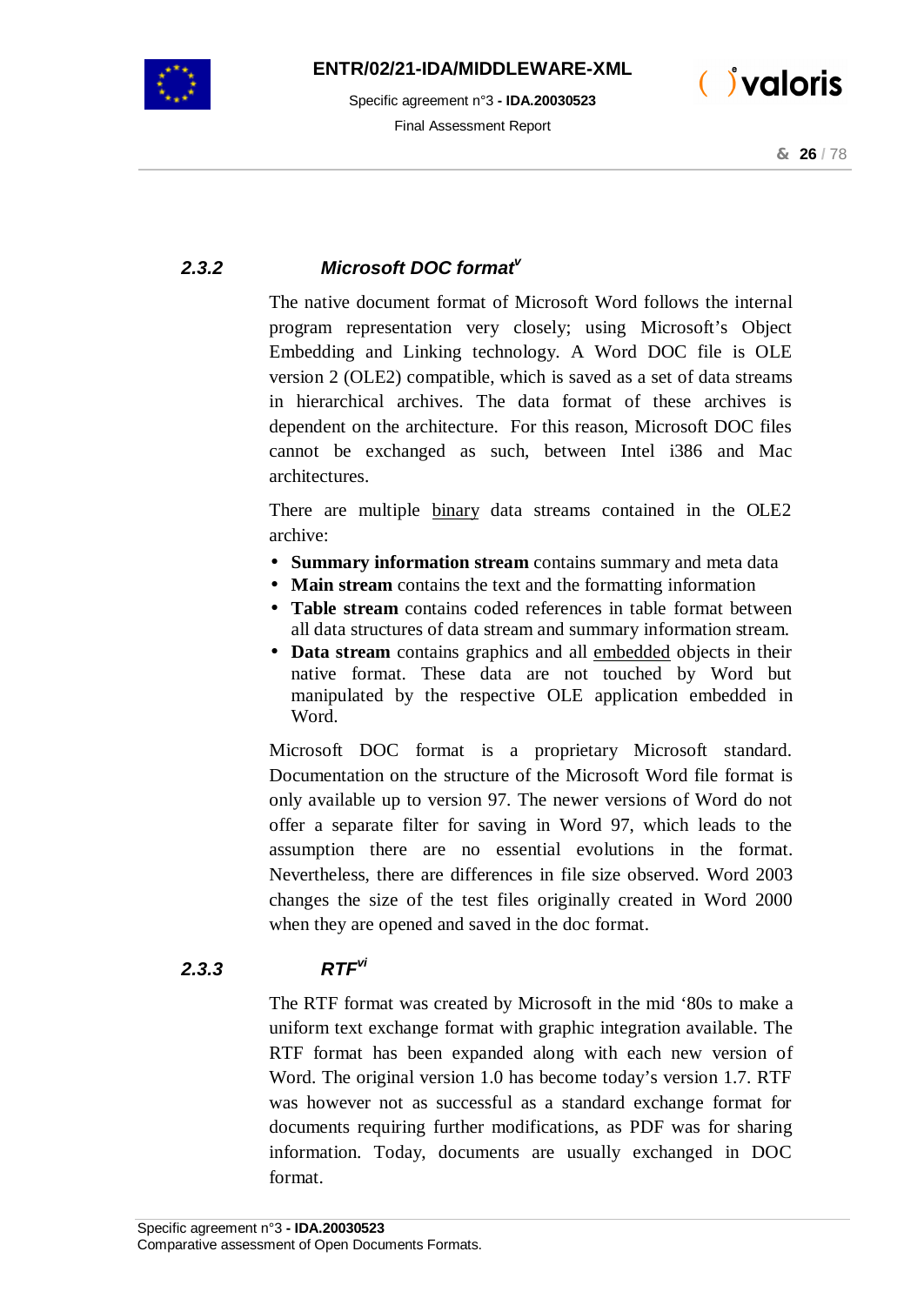### 2.3.2 Microsoft DOC format[v]

The native document format of Microsoft Word follows the internal program representation very closely; using Microsoft's Object Embedding and Linking technology. A Word DOC file is OLE version 2 (OLE2) compatible, which is saved as a set of data streams in hierarchical archives. The data format of these archives is dependent on the architecture. For this reason, Microsoft DOC files cannot be exchanged as such, between Intel i386 and Mac architectures.

There are multiple binary data streams contained in the OLE2 archive:

- **Summary information stream** contains summary and meta data
- **Main stream** contains the text and the formatting information
- **Table stream** contains coded references in table format between all data structures of data stream and summary information stream.
- **Data stream** contains graphics and all embedded objects in their native format. These data are not touched by Word but manipulated by the respective OLE application embedded in Word.

Microsoft DOC format is a proprietary Microsoft standard. Documentation on the structure of the Microsoft Word file format is only available up to version 97. The newer versions of Word do not offer a separate filter for saving in Word 97, which leads to the assumption there are no essential evolutions in the format. Nevertheless, there are differences in file size observed. Word 2003 changes the size of the test files originally created in Word 2000 when they are opened and saved in the doc format.

### 2.3.3 RTF[vi]

The RTF format was created by Microsoft in the mid '80s to make a uniform text exchange format with graphic integration available. The RTF format has been expanded along with each new version of Word. The original version 1.0 has become today's version 1.7. RTF was however not as successful as a standard exchange format for documents requiring further modifications, as PDF was for sharing information. Today, documents are usually exchanged in DOC format.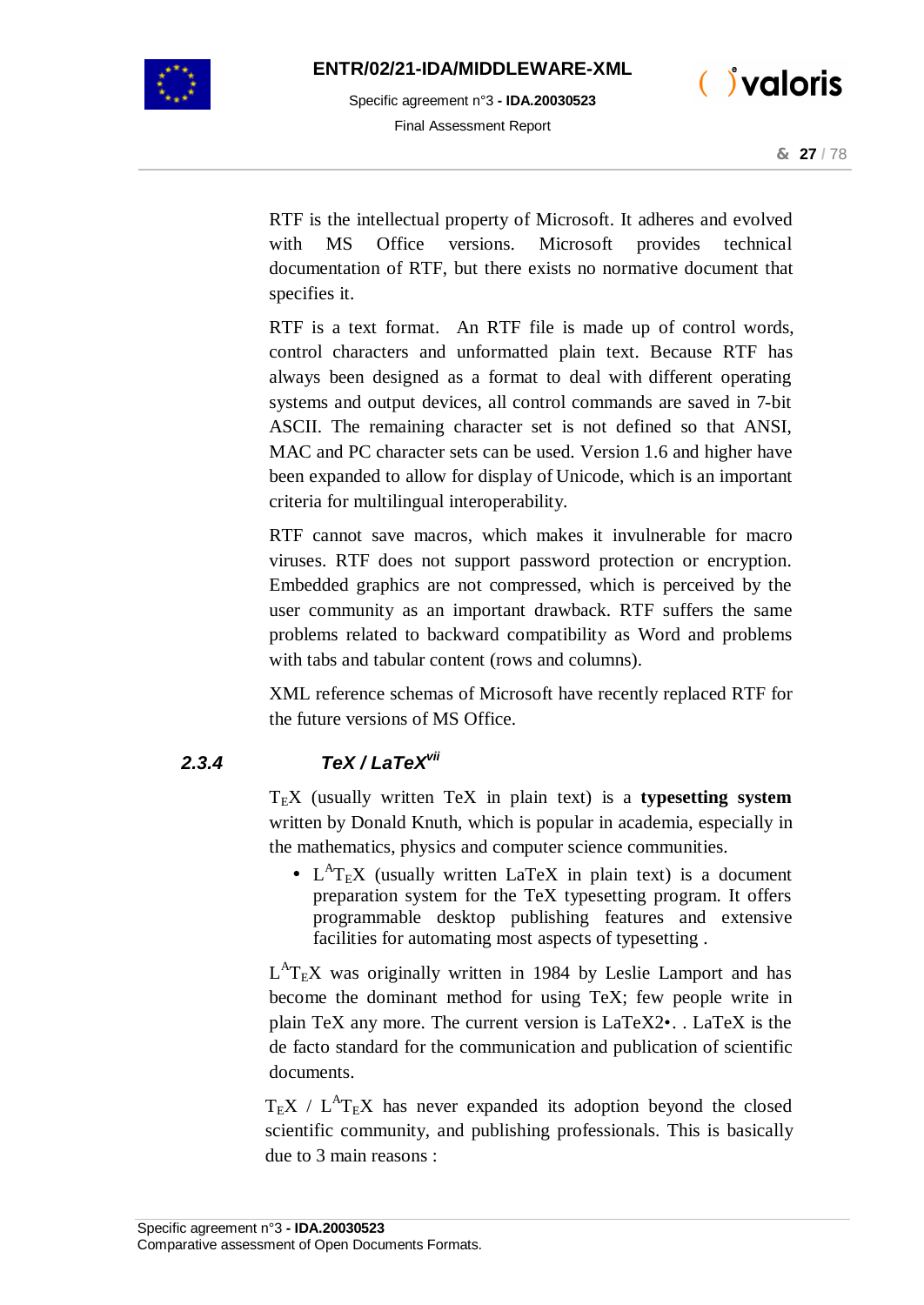RTF is the intellectual property of Microsoft. It adheres and evolved with MS Office versions. Microsoft provides technical documentation of RTF, but there exists no normative document that specifies it.

RTF is a text format. An RTF file is made up of control words, control characters and unformatted plain text. Because RTF has always been designed as a format to deal with different operating systems and output devices, all control commands are saved in 7-bit ASCII. The remaining character set is not defined so that ANSI, MAC and PC character sets can be used. Version 1.6 and higher have been expanded to allow for display of Unicode, which is an important criteria for multilingual interoperability.

RTF cannot save macros, which makes it invulnerable for macro viruses. RTF does not support password protection or encryption. Embedded graphics are not compressed, which is perceived by the user community as an important drawback. RTF suffers the same problems related to backward compatibility as Word and problems with tabs and tabular content (rows and columns).

XML reference schemas of Microsoft have recently replaced RTF for the future versions of MS Office.

### *2.3.4 TeX / LaTeX*[vii]

$\mathrm{T_EX}$ (usually written TeX in plain text) is a **typesetting system** written by Donald Knuth, which is popular in academia, especially in the mathematics, physics and computer science communities.

- $\mathrm{L^AT_EX}$ (usually written LaTeX in plain text) is a document preparation system for the TeX typesetting program. It offers programmable desktop publishing features and extensive facilities for automating most aspects of typesetting .

$\mathrm{L^AT_EX}$ was originally written in 1984 by Leslie Lamport and has become the dominant method for using TeX; few people write in plain TeX any more. The current version is LaTeX2•. . LaTeX is the de facto standard for the communication and publication of scientific documents.

$\mathrm{T_EX}$ / $\mathrm{L^AT_EX}$ has never expanded its adoption beyond the closed scientific community, and publishing professionals. This is basically due to 3 main reasons :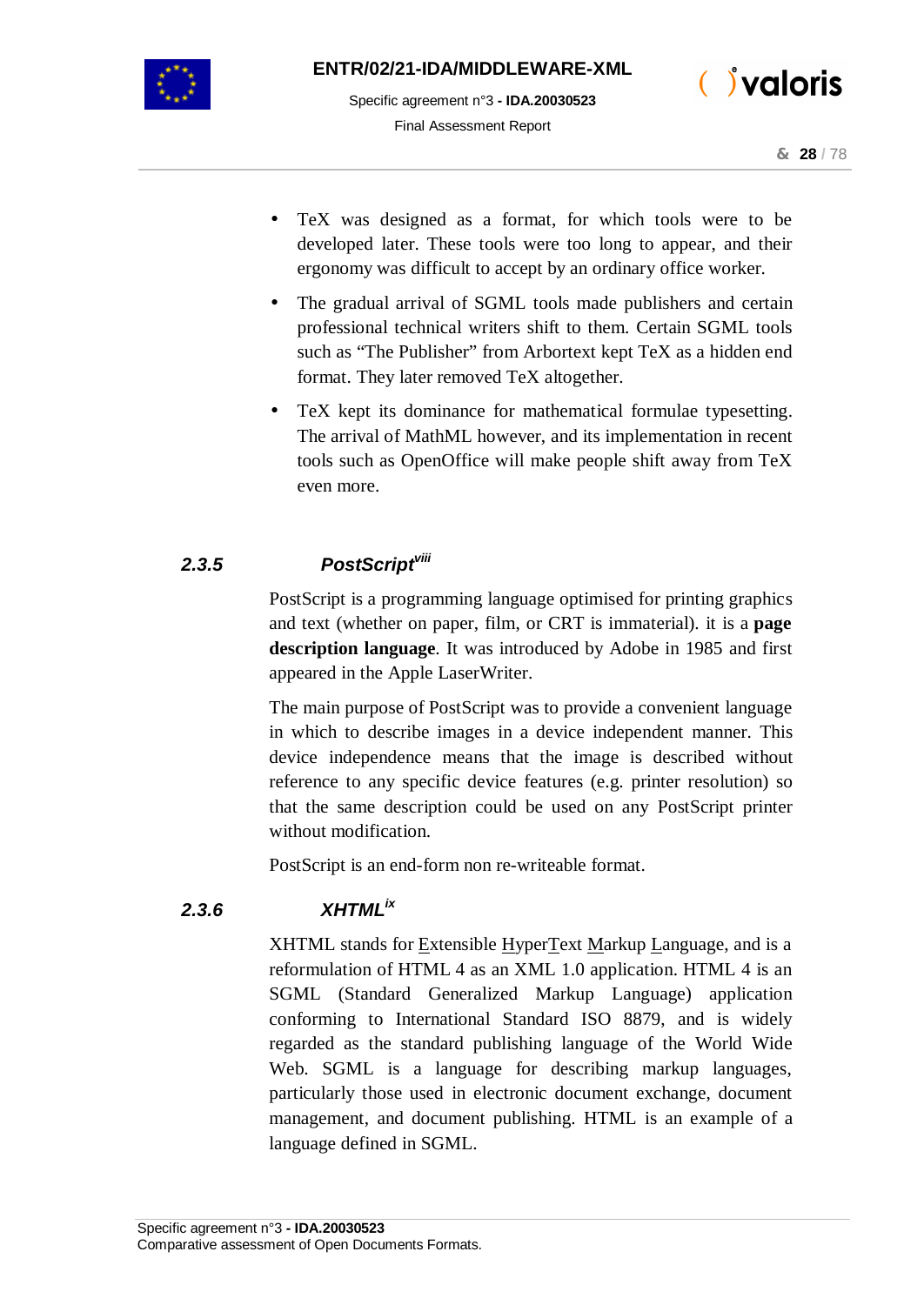- TeX was designed as a format, for which tools were to be developed later. These tools were too long to appear, and their ergonomy was difficult to accept by an ordinary office worker.
- The gradual arrival of SGML tools made publishers and certain professional technical writers shift to them. Certain SGML tools such as "The Publisher" from Arbortext kept TeX as a hidden end format. They later removed TeX altogether.
- TeX kept its dominance for mathematical formulae typesetting. The arrival of MathML however, and its implementation in recent tools such as OpenOffice will make people shift away from TeX even more.

### 2.3.5 PostScript[viii]

PostScript is a programming language optimised for printing graphics and text (whether on paper, film, or CRT is immaterial). it is a **page description language**. It was introduced by Adobe in 1985 and first appeared in the Apple LaserWriter.

The main purpose of PostScript was to provide a convenient language in which to describe images in a device independent manner. This device independence means that the image is described without reference to any specific device features (e.g. printer resolution) so that the same description could be used on any PostScript printer without modification.

PostScript is an end-form non re-writeable format.

### 2.3.6 XHTML[ix]

XHTML stands for Extensible HyperText Markup Language, and is a reformulation of HTML 4 as an XML 1.0 application. HTML 4 is an SGML (Standard Generalized Markup Language) application conforming to International Standard ISO 8879, and is widely regarded as the standard publishing language of the World Wide Web. SGML is a language for describing markup languages, particularly those used in electronic document exchange, document management, and document publishing. HTML is an example of a language defined in SGML.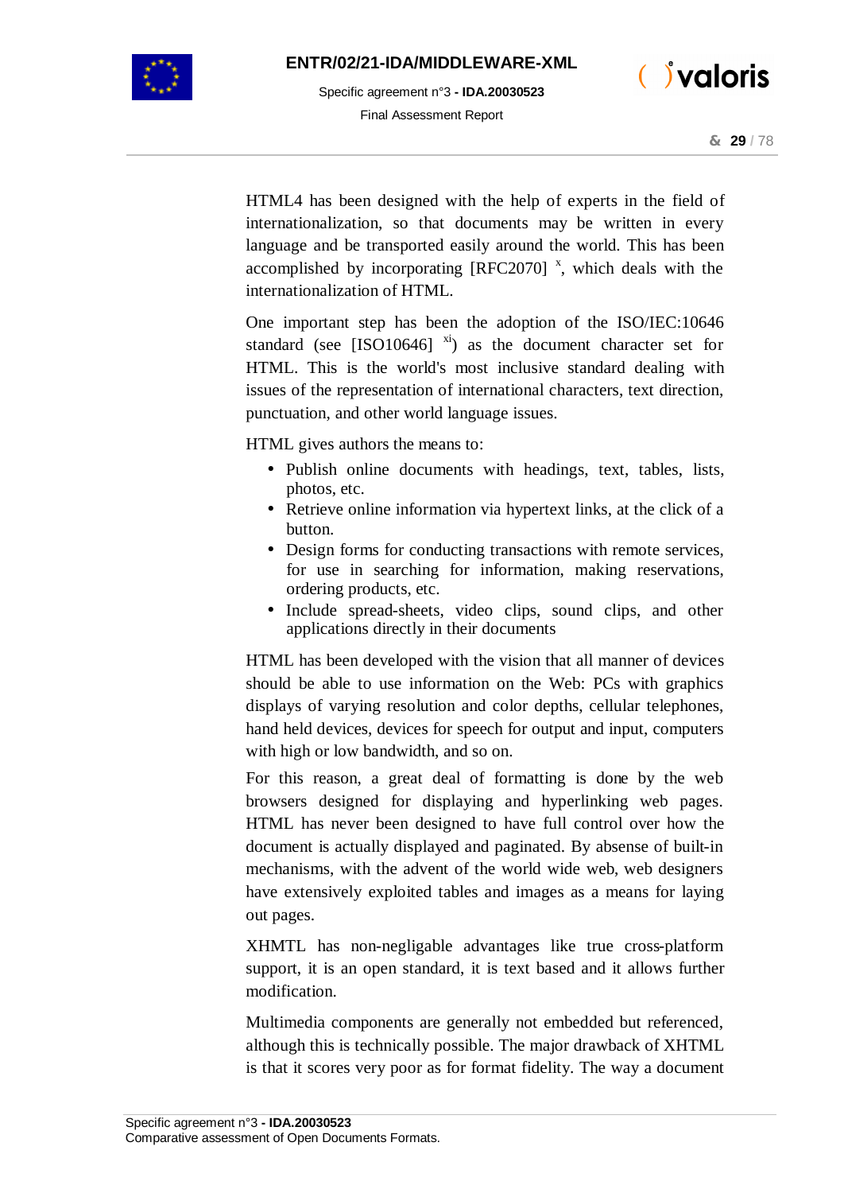HTML4 has been designed with the help of experts in the field of internationalization, so that documents may be written in every language and be transported easily around the world. This has been accomplished by incorporating [RFC2070] [x], which deals with the internationalization of HTML.

One important step has been the adoption of the ISO/IEC:10646 standard (see [ISO10646] [xi]) as the document character set for HTML. This is the world's most inclusive standard dealing with issues of the representation of international characters, text direction, punctuation, and other world language issues.

HTML gives authors the means to:

- Publish online documents with headings, text, tables, lists, photos, etc.
- Retrieve online information via hypertext links, at the click of a button.
- Design forms for conducting transactions with remote services, for use in searching for information, making reservations, ordering products, etc.
- Include spread-sheets, video clips, sound clips, and other applications directly in their documents

HTML has been developed with the vision that all manner of devices should be able to use information on the Web: PCs with graphics displays of varying resolution and color depths, cellular telephones, hand held devices, devices for speech for output and input, computers with high or low bandwidth, and so on.

For this reason, a great deal of formatting is done by the web browsers designed for displaying and hyperlinking web pages. HTML has never been designed to have full control over how the document is actually displayed and paginated. By absense of built-in mechanisms, with the advent of the world wide web, web designers have extensively exploited tables and images as a means for laying out pages.

XHMTL has non-negligable advantages like true cross-platform support, it is an open standard, it is text based and it allows further modification.

Multimedia components are generally not embedded but referenced, although this is technically possible. The major drawback of XHTML is that it scores very poor as for format fidelity. The way a document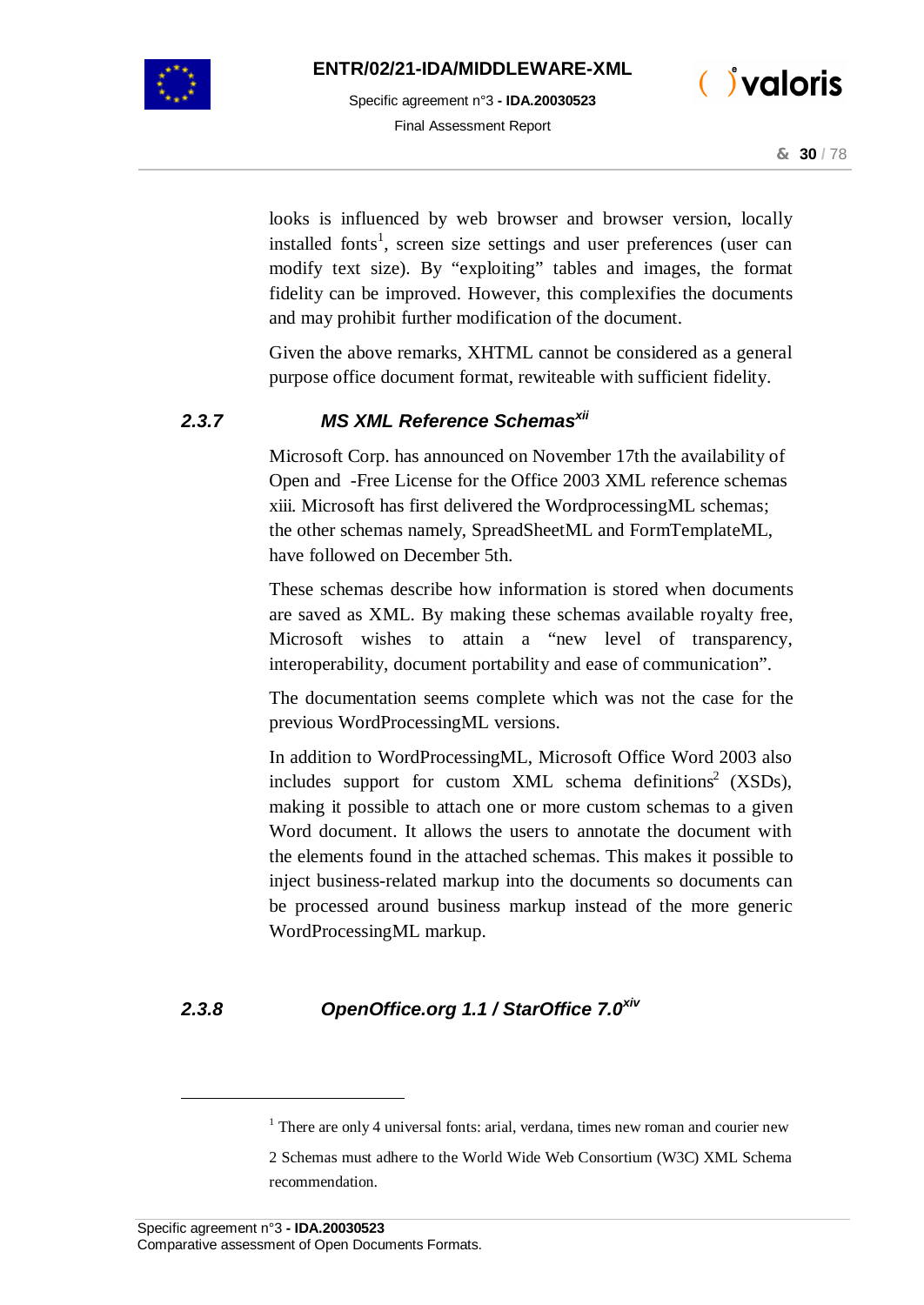looks is influenced by web browser and browser version, locally installed fonts[1], screen size settings and user preferences (user can modify text size). By "exploiting" tables and images, the format fidelity can be improved. However, this complexifies the documents and may prohibit further modification of the document.

Given the above remarks, XHTML cannot be considered as a general purpose office document format, rewiteable with sufficient fidelity.

### 2.3.7 MS XML Reference Schemas[xii]

Microsoft Corp. has announced on November 17th the availability of Open and -Free License for the Office 2003 XML reference schemas xiii. Microsoft has first delivered the WordprocessingML schemas; the other schemas namely, SpreadSheetML and FormTemplateML, have followed on December 5th.

These schemas describe how information is stored when documents are saved as XML. By making these schemas available royalty free, Microsoft wishes to attain a "new level of transparency, interoperability, document portability and ease of communication".

The documentation seems complete which was not the case for the previous WordProcessingML versions.

In addition to WordProcessingML, Microsoft Office Word 2003 also includes support for custom XML schema definitions[2] (XSDs), making it possible to attach one or more custom schemas to a given Word document. It allows the users to annotate the document with the elements found in the attached schemas. This makes it possible to inject business-related markup into the documents so documents can be processed around business markup instead of the more generic WordProcessingML markup.

### 2.3.8 OpenOffice.org 1.1 / StarOffice 7.0[xiv]

---

[1] There are only 4 universal fonts: arial, verdana, times new roman and courier new

2 Schemas must adhere to the World Wide Web Consortium (W3C) XML Schema recommendation.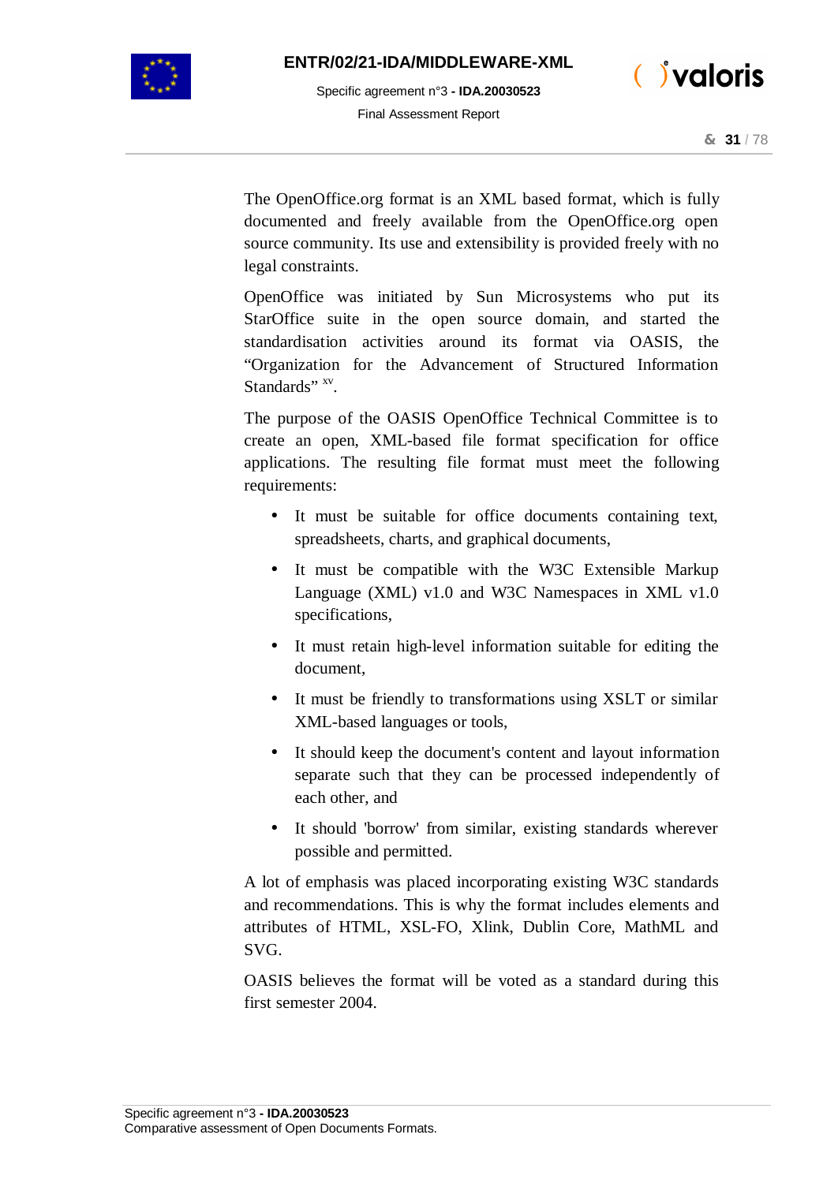The OpenOffice.org format is an XML based format, which is fully documented and freely available from the OpenOffice.org open source community. Its use and extensibility is provided freely with no legal constraints.

OpenOffice was initiated by Sun Microsystems who put its StarOffice suite in the open source domain, and started the standardisation activities around its format via OASIS, the "Organization for the Advancement of Structured Information Standards" [xv].

The purpose of the OASIS OpenOffice Technical Committee is to create an open, XML-based file format specification for office applications. The resulting file format must meet the following requirements:

- It must be suitable for office documents containing text, spreadsheets, charts, and graphical documents,
- It must be compatible with the W3C Extensible Markup Language (XML) v1.0 and W3C Namespaces in XML v1.0 specifications,
- It must retain high-level information suitable for editing the document,
- It must be friendly to transformations using XSLT or similar XML-based languages or tools,
- It should keep the document's content and layout information separate such that they can be processed independently of each other, and
- It should 'borrow' from similar, existing standards wherever possible and permitted.

A lot of emphasis was placed incorporating existing W3C standards and recommendations. This is why the format includes elements and attributes of HTML, XSL-FO, Xlink, Dublin Core, MathML and SVG.

OASIS believes the format will be voted as a standard during this first semester 2004.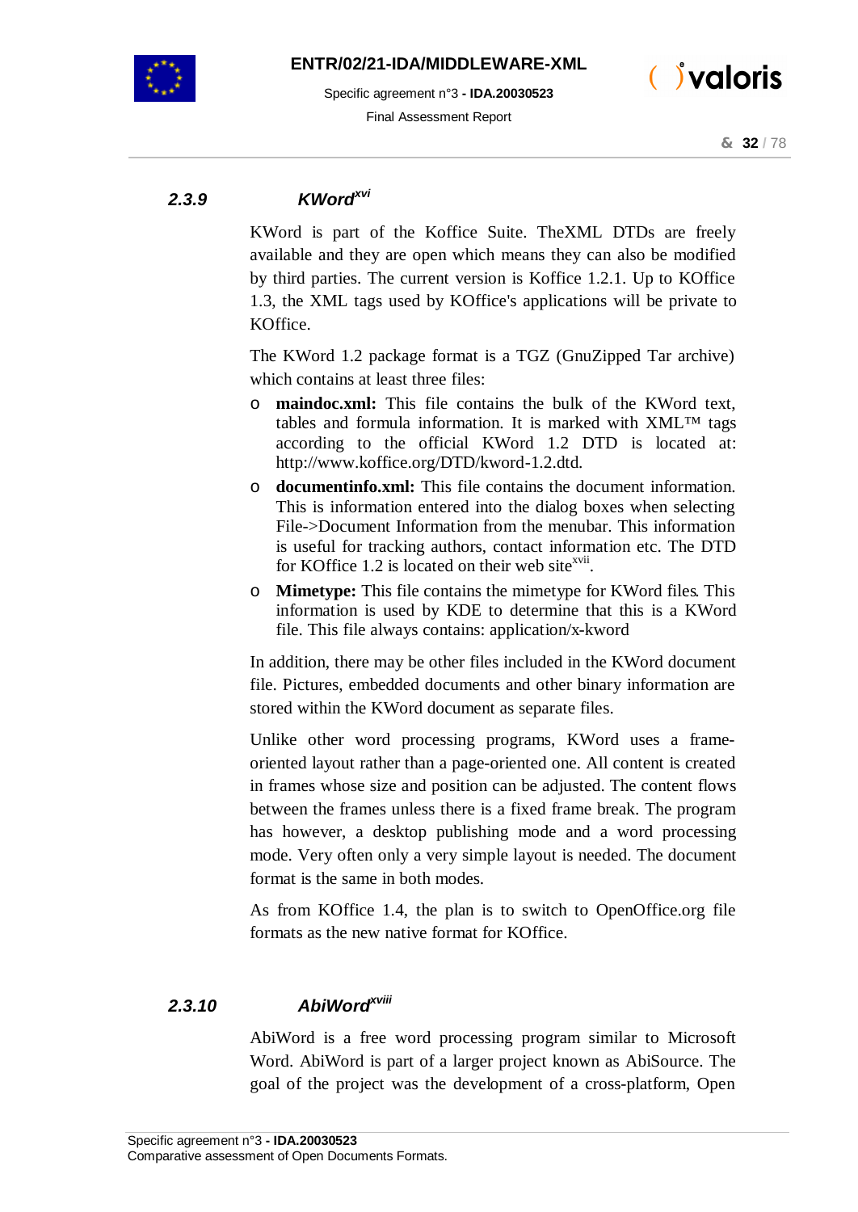### 2.3.9 *KWord*[xvi]

KWord is part of the Koffice Suite. TheXML DTDs are freely available and they are open which means they can also be modified by third parties. The current version is Koffice 1.2.1. Up to KOffice 1.3, the XML tags used by KOffice's applications will be private to KOffice.

The KWord 1.2 package format is a TGZ (GnuZipped Tar archive) which contains at least three files:

- **maindoc.xml:** This file contains the bulk of the KWord text, tables and formula information. It is marked with XML™ tags according to the official KWord 1.2 DTD is located at: http://www.koffice.org/DTD/kword-1.2.dtd.
- **documentinfo.xml:** This file contains the document information. This is information entered into the dialog boxes when selecting File->Document Information from the menubar. This information is useful for tracking authors, contact information etc. The DTD for KOffice 1.2 is located on their web site[xvii].
- **Mimetype:** This file contains the mimetype for KWord files. This information is used by KDE to determine that this is a KWord file. This file always contains: application/x-kword

In addition, there may be other files included in the KWord document file. Pictures, embedded documents and other binary information are stored within the KWord document as separate files.

Unlike other word processing programs, KWord uses a frame-oriented layout rather than a page-oriented one. All content is created in frames whose size and position can be adjusted. The content flows between the frames unless there is a fixed frame break. The program has however, a desktop publishing mode and a word processing mode. Very often only a very simple layout is needed. The document format is the same in both modes.

As from KOffice 1.4, the plan is to switch to OpenOffice.org file formats as the new native format for KOffice.

### 2.3.10 *AbiWord*[xviii]

AbiWord is a free word processing program similar to Microsoft Word. AbiWord is part of a larger project known as AbiSource. The goal of the project was the development of a cross-platform, Open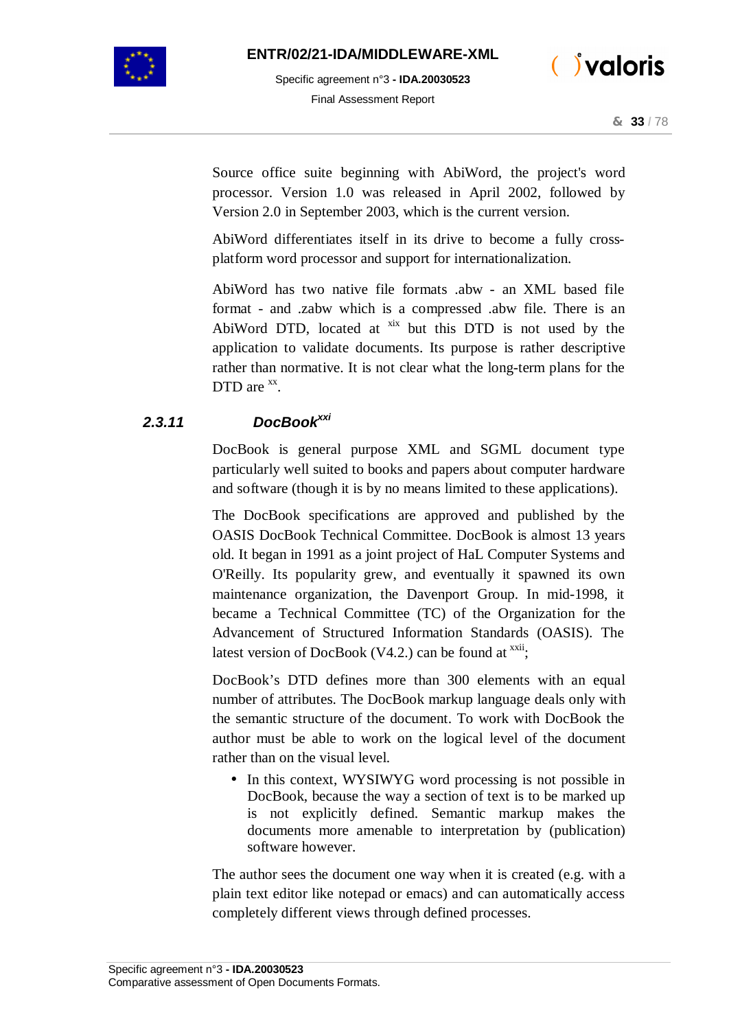Source office suite beginning with AbiWord, the project's word processor. Version 1.0 was released in April 2002, followed by Version 2.0 in September 2003, which is the current version.

AbiWord differentiates itself in its drive to become a fully cross-platform word processor and support for internationalization.

AbiWord has two native file formats .abw - an XML based file format - and .zabw which is a compressed .abw file. There is an AbiWord DTD, located at [xix] but this DTD is not used by the application to validate documents. Its purpose is rather descriptive rather than normative. It is not clear what the long-term plans for the DTD are [xx].

### 2.3.11 DocBook[xxi]

DocBook is general purpose XML and SGML document type particularly well suited to books and papers about computer hardware and software (though it is by no means limited to these applications).

The DocBook specifications are approved and published by the OASIS DocBook Technical Committee. DocBook is almost 13 years old. It began in 1991 as a joint project of HaL Computer Systems and O'Reilly. Its popularity grew, and eventually it spawned its own maintenance organization, the Davenport Group. In mid-1998, it became a Technical Committee (TC) of the Organization for the Advancement of Structured Information Standards (OASIS). The latest version of DocBook (V4.2.) can be found at [xxii];

DocBook's DTD defines more than 300 elements with an equal number of attributes. The DocBook markup language deals only with the semantic structure of the document. To work with DocBook the author must be able to work on the logical level of the document rather than on the visual level.

- In this context, WYSIWYG word processing is not possible in DocBook, because the way a section of text is to be marked up is not explicitly defined. Semantic markup makes the documents more amenable to interpretation by (publication) software however.

The author sees the document one way when it is created (e.g. with a plain text editor like notepad or emacs) and can automatically access completely different views through defined processes.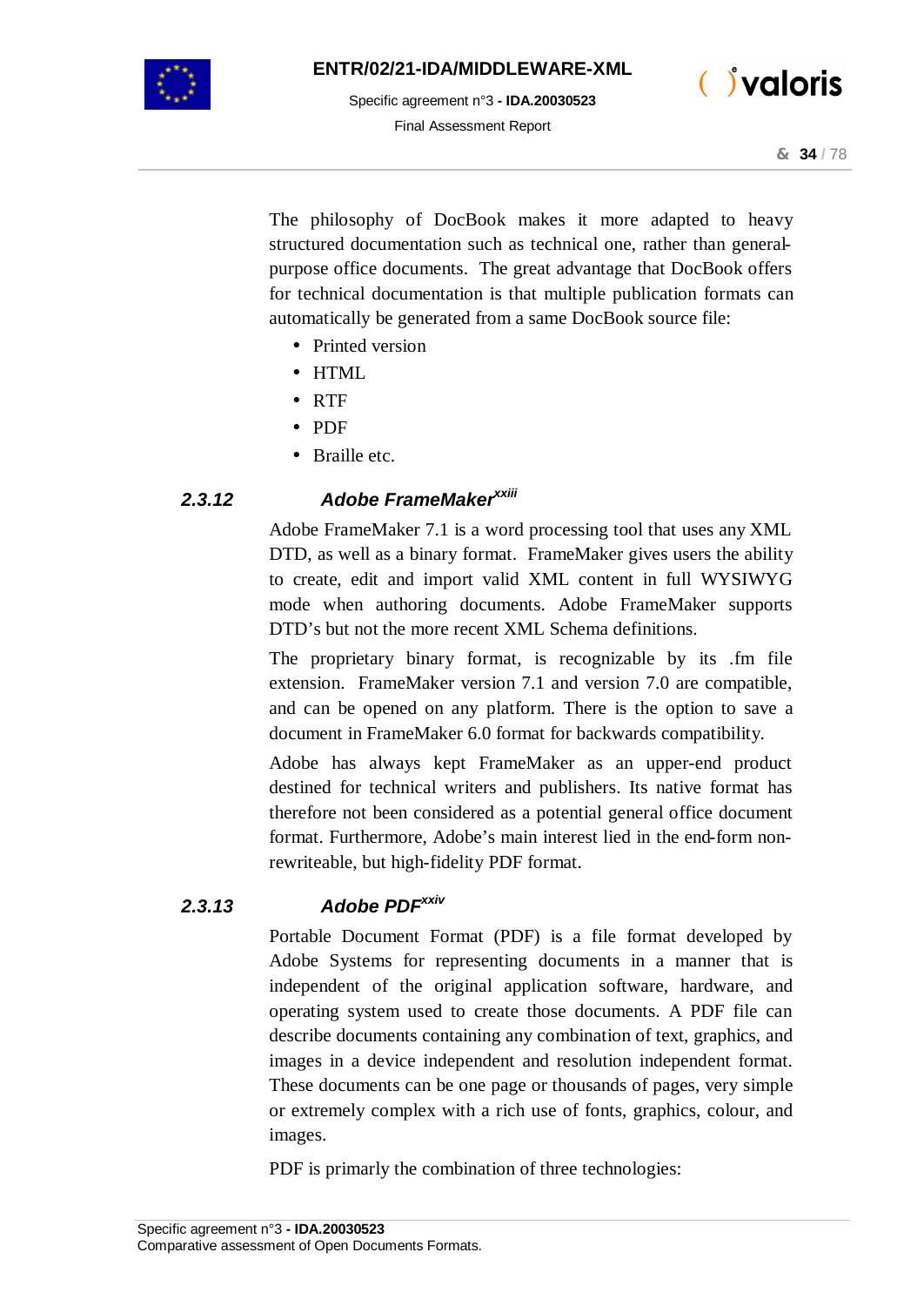The philosophy of DocBook makes it more adapted to heavy structured documentation such as technical one, rather than general-purpose office documents. The great advantage that DocBook offers for technical documentation is that multiple publication formats can automatically be generated from a same DocBook source file:

- Printed version
- HTML
- RTF
- PDF
- Braille etc.

### 2.3.12 Adobe FrameMaker[xxiii]

Adobe FrameMaker 7.1 is a word processing tool that uses any XML DTD, as well as a binary format. FrameMaker gives users the ability to create, edit and import valid XML content in full WYSIWYG mode when authoring documents. Adobe FrameMaker supports DTD's but not the more recent XML Schema definitions.

The proprietary binary format, is recognizable by its .fm file extension. FrameMaker version 7.1 and version 7.0 are compatible, and can be opened on any platform. There is the option to save a document in FrameMaker 6.0 format for backwards compatibility.

Adobe has always kept FrameMaker as an upper-end product destined for technical writers and publishers. Its native format has therefore not been considered as a potential general office document format. Furthermore, Adobe's main interest lied in the end-form non-rewriteable, but high-fidelity PDF format.

### 2.3.13 Adobe PDF[xxiv]

Portable Document Format (PDF) is a file format developed by Adobe Systems for representing documents in a manner that is independent of the original application software, hardware, and operating system used to create those documents. A PDF file can describe documents containing any combination of text, graphics, and images in a device independent and resolution independent format. These documents can be one page or thousands of pages, very simple or extremely complex with a rich use of fonts, graphics, colour, and images.

PDF is primarily the combination of three technologies: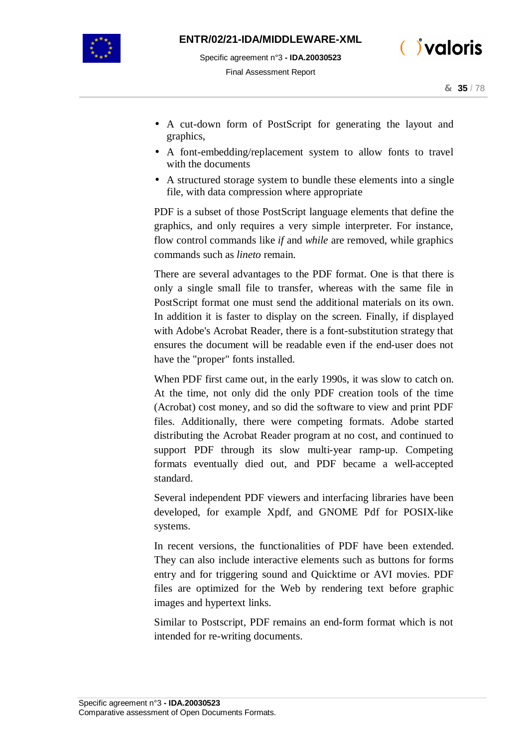- A cut-down form of PostScript for generating the layout and graphics,
- A font-embedding/replacement system to allow fonts to travel with the documents
- A structured storage system to bundle these elements into a single file, with data compression where appropriate

PDF is a subset of those PostScript language elements that define the graphics, and only requires a very simple interpreter. For instance, flow control commands like *if* and *while* are removed, while graphics commands such as *lineto* remain.

There are several advantages to the PDF format. One is that there is only a single small file to transfer, whereas with the same file in PostScript format one must send the additional materials on its own. In addition it is faster to display on the screen. Finally, if displayed with Adobe's Acrobat Reader, there is a font-substitution strategy that ensures the document will be readable even if the end-user does not have the "proper" fonts installed.

When PDF first came out, in the early 1990s, it was slow to catch on. At the time, not only did the only PDF creation tools of the time (Acrobat) cost money, and so did the software to view and print PDF files. Additionally, there were competing formats. Adobe started distributing the Acrobat Reader program at no cost, and continued to support PDF through its slow multi-year ramp-up. Competing formats eventually died out, and PDF became a well-accepted standard.

Several independent PDF viewers and interfacing libraries have been developed, for example Xpdf, and GNOME Pdf for POSIX-like systems.

In recent versions, the functionalities of PDF have been extended. They can also include interactive elements such as buttons for forms entry and for triggering sound and Quicktime or AVI movies. PDF files are optimized for the Web by rendering text before graphic images and hypertext links.

Similar to Postscript, PDF remains an end-form format which is not intended for re-writing documents.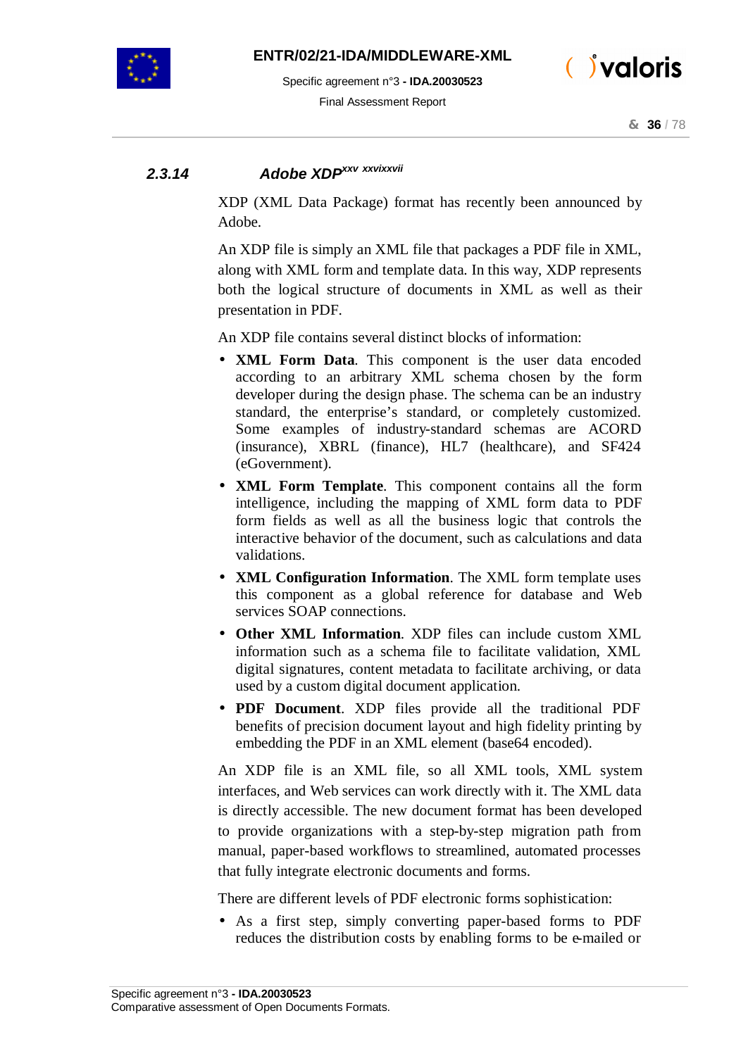### 2.3.14 Adobe XDP[xxv xxvixxvii]

XDP (XML Data Package) format has recently been announced by Adobe.

An XDP file is simply an XML file that packages a PDF file in XML, along with XML form and template data. In this way, XDP represents both the logical structure of documents in XML as well as their presentation in PDF.

An XDP file contains several distinct blocks of information:

- **XML Form Data**. This component is the user data encoded according to an arbitrary XML schema chosen by the form developer during the design phase. The schema can be an industry standard, the enterprise's standard, or completely customized. Some examples of industry-standard schemas are ACORD (insurance), XBRL (finance), HL7 (healthcare), and SF424 (eGovernment).
- **XML Form Template**. This component contains all the form intelligence, including the mapping of XML form data to PDF form fields as well as all the business logic that controls the interactive behavior of the document, such as calculations and data validations.
- **XML Configuration Information**. The XML form template uses this component as a global reference for database and Web services SOAP connections.
- **Other XML Information**. XDP files can include custom XML information such as a schema file to facilitate validation, XML digital signatures, content metadata to facilitate archiving, or data used by a custom digital document application.
- **PDF Document**. XDP files provide all the traditional PDF benefits of precision document layout and high fidelity printing by embedding the PDF in an XML element (base64 encoded).

An XDP file is an XML file, so all XML tools, XML system interfaces, and Web services can work directly with it. The XML data is directly accessible. The new document format has been developed to provide organizations with a step-by-step migration path from manual, paper-based workflows to streamlined, automated processes that fully integrate electronic documents and forms.

There are different levels of PDF electronic forms sophistication:

- As a first step, simply converting paper-based forms to PDF reduces the distribution costs by enabling forms to be e-mailed or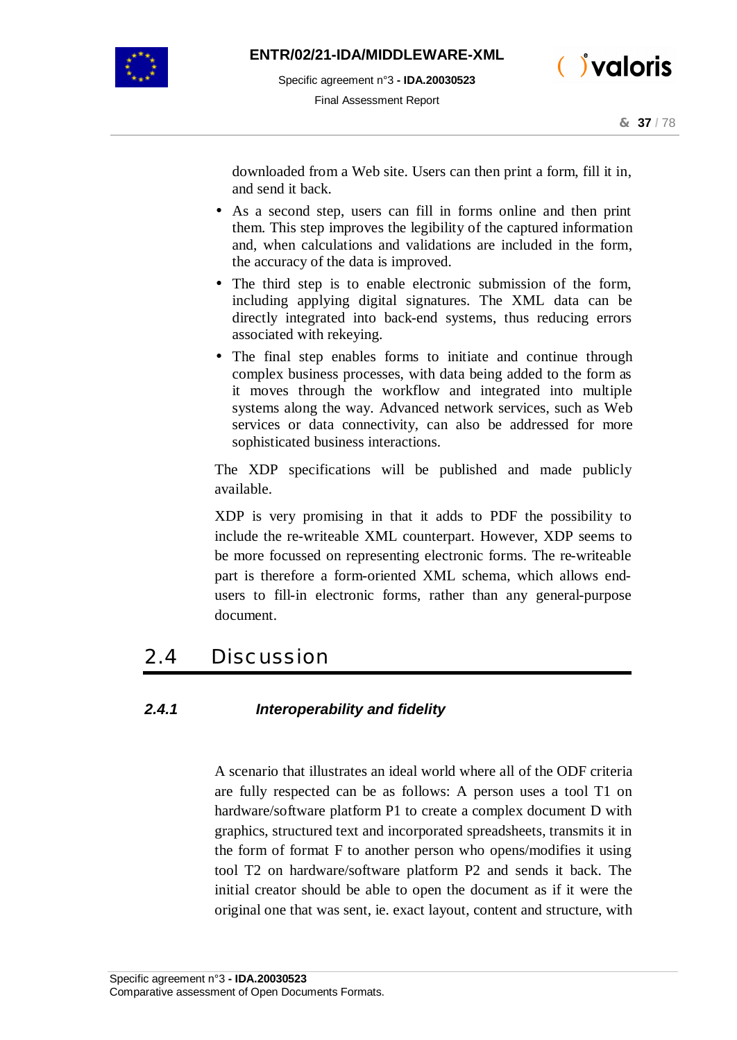downloaded from a Web site. Users can then print a form, fill it in, and send it back.

- As a second step, users can fill in forms online and then print them. This step improves the legibility of the captured information and, when calculations and validations are included in the form, the accuracy of the data is improved.
- The third step is to enable electronic submission of the form, including applying digital signatures. The XML data can be directly integrated into back-end systems, thus reducing errors associated with rekeying.
- The final step enables forms to initiate and continue through complex business processes, with data being added to the form as it moves through the workflow and integrated into multiple systems along the way. Advanced network services, such as Web services or data connectivity, can also be addressed for more sophisticated business interactions.

The XDP specifications will be published and made publicly available.

XDP is very promising in that it adds to PDF the possibility to include the re-writeable XML counterpart. However, XDP seems to be more focussed on representing electronic forms. The re-writeable part is therefore a form-oriented XML schema, which allows end-users to fill-in electronic forms, rather than any general-purpose document.

## 2.4 Discussion

### *2.4.1 Interoperability and fidelity*

A scenario that illustrates an ideal world where all of the ODF criteria are fully respected can be as follows: A person uses a tool T1 on hardware/software platform P1 to create a complex document D with graphics, structured text and incorporated spreadsheets, transmits it in the form of format F to another person who opens/modifies it using tool T2 on hardware/software platform P2 and sends it back. The initial creator should be able to open the document as if it were the original one that was sent, ie. exact layout, content and structure, with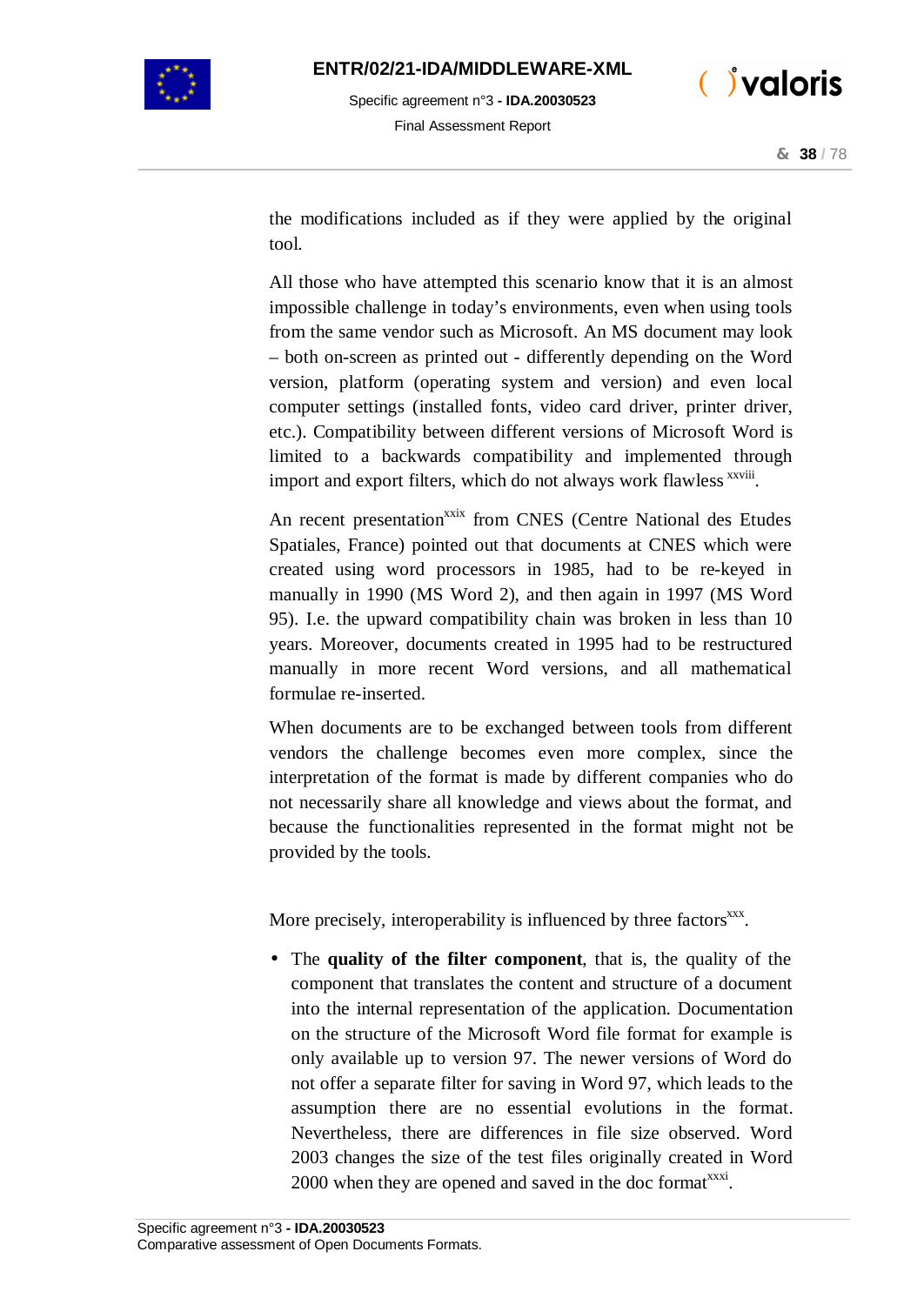the modifications included as if they were applied by the original tool.

All those who have attempted this scenario know that it is an almost impossible challenge in today's environments, even when using tools from the same vendor such as Microsoft. An MS document may look – both on-screen as printed out - differently depending on the Word version, platform (operating system and version) and even local computer settings (installed fonts, video card driver, printer driver, etc.). Compatibility between different versions of Microsoft Word is limited to a backwards compatibility and implemented through import and export filters, which do not always work flawless [xxviii].

An recent presentation[xxix] from CNES (Centre National des Etudes Spatiales, France) pointed out that documents at CNES which were created using word processors in 1985, had to be re-keyed in manually in 1990 (MS Word 2), and then again in 1997 (MS Word 95). I.e. the upward compatibility chain was broken in less than 10 years. Moreover, documents created in 1995 had to be restructured manually in more recent Word versions, and all mathematical formulae re-inserted.

When documents are to be exchanged between tools from different vendors the challenge becomes even more complex, since the interpretation of the format is made by different companies who do not necessarily share all knowledge and views about the format, and because the functionalities represented in the format might not be provided by the tools.

More precisely, interoperability is influenced by three factors[xxx].

- The **quality of the filter component**, that is, the quality of the component that translates the content and structure of a document into the internal representation of the application. Documentation on the structure of the Microsoft Word file format for example is only available up to version 97. The newer versions of Word do not offer a separate filter for saving in Word 97, which leads to the assumption there are no essential evolutions in the format. Nevertheless, there are differences in file size observed. Word 2003 changes the size of the test files originally created in Word 2000 when they are opened and saved in the doc format[xxxi].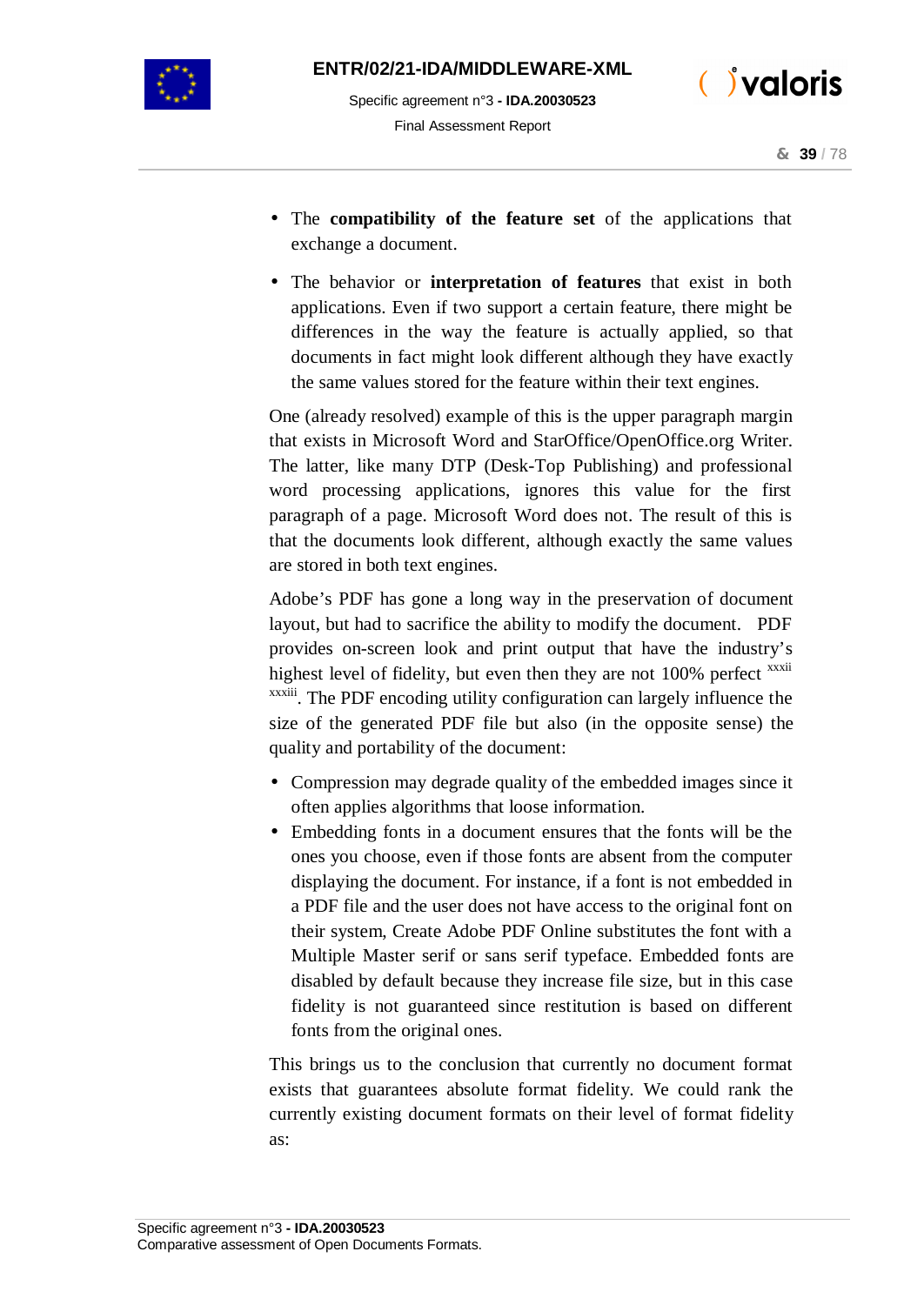- The **compatibility of the feature set** of the applications that exchange a document.
- The behavior or **interpretation of features** that exist in both applications. Even if two support a certain feature, there might be differences in the way the feature is actually applied, so that documents in fact might look different although they have exactly the same values stored for the feature within their text engines.

One (already resolved) example of this is the upper paragraph margin that exists in Microsoft Word and StarOffice/OpenOffice.org Writer. The latter, like many DTP (Desk-Top Publishing) and professional word processing applications, ignores this value for the first paragraph of a page. Microsoft Word does not. The result of this is that the documents look different, although exactly the same values are stored in both text engines.

Adobe's PDF has gone a long way in the preservation of document layout, but had to sacrifice the ability to modify the document. PDF provides on-screen look and print output that have the industry's highest level of fidelity, but even then they are not 100% perfect [xxxii] [xxxiii]. The PDF encoding utility configuration can largely influence the size of the generated PDF file but also (in the opposite sense) the quality and portability of the document:

- Compression may degrade quality of the embedded images since it often applies algorithms that loose information.
- Embedding fonts in a document ensures that the fonts will be the ones you choose, even if those fonts are absent from the computer displaying the document. For instance, if a font is not embedded in a PDF file and the user does not have access to the original font on their system, Create Adobe PDF Online substitutes the font with a Multiple Master serif or sans serif typeface. Embedded fonts are disabled by default because they increase file size, but in this case fidelity is not guaranteed since restitution is based on different fonts from the original ones.

This brings us to the conclusion that currently no document format exists that guarantees absolute format fidelity. We could rank the currently existing document formats on their level of format fidelity as: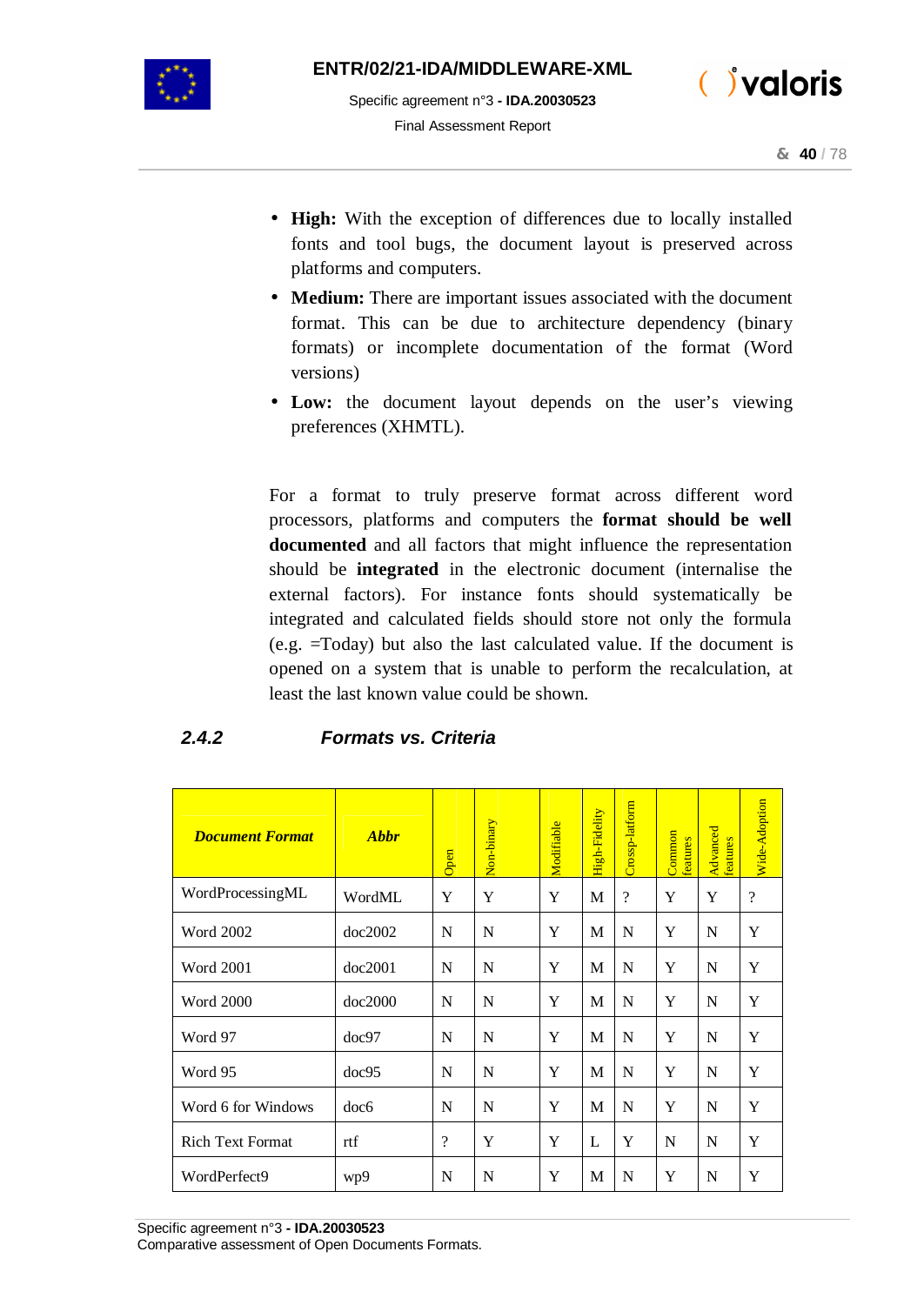- **High:** With the exception of differences due to locally installed fonts and tool bugs, the document layout is preserved across platforms and computers.
- **Medium:** There are important issues associated with the document format. This can be due to architecture dependency (binary formats) or incomplete documentation of the format (Word versions)
- **Low:** the document layout depends on the user's viewing preferences (XHMTL).

For a format to truly preserve format across different word processors, platforms and computers the **format should be well documented** and all factors that might influence the representation should be **integrated** in the electronic document (internalise the external factors). For instance fonts should systematically be integrated and calculated fields should store not only the formula (e.g. =Today) but also the last calculated value. If the document is opened on a system that is unable to perform the recalculation, at least the last known value could be shown.

### 2.4.2 Formats vs. Criteria

| *Document Format* | *Abbr* | Open | Non-binary | Modifiable | High-Fidelity | Crossp-latform | Common features | Advanced features | Wide-Adoption |
|---|---|---|---|---|---|---|---|---|---|
| WordProcessingML | WordML | Y | Y | Y | M | ? | Y | Y | ? |
| Word 2002 | doc2002 | N | N | Y | M | N | Y | N | Y |
| Word 2001 | doc2001 | N | N | Y | M | N | Y | N | Y |
| Word 2000 | doc2000 | N | N | Y | M | N | Y | N | Y |
| Word 97 | doc97 | N | N | Y | M | N | Y | N | Y |
| Word 95 | doc95 | N | N | Y | M | N | Y | N | Y |
| Word 6 for Windows | doc6 | N | N | Y | M | N | Y | N | Y |
| Rich Text Format | rtf | ? | Y | Y | L | Y | N | N | Y |
| WordPerfect9 | wp9 | N | N | Y | M | N | Y | N | Y |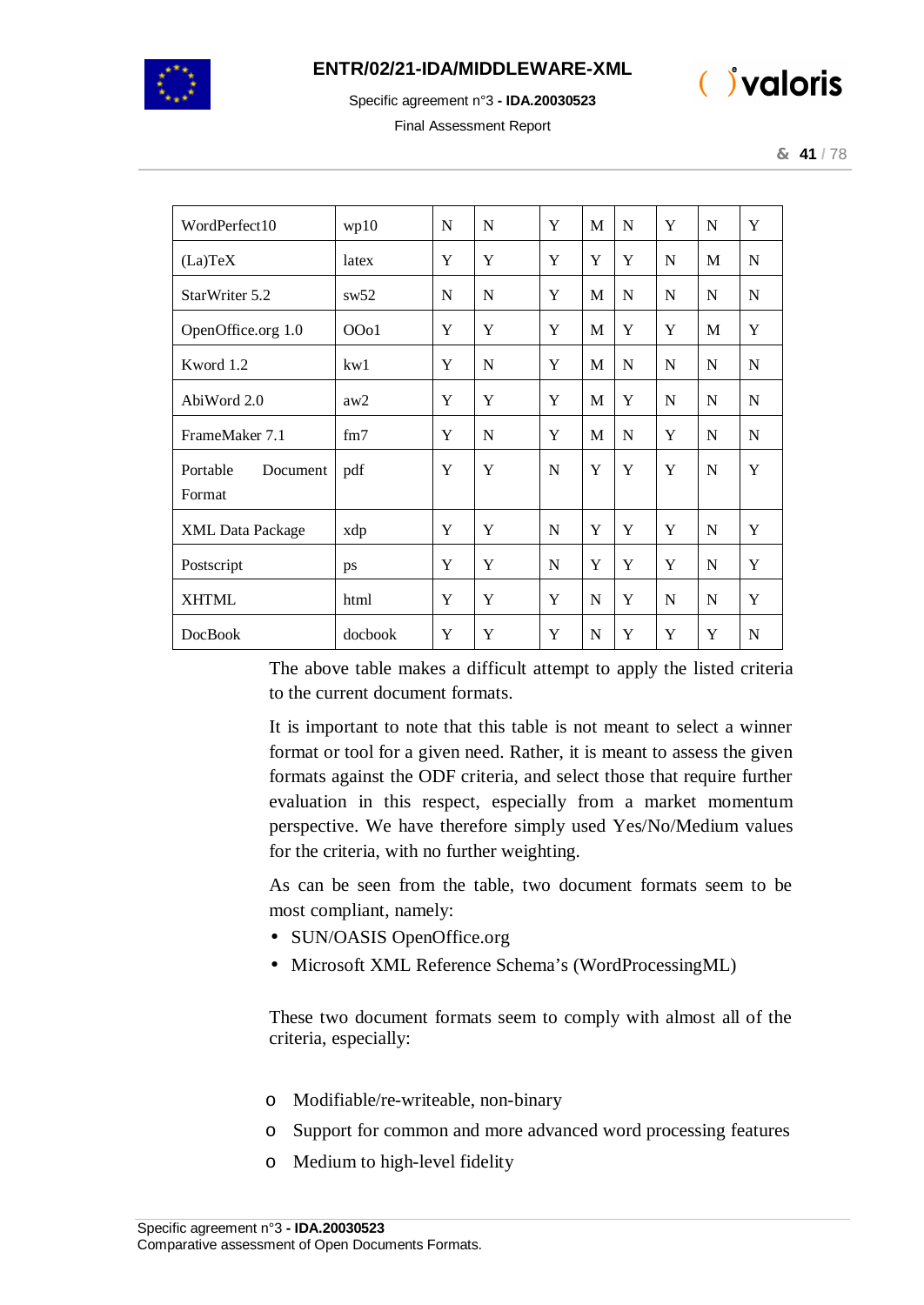| | | | | | | | | | |
|---|---|---|---|---|---|---|---|---|---|
| WordPerfect10 | wp10 | N | N | Y | M | N | Y | N | Y |
| (La)TeX | latex | Y | Y | Y | Y | Y | N | M | N |
| StarWriter 5.2 | sw52 | N | N | Y | M | N | N | N | N |
| OpenOffice.org 1.0 | OOo1 | Y | Y | Y | M | Y | Y | M | Y |
| Kword 1.2 | kw1 | Y | N | Y | M | N | N | N | N |
| AbiWord 2.0 | aw2 | Y | Y | Y | M | Y | N | N | N |
| FrameMaker 7.1 | fm7 | Y | N | Y | M | N | Y | N | N |
| Portable Document Format | pdf | Y | Y | N | Y | Y | Y | N | Y |
| XML Data Package | xdp | Y | Y | N | Y | Y | Y | N | Y |
| Postscript | ps | Y | Y | N | Y | Y | Y | N | Y |
| XHTML | html | Y | Y | Y | N | Y | N | N | Y |
| DocBook | docbook | Y | Y | Y | N | Y | Y | Y | N |

The above table makes a difficult attempt to apply the listed criteria to the current document formats.

It is important to note that this table is not meant to select a winner format or tool for a given need. Rather, it is meant to assess the given formats against the ODF criteria, and select those that require further evaluation in this respect, especially from a market momentum perspective. We have therefore simply used Yes/No/Medium values for the criteria, with no further weighting.

As can be seen from the table, two document formats seem to be most compliant, namely:

- SUN/OASIS OpenOffice.org
- Microsoft XML Reference Schema's (WordProcessingML)

These two document formats seem to comply with almost all of the criteria, especially:

- Modifiable/re-writeable, non-binary
- Support for common and more advanced word processing features
- Medium to high-level fidelity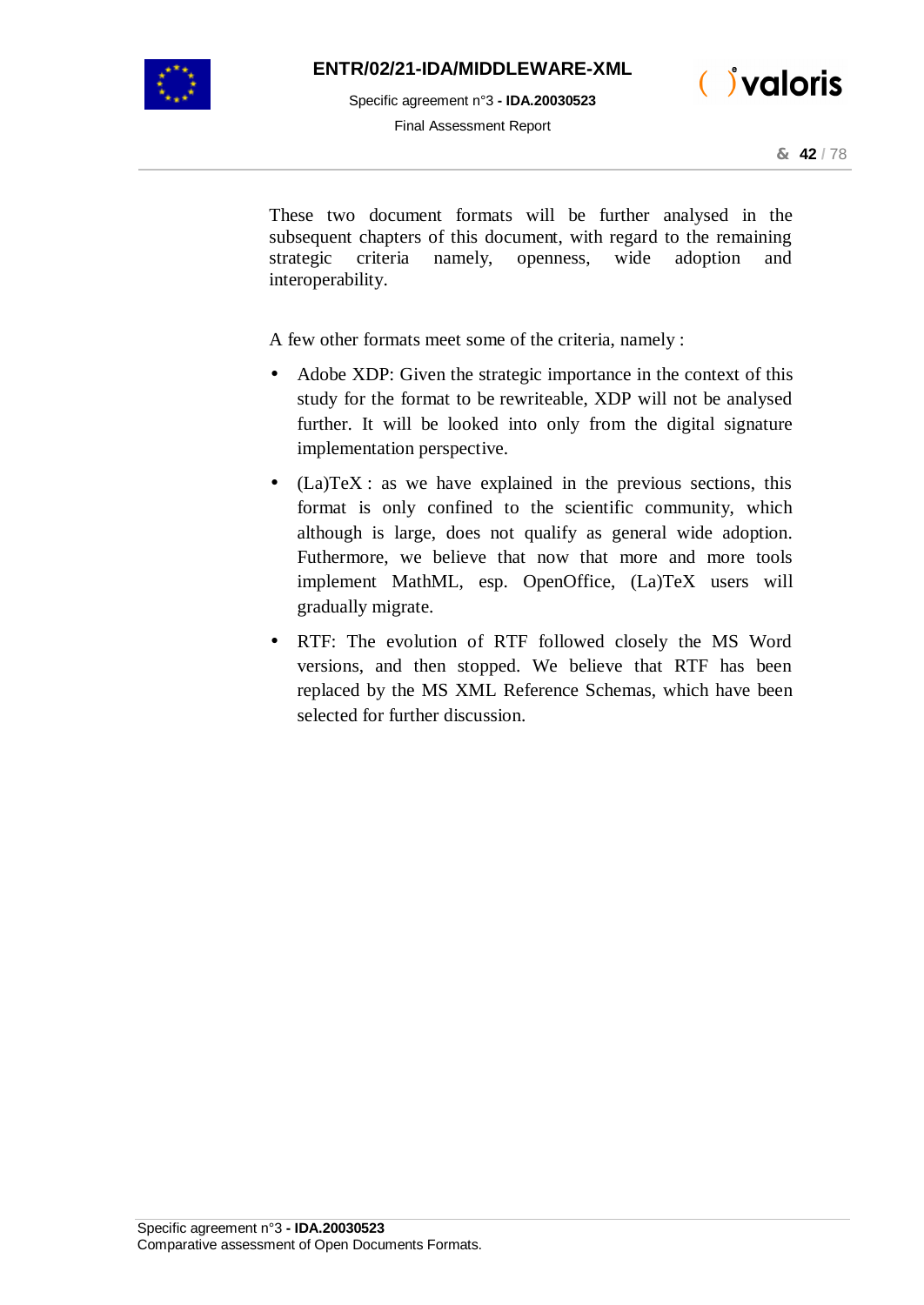These two document formats will be further analysed in the subsequent chapters of this document, with regard to the remaining strategic criteria namely, openness, wide adoption and interoperability.

A few other formats meet some of the criteria, namely :

- Adobe XDP: Given the strategic importance in the context of this study for the format to be rewriteable, XDP will not be analysed further. It will be looked into only from the digital signature implementation perspective.
- (La)TeX : as we have explained in the previous sections, this format is only confined to the scientific community, which although is large, does not qualify as general wide adoption. Futhermore, we believe that now that more and more tools implement MathML, esp. OpenOffice, (La)TeX users will gradually migrate.
- RTF: The evolution of RTF followed closely the MS Word versions, and then stopped. We believe that RTF has been replaced by the MS XML Reference Schemas, which have been selected for further discussion.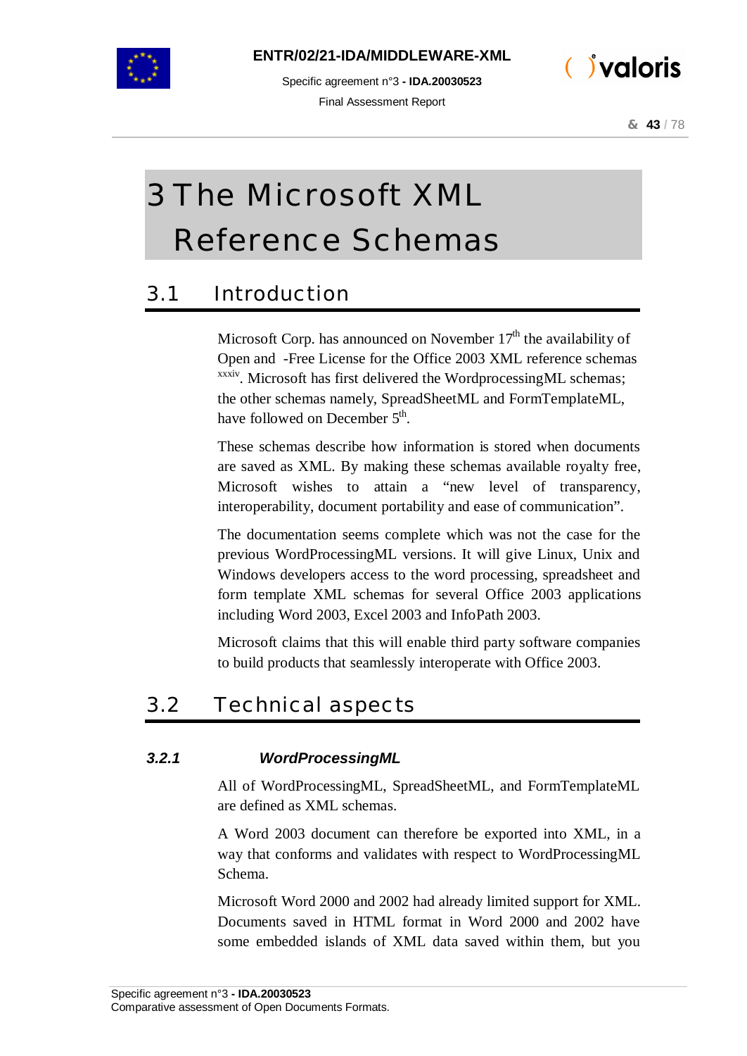# 3 The Microsoft XML Reference Schemas

## 3.1 Introduction

Microsoft Corp. has announced on November 17th the availability of Open and -Free License for the Office 2003 XML reference schemas [xxxiv]. Microsoft has first delivered the WordprocessingML schemas; the other schemas namely, SpreadSheetML and FormTemplateML, have followed on December 5th.

These schemas describe how information is stored when documents are saved as XML. By making these schemas available royalty free, Microsoft wishes to attain a "new level of transparency, interoperability, document portability and ease of communication".

The documentation seems complete which was not the case for the previous WordProcessingML versions. It will give Linux, Unix and Windows developers access to the word processing, spreadsheet and form template XML schemas for several Office 2003 applications including Word 2003, Excel 2003 and InfoPath 2003.

Microsoft claims that this will enable third party software companies to build products that seamlessly interoperate with Office 2003.

## 3.2 Technical aspects

### *3.2.1 WordProcessingML*

All of WordProcessingML, SpreadSheetML, and FormTemplateML are defined as XML schemas.

A Word 2003 document can therefore be exported into XML, in a way that conforms and validates with respect to WordProcessingML Schema.

Microsoft Word 2000 and 2002 had already limited support for XML. Documents saved in HTML format in Word 2000 and 2002 have some embedded islands of XML data saved within them, but you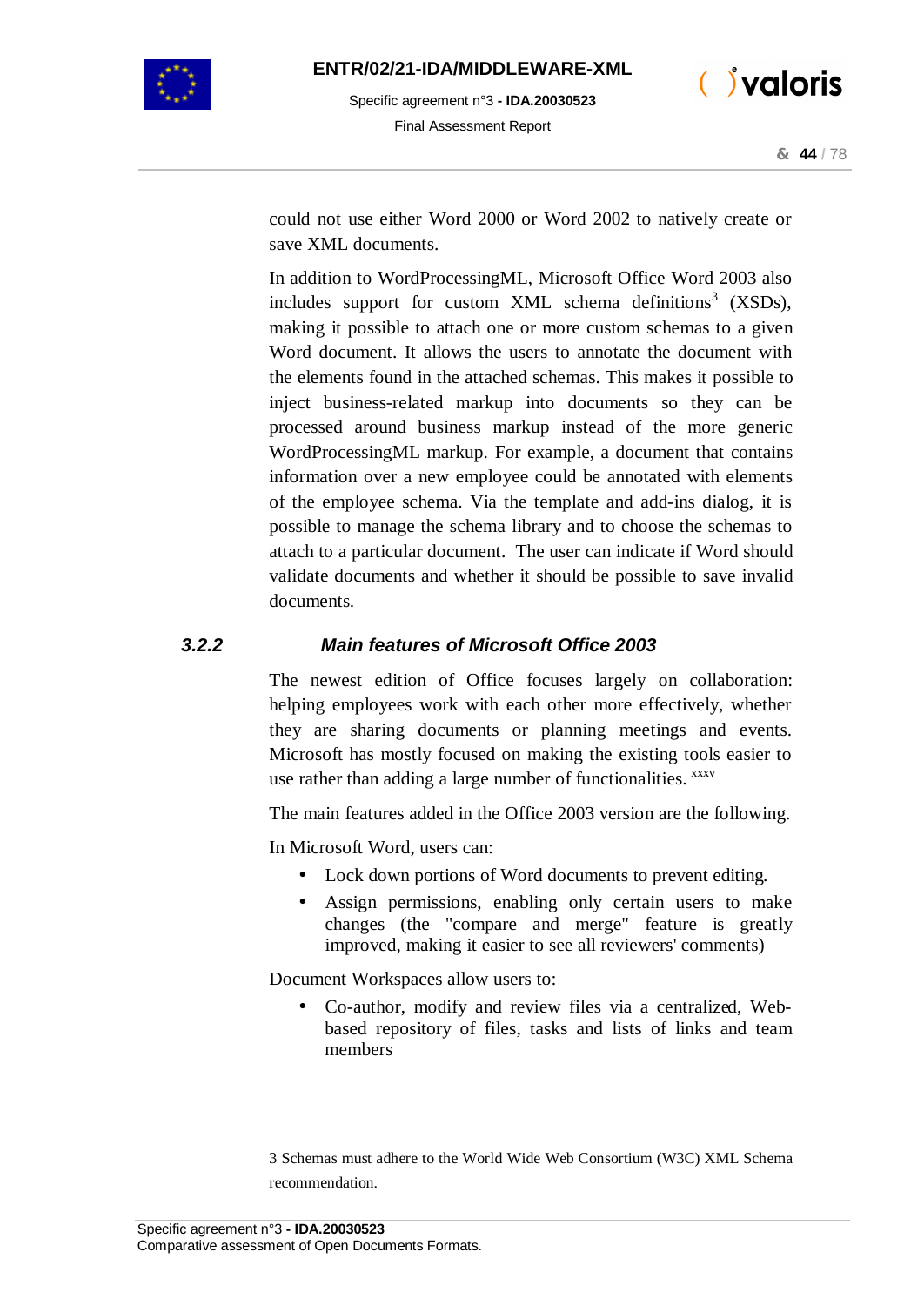could not use either Word 2000 or Word 2002 to natively create or save XML documents.

In addition to WordProcessingML, Microsoft Office Word 2003 also includes support for custom XML schema definitions[3] (XSDs), making it possible to attach one or more custom schemas to a given Word document. It allows the users to annotate the document with the elements found in the attached schemas. This makes it possible to inject business-related markup into documents so they can be processed around business markup instead of the more generic WordProcessingML markup. For example, a document that contains information over a new employee could be annotated with elements of the employee schema. Via the template and add-ins dialog, it is possible to manage the schema library and to choose the schemas to attach to a particular document. The user can indicate if Word should validate documents and whether it should be possible to save invalid documents.

### 3.2.2 *Main features of Microsoft Office 2003*

The newest edition of Office focuses largely on collaboration: helping employees work with each other more effectively, whether they are sharing documents or planning meetings and events. Microsoft has mostly focused on making the existing tools easier to use rather than adding a large number of functionalities. [xxxv]

The main features added in the Office 2003 version are the following.

In Microsoft Word, users can:

- Lock down portions of Word documents to prevent editing.
- Assign permissions, enabling only certain users to make changes (the "compare and merge" feature is greatly improved, making it easier to see all reviewers' comments)

Document Workspaces allow users to:

- Co-author, modify and review files via a centralized, Web-based repository of files, tasks and lists of links and team members

---

3 Schemas must adhere to the World Wide Web Consortium (W3C) XML Schema recommendation.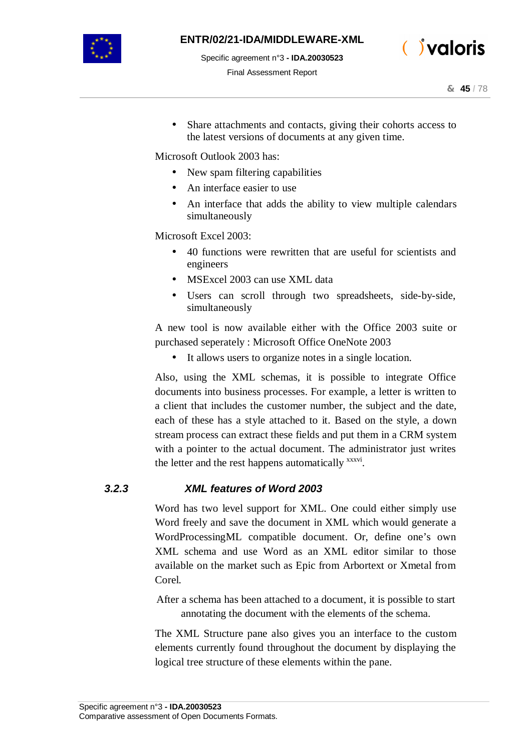- Share attachments and contacts, giving their cohorts access to the latest versions of documents at any given time.

Microsoft Outlook 2003 has:

- New spam filtering capabilities
- An interface easier to use
- An interface that adds the ability to view multiple calendars simultaneously

Microsoft Excel 2003:

- 40 functions were rewritten that are useful for scientists and engineers
- MSExcel 2003 can use XML data
- Users can scroll through two spreadsheets, side-by-side, simultaneously

A new tool is now available either with the Office 2003 suite or purchased seperately : Microsoft Office OneNote 2003

- It allows users to organize notes in a single location.

Also, using the XML schemas, it is possible to integrate Office documents into business processes. For example, a letter is written to a client that includes the customer number, the subject and the date, each of these has a style attached to it. Based on the style, a down stream process can extract these fields and put them in a CRM system with a pointer to the actual document. The administrator just writes the letter and the rest happens automatically [xxxvi].

### 3.2.3 XML features of Word 2003

Word has two level support for XML. One could either simply use Word freely and save the document in XML which would generate a WordProcessingML compatible document. Or, define one's own XML schema and use Word as an XML editor similar to those available on the market such as Epic from Arbortext or Xmetal from Corel.

After a schema has been attached to a document, it is possible to start annotating the document with the elements of the schema.

The XML Structure pane also gives you an interface to the custom elements currently found throughout the document by displaying the logical tree structure of these elements within the pane.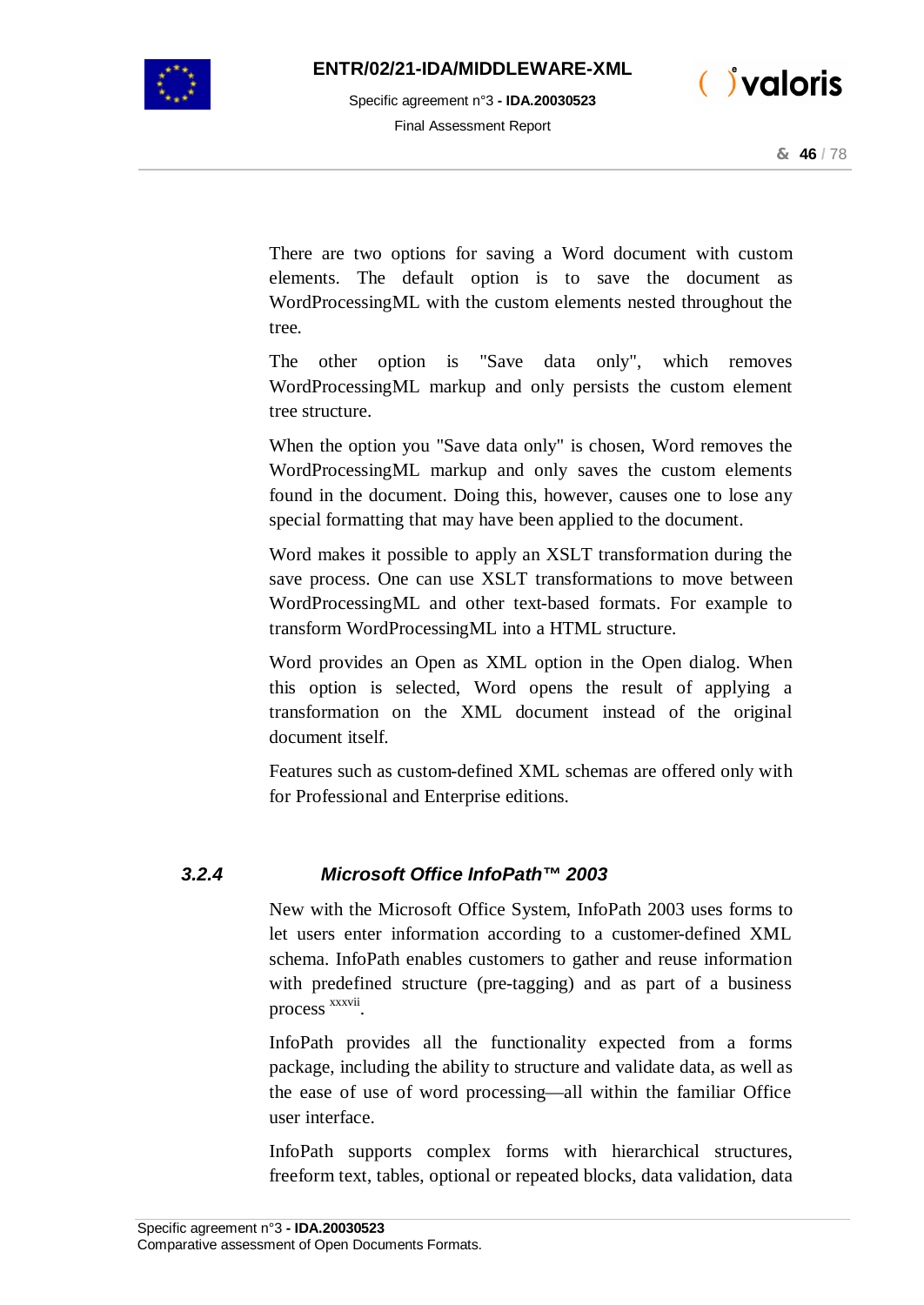There are two options for saving a Word document with custom elements. The default option is to save the document as WordProcessingML with the custom elements nested throughout the tree.

The other option is "Save data only", which removes WordProcessingML markup and only persists the custom element tree structure.

When the option you "Save data only" is chosen, Word removes the WordProcessingML markup and only saves the custom elements found in the document. Doing this, however, causes one to lose any special formatting that may have been applied to the document.

Word makes it possible to apply an XSLT transformation during the save process. One can use XSLT transformations to move between WordProcessingML and other text-based formats. For example to transform WordProcessingML into a HTML structure.

Word provides an Open as XML option in the Open dialog. When this option is selected, Word opens the result of applying a transformation on the XML document instead of the original document itself.

Features such as custom-defined XML schemas are offered only with for Professional and Enterprise editions.

### 3.2.4 *Microsoft Office InfoPath™ 2003*

New with the Microsoft Office System, InfoPath 2003 uses forms to let users enter information according to a customer-defined XML schema. InfoPath enables customers to gather and reuse information with predefined structure (pre-tagging) and as part of a business process [xxxvii].

InfoPath provides all the functionality expected from a forms package, including the ability to structure and validate data, as well as the ease of use of word processing—all within the familiar Office user interface.

InfoPath supports complex forms with hierarchical structures, freeform text, tables, optional or repeated blocks, data validation, data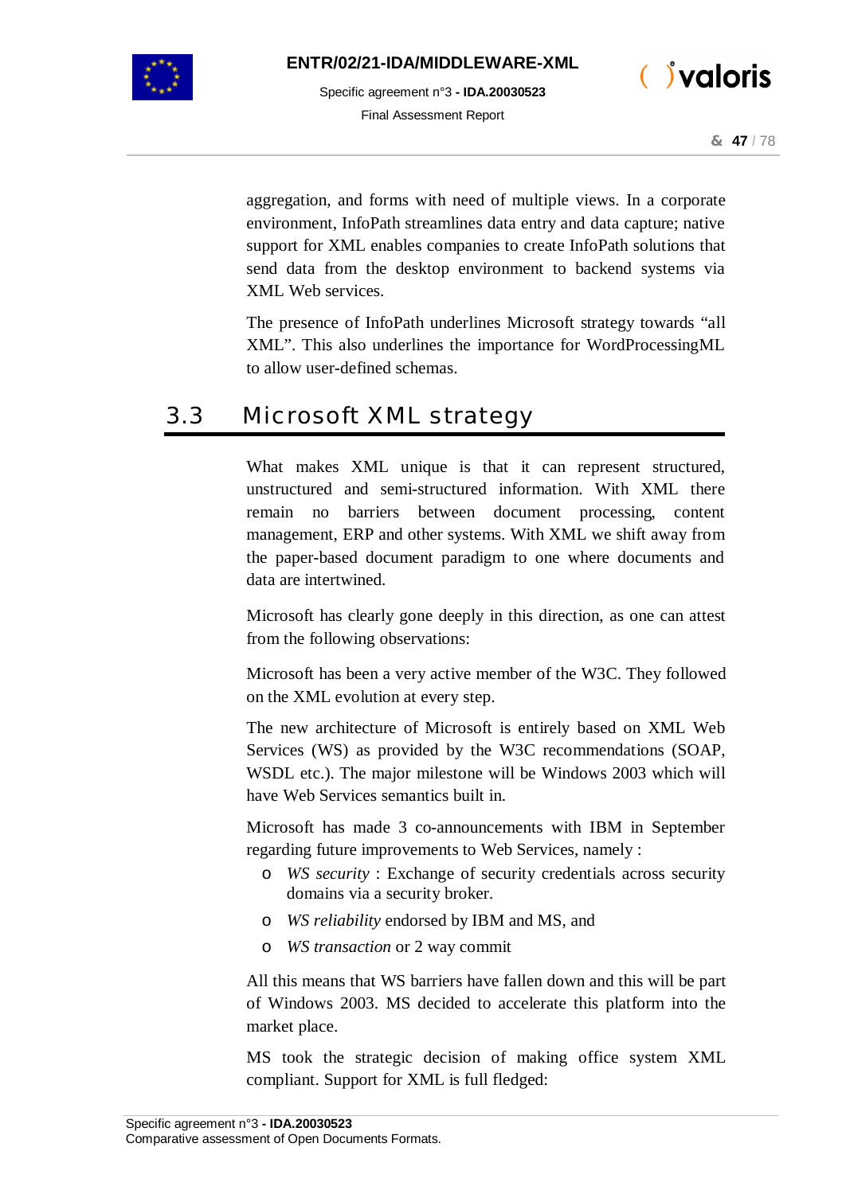aggregation, and forms with need of multiple views. In a corporate environment, InfoPath streamlines data entry and data capture; native support for XML enables companies to create InfoPath solutions that send data from the desktop environment to backend systems via XML Web services.

The presence of InfoPath underlines Microsoft strategy towards “all XML”. This also underlines the importance for WordProcessingML to allow user-defined schemas.

## 3.3 Microsoft XML strategy

What makes XML unique is that it can represent structured, unstructured and semi-structured information. With XML there remain no barriers between document processing, content management, ERP and other systems. With XML we shift away from the paper-based document paradigm to one where documents and data are intertwined.

Microsoft has clearly gone deeply in this direction, as one can attest from the following observations:

Microsoft has been a very active member of the W3C. They followed on the XML evolution at every step.

The new architecture of Microsoft is entirely based on XML Web Services (WS) as provided by the W3C recommendations (SOAP, WSDL etc.). The major milestone will be Windows 2003 which will have Web Services semantics built in.

Microsoft has made 3 co-announcements with IBM in September regarding future improvements to Web Services, namely :

- *WS security* : Exchange of security credentials across security domains via a security broker.
- *WS reliability* endorsed by IBM and MS, and
- *WS transaction* or 2 way commit

All this means that WS barriers have fallen down and this will be part of Windows 2003. MS decided to accelerate this platform into the market place.

MS took the strategic decision of making office system XML compliant. Support for XML is full fledged: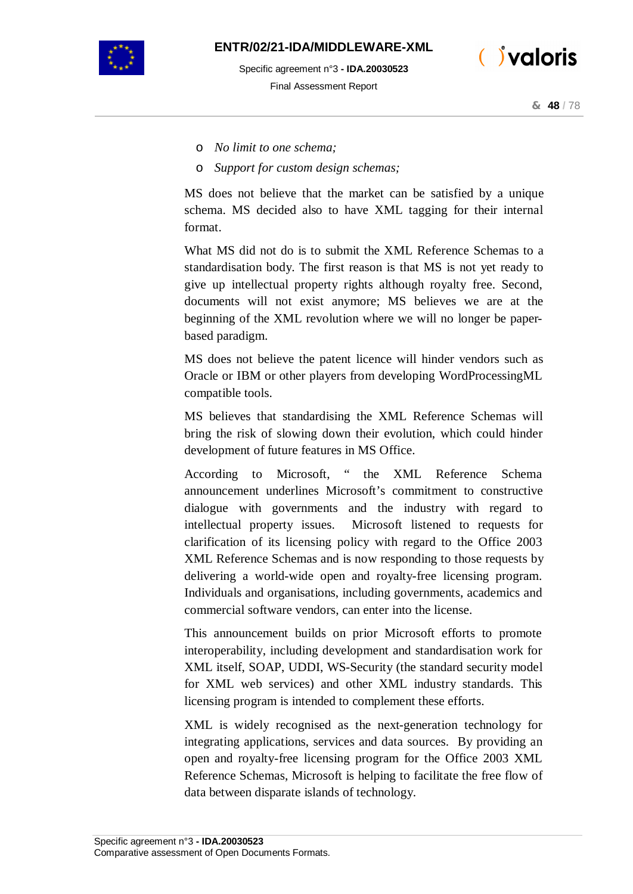- *No limit to one schema;*
- *Support for custom design schemas;*

MS does not believe that the market can be satisfied by a unique schema. MS decided also to have XML tagging for their internal format.

What MS did not do is to submit the XML Reference Schemas to a standardisation body. The first reason is that MS is not yet ready to give up intellectual property rights although royalty free. Second, documents will not exist anymore; MS believes we are at the beginning of the XML revolution where we will no longer be paper-based paradigm.

MS does not believe the patent licence will hinder vendors such as Oracle or IBM or other players from developing WordProcessingML compatible tools.

MS believes that standardising the XML Reference Schemas will bring the risk of slowing down their evolution, which could hinder development of future features in MS Office.

According to Microsoft, " the XML Reference Schema announcement underlines Microsoft's commitment to constructive dialogue with governments and the industry with regard to intellectual property issues. Microsoft listened to requests for clarification of its licensing policy with regard to the Office 2003 XML Reference Schemas and is now responding to those requests by delivering a world-wide open and royalty-free licensing program. Individuals and organisations, including governments, academics and commercial software vendors, can enter into the license.

This announcement builds on prior Microsoft efforts to promote interoperability, including development and standardisation work for XML itself, SOAP, UDDI, WS-Security (the standard security model for XML web services) and other XML industry standards. This licensing program is intended to complement these efforts.

XML is widely recognised as the next-generation technology for integrating applications, services and data sources. By providing an open and royalty-free licensing program for the Office 2003 XML Reference Schemas, Microsoft is helping to facilitate the free flow of data between disparate islands of technology.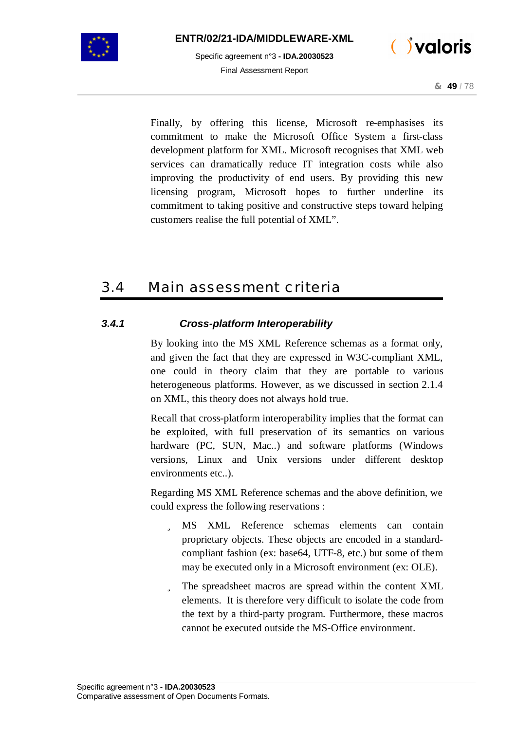Finally, by offering this license, Microsoft re-emphasises its commitment to make the Microsoft Office System a first-class development platform for XML. Microsoft recognises that XML web services can dramatically reduce IT integration costs while also improving the productivity of end users. By providing this new licensing program, Microsoft hopes to further underline its commitment to taking positive and constructive steps toward helping customers realise the full potential of XML".

## 3.4 Main assessment criteria

### *3.4.1 Cross-platform Interoperability*

By looking into the MS XML Reference schemas as a format only, and given the fact that they are expressed in W3C-compliant XML, one could in theory claim that they are portable to various heterogeneous platforms. However, as we discussed in section 2.1.4 on XML, this theory does not always hold true.

Recall that cross-platform interoperability implies that the format can be exploited, with full preservation of its semantics on various hardware (PC, SUN, Mac..) and software platforms (Windows versions, Linux and Unix versions under different desktop environments etc..).

Regarding MS XML Reference schemas and the above definition, we could express the following reservations :

- MS XML Reference schemas elements can contain proprietary objects. These objects are encoded in a standard-compliant fashion (ex: base64, UTF-8, etc.) but some of them may be executed only in a Microsoft environment (ex: OLE).
- The spreadsheet macros are spread within the content XML elements. It is therefore very difficult to isolate the code from the text by a third-party program. Furthermore, these macros cannot be executed outside the MS-Office environment.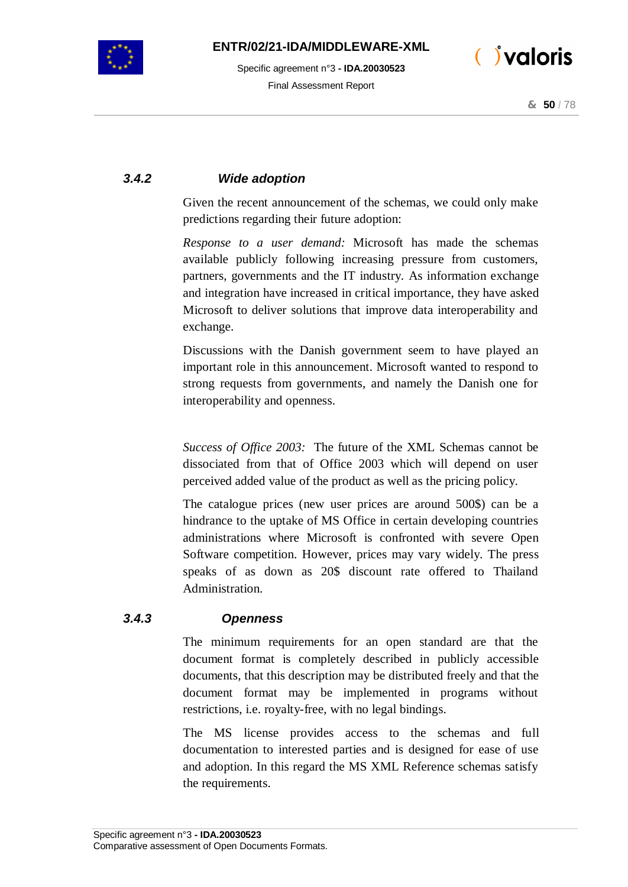### 3.4.2 Wide adoption

Given the recent announcement of the schemas, we could only make predictions regarding their future adoption:

*Response to a user demand:* Microsoft has made the schemas available publicly following increasing pressure from customers, partners, governments and the IT industry. As information exchange and integration have increased in critical importance, they have asked Microsoft to deliver solutions that improve data interoperability and exchange.

Discussions with the Danish government seem to have played an important role in this announcement. Microsoft wanted to respond to strong requests from governments, and namely the Danish one for interoperability and openness.

*Success of Office 2003:* The future of the XML Schemas cannot be dissociated from that of Office 2003 which will depend on user perceived added value of the product as well as the pricing policy.

The catalogue prices (new user prices are around 500$) can be a hindrance to the uptake of MS Office in certain developing countries administrations where Microsoft is confronted with severe Open Software competition. However, prices may vary widely. The press speaks of as down as 20$ discount rate offered to Thailand Administration.

### 3.4.3 Openness

The minimum requirements for an open standard are that the document format is completely described in publicly accessible documents, that this description may be distributed freely and that the document format may be implemented in programs without restrictions, i.e. royalty-free, with no legal bindings.

The MS license provides access to the schemas and full documentation to interested parties and is designed for ease of use and adoption. In this regard the MS XML Reference schemas satisfy the requirements.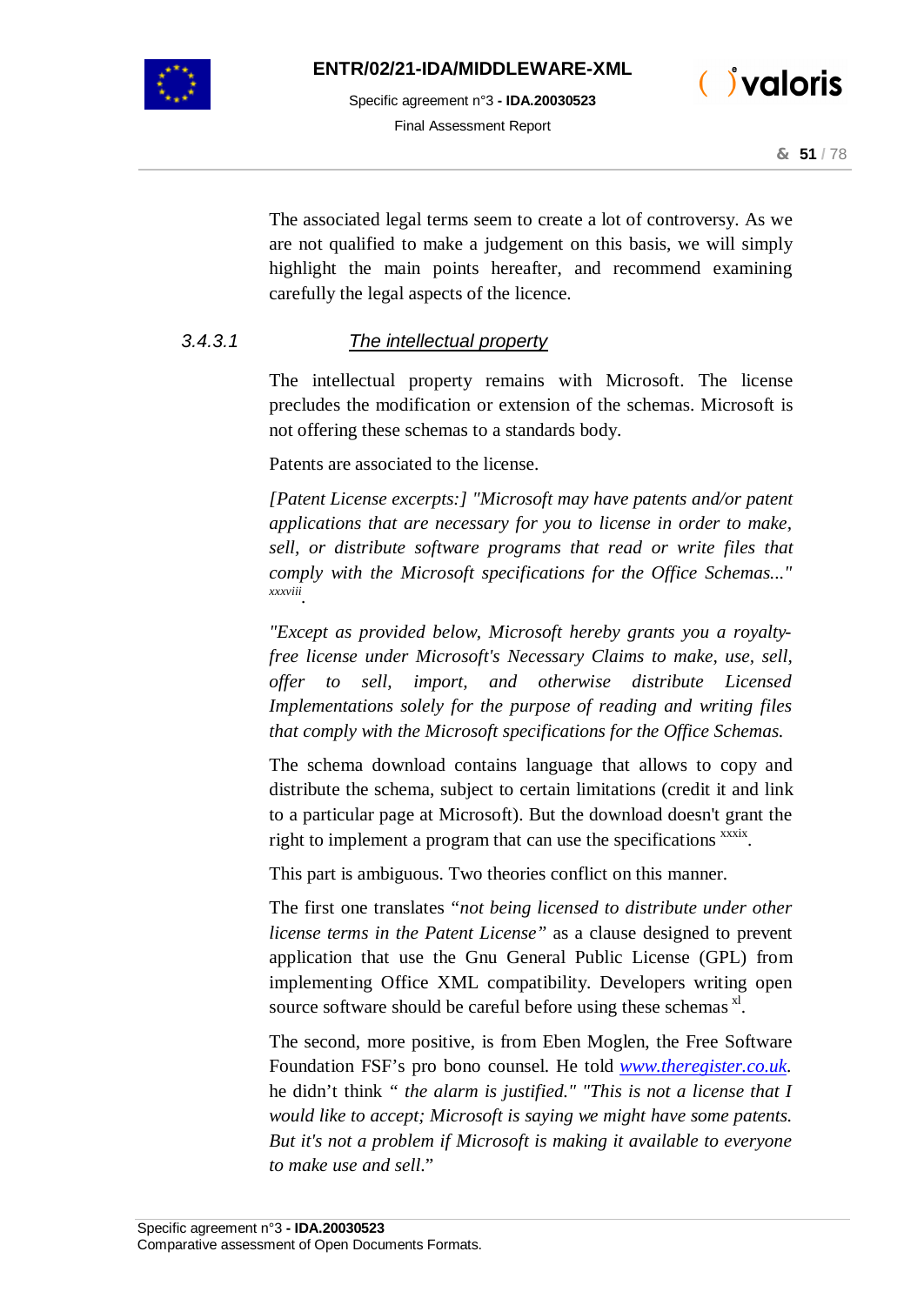The associated legal terms seem to create a lot of controversy. As we are not qualified to make a judgement on this basis, we will simply highlight the main points hereafter, and recommend examining carefully the legal aspects of the licence.

#### 3.4.3.1 The intellectual property

The intellectual property remains with Microsoft. The license precludes the modification or extension of the schemas. Microsoft is not offering these schemas to a standards body.

Patents are associated to the license.

*[Patent License excerpts:] "Microsoft may have patents and/or patent applications that are necessary for you to license in order to make, sell, or distribute software programs that read or write files that comply with the Microsoft specifications for the Office Schemas..."* [xxxviii].

*"Except as provided below, Microsoft hereby grants you a royalty-free license under Microsoft's Necessary Claims to make, use, sell, offer to sell, import, and otherwise distribute Licensed Implementations solely for the purpose of reading and writing files that comply with the Microsoft specifications for the Office Schemas.*

The schema download contains language that allows to copy and distribute the schema, subject to certain limitations (credit it and link to a particular page at Microsoft). But the download doesn't grant the right to implement a program that can use the specifications [xxxix].

This part is ambiguous. Two theories conflict on this manner.

The first one translates *"not being licensed to distribute under other license terms in the Patent License"* as a clause designed to prevent application that use the Gnu General Public License (GPL) from implementing Office XML compatibility. Developers writing open source software should be careful before using these schemas [xl].

The second, more positive, is from Eben Moglen, the Free Software Foundation FSF's pro bono counsel. He told [www.theregister.co.uk](http://www.theregister.co.uk). he didn't think *" the alarm is justified." "This is not a license that I would like to accept; Microsoft is saying we might have some patents. But it's not a problem if Microsoft is making it available to everyone to make use and sell.*"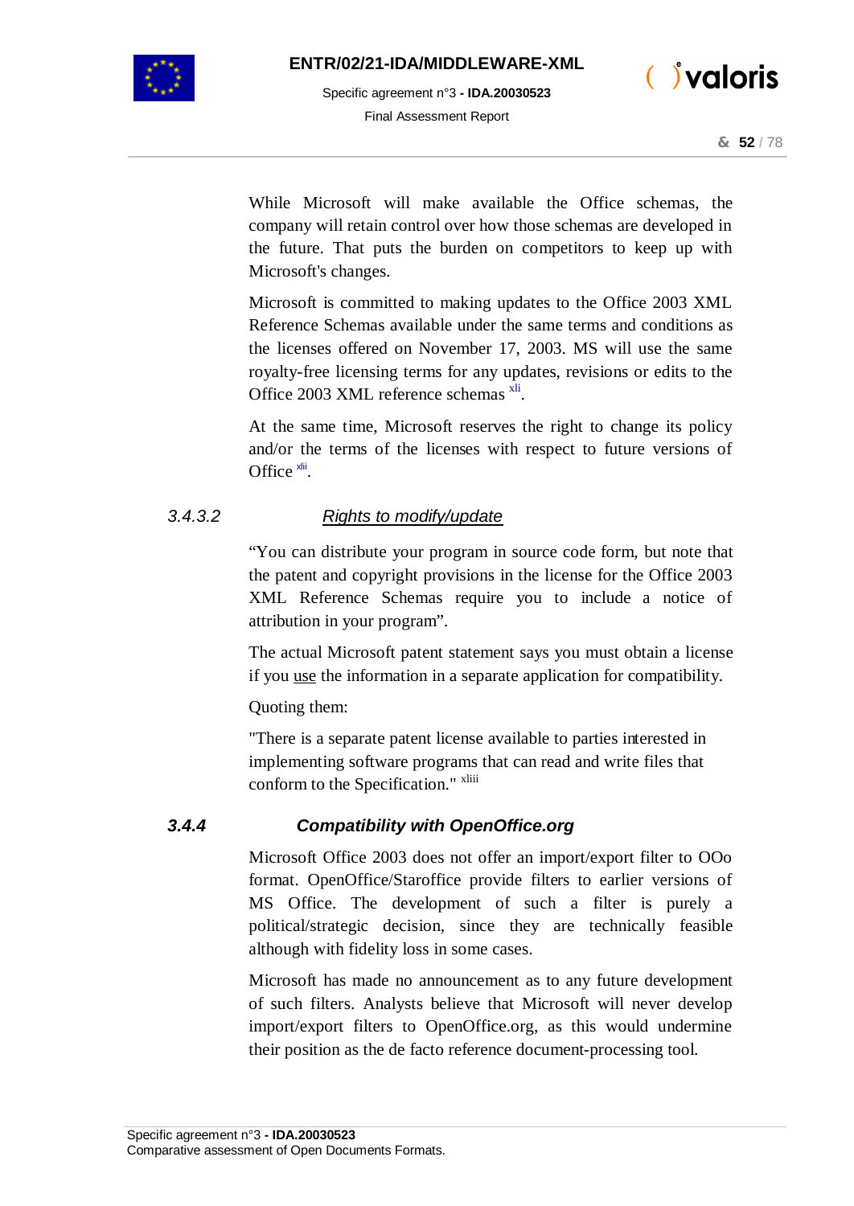While Microsoft will make available the Office schemas, the company will retain control over how those schemas are developed in the future. That puts the burden on competitors to keep up with Microsoft's changes.

Microsoft is committed to making updates to the Office 2003 XML Reference Schemas available under the same terms and conditions as the licenses offered on November 17, 2003. MS will use the same royalty-free licensing terms for any updates, revisions or edits to the Office 2003 XML reference schemas [xli].

At the same time, Microsoft reserves the right to change its policy and/or the terms of the licenses with respect to future versions of Office [xlii].

#### 3.4.3.2 Rights to modify/update

“You can distribute your program in source code form, but note that the patent and copyright provisions in the license for the Office 2003 XML Reference Schemas require you to include a notice of attribution in your program”.

The actual Microsoft patent statement says you must obtain a license if you use the information in a separate application for compatibility.

Quoting them:

"There is a separate patent license available to parties interested in implementing software programs that can read and write files that conform to the Specification." [xliii]

### 3.4.4 Compatibility with OpenOffice.org

Microsoft Office 2003 does not offer an import/export filter to OOo format. OpenOffice/Staroffice provide filters to earlier versions of MS Office. The development of such a filter is purely a political/strategic decision, since they are technically feasible although with fidelity loss in some cases.

Microsoft has made no announcement as to any future development of such filters. Analysts believe that Microsoft will never develop import/export filters to OpenOffice.org, as this would undermine their position as the de facto reference document-processing tool.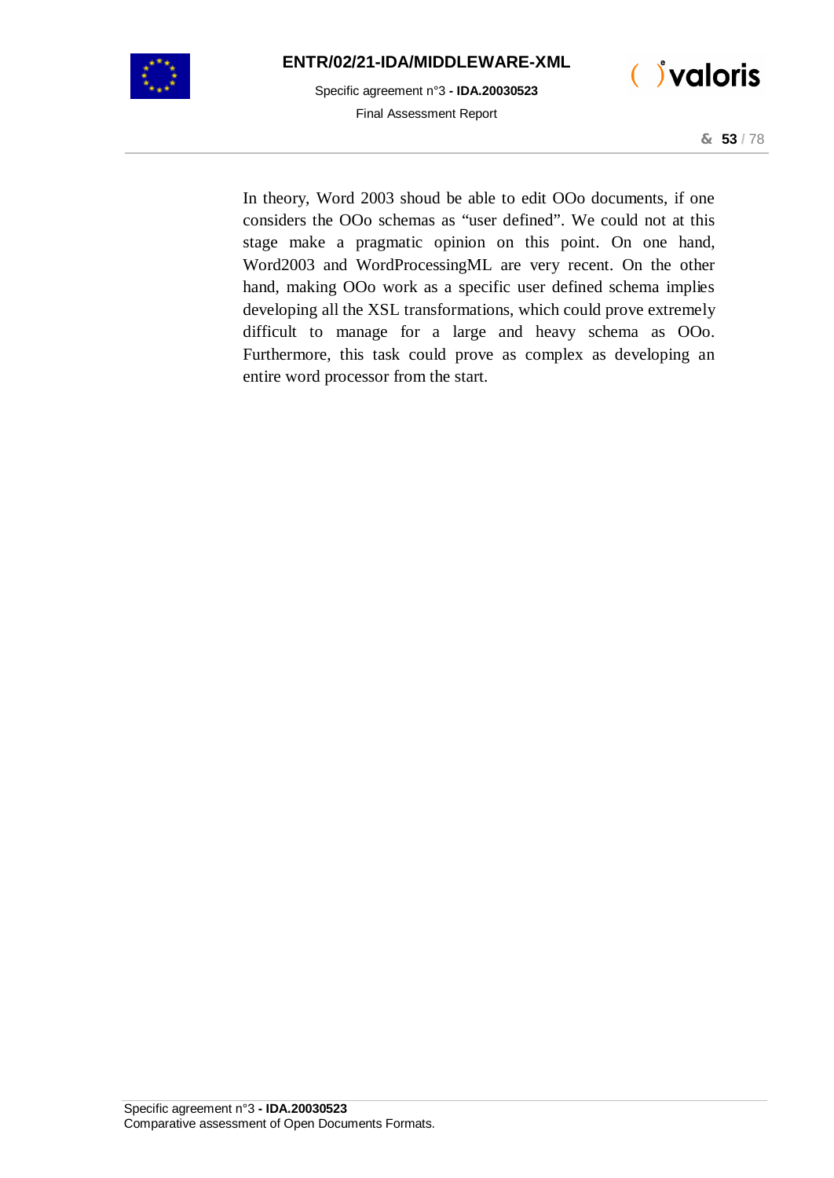In theory, Word 2003 shoud be able to edit OOo documents, if one considers the OOo schemas as “user defined”. We could not at this stage make a pragmatic opinion on this point. On one hand, Word2003 and WordProcessingML are very recent. On the other hand, making OOo work as a specific user defined schema implies developing all the XSL transformations, which could prove extremely difficult to manage for a large and heavy schema as OOo. Furthermore, this task could prove as complex as developing an entire word processor from the start.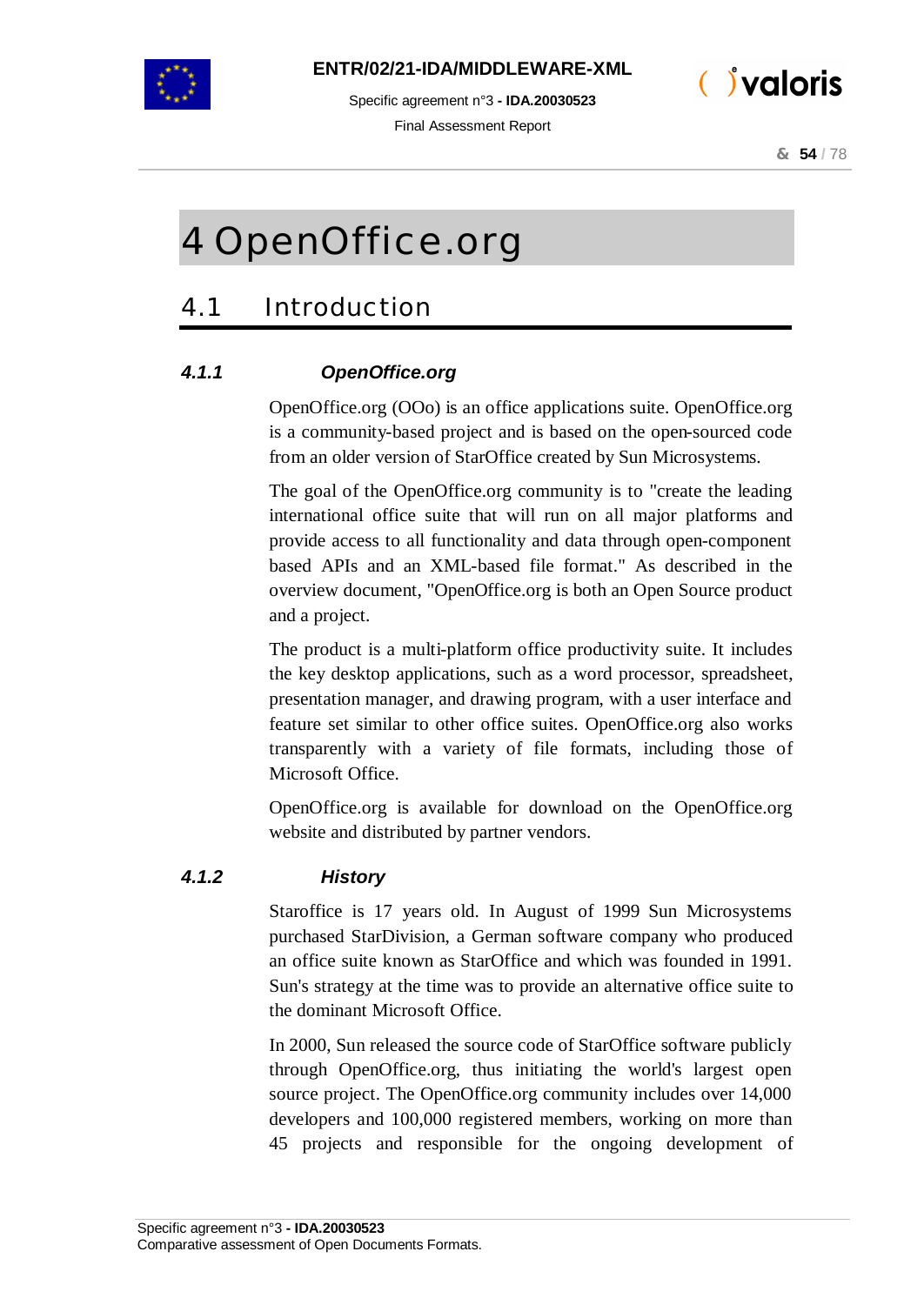# 4 OpenOffice.org

## 4.1 Introduction

### 4.1.1 OpenOffice.org

OpenOffice.org (OOo) is an office applications suite. OpenOffice.org is a community-based project and is based on the open-sourced code from an older version of StarOffice created by Sun Microsystems.

The goal of the OpenOffice.org community is to "create the leading international office suite that will run on all major platforms and provide access to all functionality and data through open-component based APIs and an XML-based file format." As described in the overview document, "OpenOffice.org is both an Open Source product and a project.

The product is a multi-platform office productivity suite. It includes the key desktop applications, such as a word processor, spreadsheet, presentation manager, and drawing program, with a user interface and feature set similar to other office suites. OpenOffice.org also works transparently with a variety of file formats, including those of Microsoft Office.

OpenOffice.org is available for download on the OpenOffice.org website and distributed by partner vendors.

### 4.1.2 History

Staroffice is 17 years old. In August of 1999 Sun Microsystems purchased StarDivision, a German software company who produced an office suite known as StarOffice and which was founded in 1991. Sun's strategy at the time was to provide an alternative office suite to the dominant Microsoft Office.

In 2000, Sun released the source code of StarOffice software publicly through OpenOffice.org, thus initiating the world's largest open source project. The OpenOffice.org community includes over 14,000 developers and 100,000 registered members, working on more than 45 projects and responsible for the ongoing development of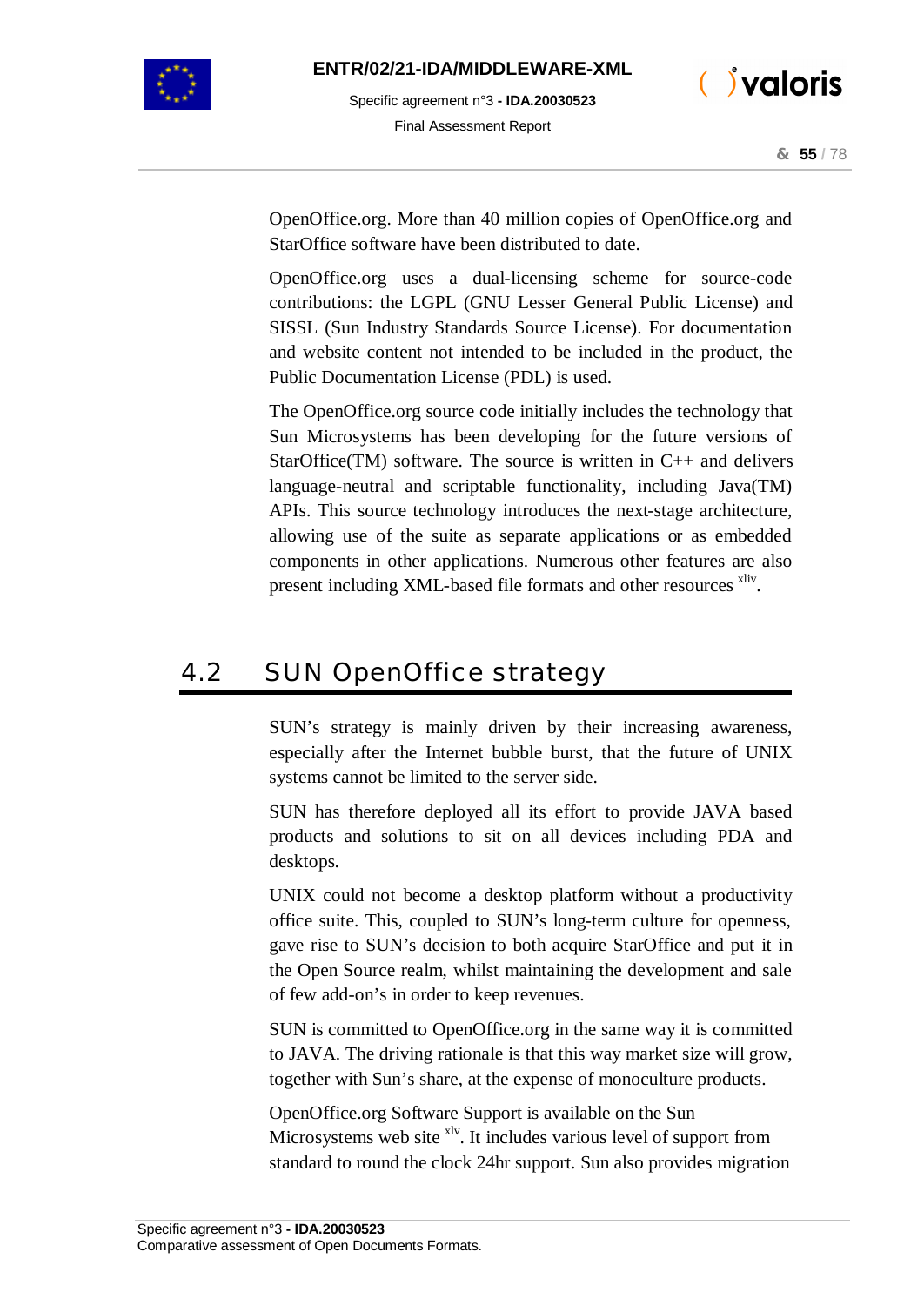OpenOffice.org. More than 40 million copies of OpenOffice.org and StarOffice software have been distributed to date.

OpenOffice.org uses a dual-licensing scheme for source-code contributions: the LGPL (GNU Lesser General Public License) and SISSL (Sun Industry Standards Source License). For documentation and website content not intended to be included in the product, the Public Documentation License (PDL) is used.

The OpenOffice.org source code initially includes the technology that Sun Microsystems has been developing for the future versions of StarOffice(TM) software. The source is written in C++ and delivers language-neutral and scriptable functionality, including Java(TM) APIs. This source technology introduces the next-stage architecture, allowing use of the suite as separate applications or as embedded components in other applications. Numerous other features are also present including XML-based file formats and other resources [xliv].

## 4.2 SUN OpenOffice strategy

SUN's strategy is mainly driven by their increasing awareness, especially after the Internet bubble burst, that the future of UNIX systems cannot be limited to the server side.

SUN has therefore deployed all its effort to provide JAVA based products and solutions to sit on all devices including PDA and desktops.

UNIX could not become a desktop platform without a productivity office suite. This, coupled to SUN's long-term culture for openness, gave rise to SUN's decision to both acquire StarOffice and put it in the Open Source realm, whilst maintaining the development and sale of few add-on's in order to keep revenues.

SUN is committed to OpenOffice.org in the same way it is committed to JAVA. The driving rationale is that this way market size will grow, together with Sun's share, at the expense of monoculture products.

OpenOffice.org Software Support is available on the Sun Microsystems web site [xlv]. It includes various level of support from standard to round the clock 24hr support. Sun also provides migration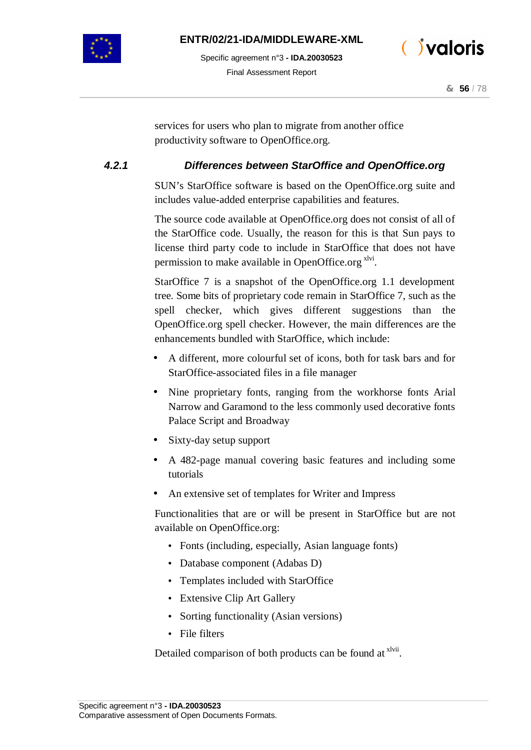services for users who plan to migrate from another office productivity software to OpenOffice.org.

### 4.2.1 Differences between StarOffice and OpenOffice.org

SUN's StarOffice software is based on the OpenOffice.org suite and includes value-added enterprise capabilities and features.

The source code available at OpenOffice.org does not consist of all of the StarOffice code. Usually, the reason for this is that Sun pays to license third party code to include in StarOffice that does not have permission to make available in OpenOffice.org [xlvi].

StarOffice 7 is a snapshot of the OpenOffice.org 1.1 development tree. Some bits of proprietary code remain in StarOffice 7, such as the spell checker, which gives different suggestions than the OpenOffice.org spell checker. However, the main differences are the enhancements bundled with StarOffice, which include:

- A different, more colourful set of icons, both for task bars and for StarOffice-associated files in a file manager
- Nine proprietary fonts, ranging from the workhorse fonts Arial Narrow and Garamond to the less commonly used decorative fonts Palace Script and Broadway
- Sixty-day setup support
- A 482-page manual covering basic features and including some tutorials
- An extensive set of templates for Writer and Impress

Functionalities that are or will be present in StarOffice but are not available on OpenOffice.org:

- Fonts (including, especially, Asian language fonts)
- Database component (Adabas D)
- Templates included with StarOffice
- Extensive Clip Art Gallery
- Sorting functionality (Asian versions)
- File filters

Detailed comparison of both products can be found at [xlvii].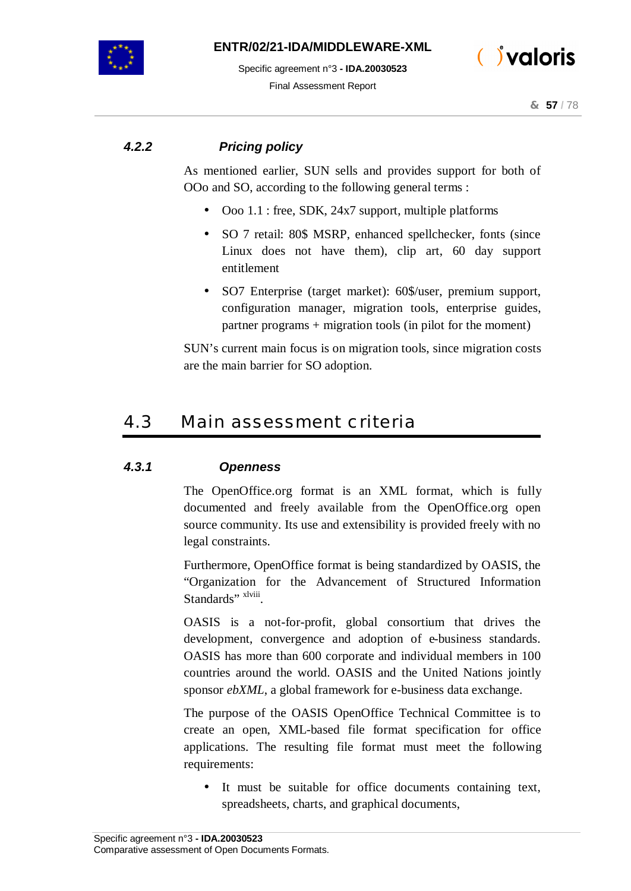### 4.2.2 Pricing policy

As mentioned earlier, SUN sells and provides support for both of OOo and SO, according to the following general terms :

- Ooo 1.1 : free, SDK, 24x7 support, multiple platforms
- SO 7 retail: 80$ MSRP, enhanced spellchecker, fonts (since Linux does not have them), clip art, 60 day support entitlement
- SO7 Enterprise (target market): 60$/user, premium support, configuration manager, migration tools, enterprise guides, partner programs + migration tools (in pilot for the moment)

SUN's current main focus is on migration tools, since migration costs are the main barrier for SO adoption.

## 4.3 Main assessment criteria

### 4.3.1 Openness

The OpenOffice.org format is an XML format, which is fully documented and freely available from the OpenOffice.org open source community. Its use and extensibility is provided freely with no legal constraints.

Furthermore, OpenOffice format is being standardized by OASIS, the "Organization for the Advancement of Structured Information Standards" [xlviii].

OASIS is a not-for-profit, global consortium that drives the development, convergence and adoption of e-business standards. OASIS has more than 600 corporate and individual members in 100 countries around the world. OASIS and the United Nations jointly sponsor *ebXML*, a global framework for e-business data exchange.

The purpose of the OASIS OpenOffice Technical Committee is to create an open, XML-based file format specification for office applications. The resulting file format must meet the following requirements:

- It must be suitable for office documents containing text, spreadsheets, charts, and graphical documents,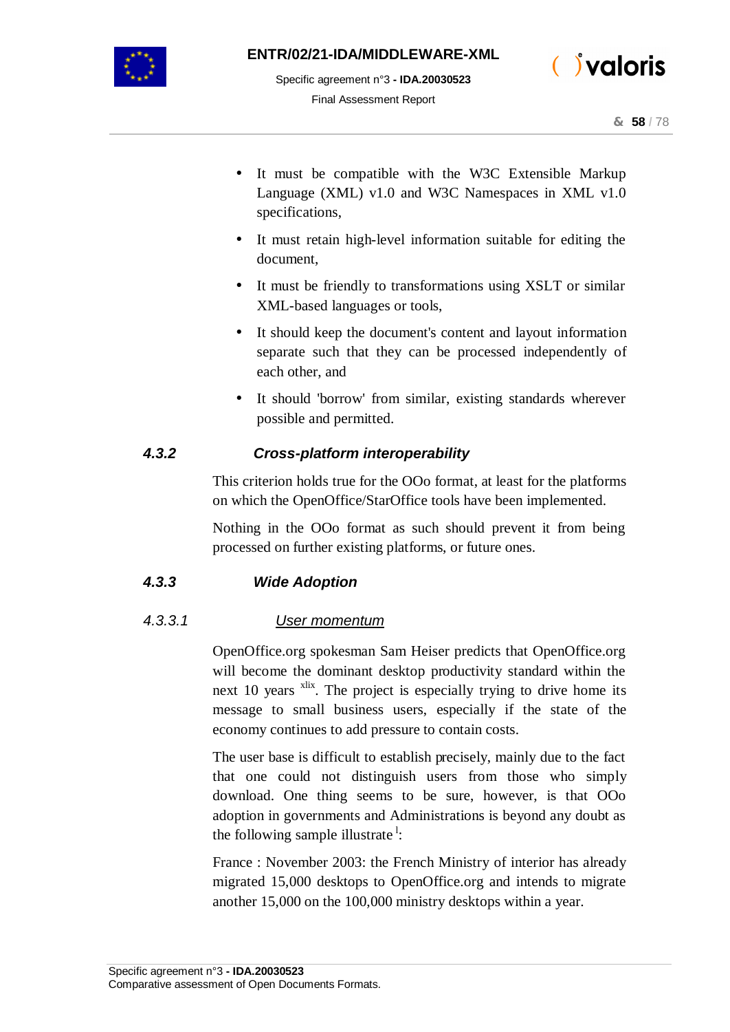- It must be compatible with the W3C Extensible Markup Language (XML) v1.0 and W3C Namespaces in XML v1.0 specifications,
- It must retain high-level information suitable for editing the document,
- It must be friendly to transformations using XSLT or similar XML-based languages or tools,
- It should keep the document's content and layout information separate such that they can be processed independently of each other, and
- It should 'borrow' from similar, existing standards wherever possible and permitted.

### *4.3.2 Cross-platform interoperability*

This criterion holds true for the OOo format, at least for the platforms on which the OpenOffice/StarOffice tools have been implemented.

Nothing in the OOo format as such should prevent it from being processed on further existing platforms, or future ones.

### *4.3.3 Wide Adoption*

#### *4.3.3.1 User momentum*

OpenOffice.org spokesman Sam Heiser predicts that OpenOffice.org will become the dominant desktop productivity standard within the next 10 years [xlix]. The project is especially trying to drive home its message to small business users, especially if the state of the economy continues to add pressure to contain costs.

The user base is difficult to establish precisely, mainly due to the fact that one could not distinguish users from those who simply download. One thing seems to be sure, however, is that OOo adoption in governments and Administrations is beyond any doubt as the following sample illustrate [l]:

France : November 2003: the French Ministry of interior has already migrated 15,000 desktops to OpenOffice.org and intends to migrate another 15,000 on the 100,000 ministry desktops within a year.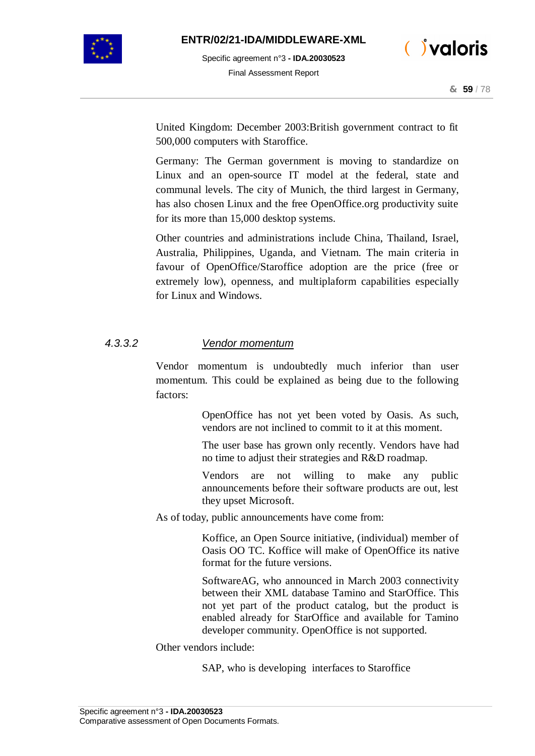United Kingdom: December 2003:British government contract to fit 500,000 computers with Staroffice.

Germany: The German government is moving to standardize on Linux and an open-source IT model at the federal, state and communal levels. The city of Munich, the third largest in Germany, has also chosen Linux and the free OpenOffice.org productivity suite for its more than 15,000 desktop systems.

Other countries and administrations include China, Thailand, Israel, Australia, Philippines, Uganda, and Vietnam. The main criteria in favour of OpenOffice/Staroffice adoption are the price (free or extremely low), openness, and multiplaform capabilities especially for Linux and Windows.

#### *4.3.3.2 Vendor momentum*

Vendor momentum is undoubtedly much inferior than user momentum. This could be explained as being due to the following factors:

- OpenOffice has not yet been voted by Oasis. As such, vendors are not inclined to commit to it at this moment.
- The user base has grown only recently. Vendors have had no time to adjust their strategies and R&D roadmap.
- Vendors are not willing to make any public announcements before their software products are out, lest they upset Microsoft.

As of today, public announcements have come from:

- Koffice, an Open Source initiative, (individual) member of Oasis OO TC. Koffice will make of OpenOffice its native format for the future versions.
- SoftwareAG, who announced in March 2003 connectivity between their XML database Tamino and StarOffice. This not yet part of the product catalog, but the product is enabled already for StarOffice and available for Tamino developer community. OpenOffice is not supported.

Other vendors include:

- SAP, who is developing interfaces to Staroffice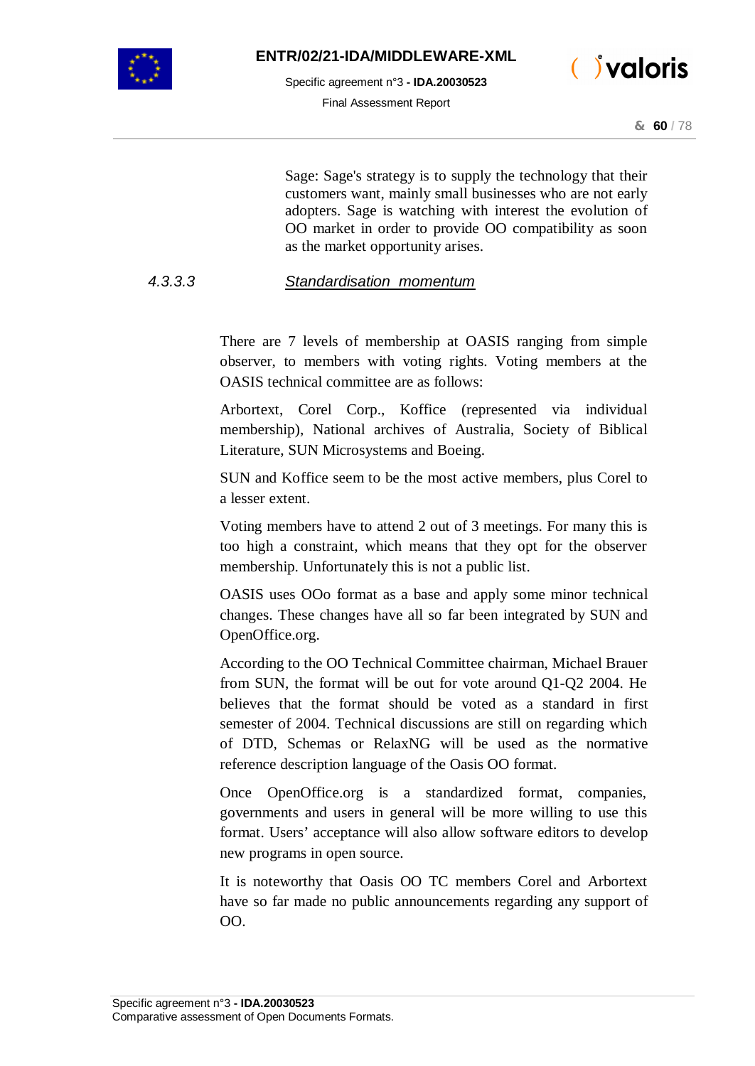Sage: Sage's strategy is to supply the technology that their customers want, mainly small businesses who are not early adopters. Sage is watching with interest the evolution of OO market in order to provide OO compatibility as soon as the market opportunity arises.

#### 4.3.3.3 Standardisation momentum

There are 7 levels of membership at OASIS ranging from simple observer, to members with voting rights. Voting members at the OASIS technical committee are as follows:

Arbortext, Corel Corp., Koffice (represented via individual membership), National archives of Australia, Society of Biblical Literature, SUN Microsystems and Boeing.

SUN and Koffice seem to be the most active members, plus Corel to a lesser extent.

Voting members have to attend 2 out of 3 meetings. For many this is too high a constraint, which means that they opt for the observer membership. Unfortunately this is not a public list.

OASIS uses OOo format as a base and apply some minor technical changes. These changes have all so far been integrated by SUN and OpenOffice.org.

According to the OO Technical Committee chairman, Michael Brauer from SUN, the format will be out for vote around Q1-Q2 2004. He believes that the format should be voted as a standard in first semester of 2004. Technical discussions are still on regarding which of DTD, Schemas or RelaxNG will be used as the normative reference description language of the Oasis OO format.

Once OpenOffice.org is a standardized format, companies, governments and users in general will be more willing to use this format. Users' acceptance will also allow software editors to develop new programs in open source.

It is noteworthy that Oasis OO TC members Corel and Arbortext have so far made no public announcements regarding any support of OO.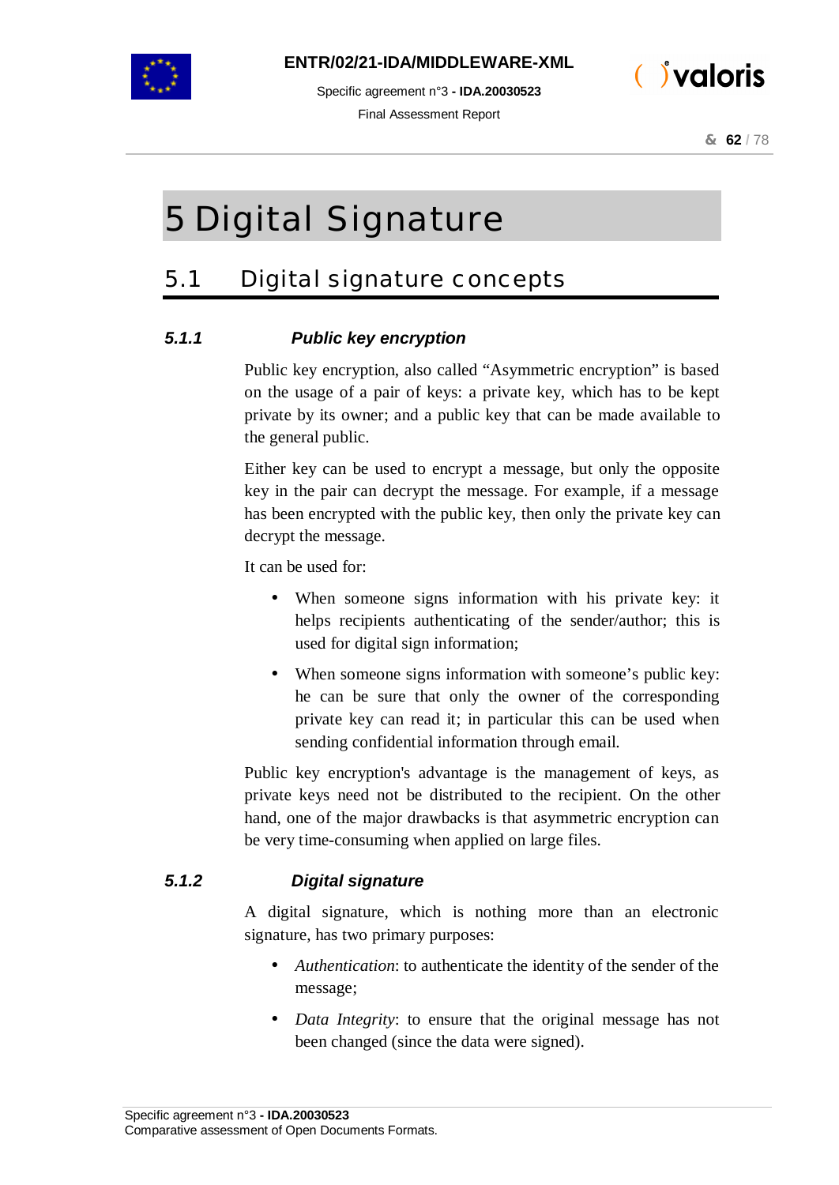# 5 Digital Signature

## 5.1 Digital signature concepts

### *5.1.1 Public key encryption*

Public key encryption, also called “Asymmetric encryption” is based on the usage of a pair of keys: a private key, which has to be kept private by its owner; and a public key that can be made available to the general public.

Either key can be used to encrypt a message, but only the opposite key in the pair can decrypt the message. For example, if a message has been encrypted with the public key, then only the private key can decrypt the message.

It can be used for:

- When someone signs information with his private key: it helps recipients authenticating of the sender/author; this is used for digital sign information;
- When someone signs information with someone’s public key: he can be sure that only the owner of the corresponding private key can read it; in particular this can be used when sending confidential information through email.

Public key encryption's advantage is the management of keys, as private keys need not be distributed to the recipient. On the other hand, one of the major drawbacks is that asymmetric encryption can be very time-consuming when applied on large files.

### *5.1.2 Digital signature*

A digital signature, which is nothing more than an electronic signature, has two primary purposes:

- *Authentication*: to authenticate the identity of the sender of the message;
- *Data Integrity*: to ensure that the original message has not been changed (since the data were signed).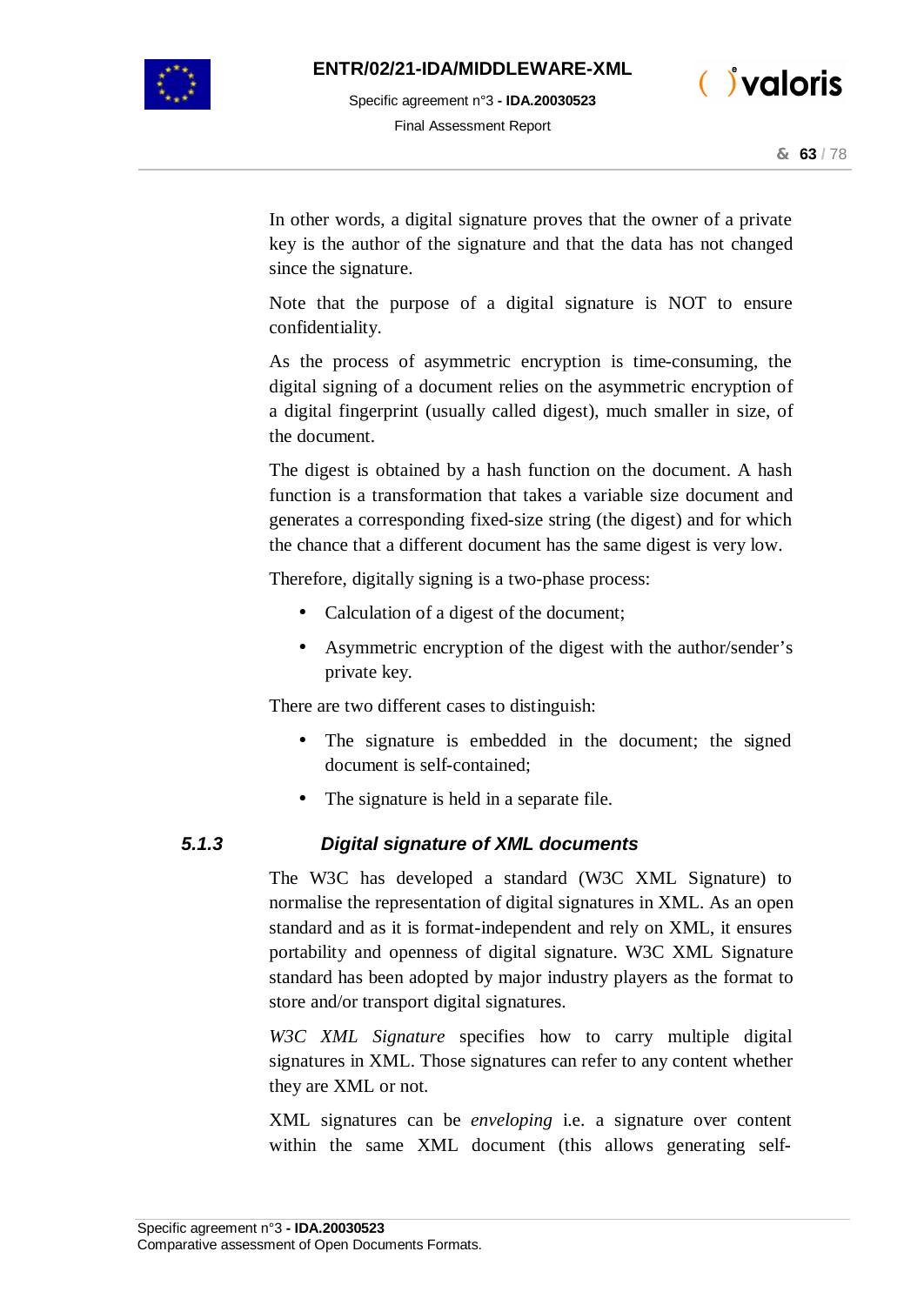In other words, a digital signature proves that the owner of a private key is the author of the signature and that the data has not changed since the signature.

Note that the purpose of a digital signature is NOT to ensure confidentiality.

As the process of asymmetric encryption is time-consuming, the digital signing of a document relies on the asymmetric encryption of a digital fingerprint (usually called digest), much smaller in size, of the document.

The digest is obtained by a hash function on the document. A hash function is a transformation that takes a variable size document and generates a corresponding fixed-size string (the digest) and for which the chance that a different document has the same digest is very low.

Therefore, digitally signing is a two-phase process:

- Calculation of a digest of the document;
- Asymmetric encryption of the digest with the author/sender's private key.

There are two different cases to distinguish:

- The signature is embedded in the document; the signed document is self-contained;
- The signature is held in a separate file.

### 5.1.3 *Digital signature of XML documents*

The W3C has developed a standard (W3C XML Signature) to normalise the representation of digital signatures in XML. As an open standard and as it is format-independent and rely on XML, it ensures portability and openness of digital signature. W3C XML Signature standard has been adopted by major industry players as the format to store and/or transport digital signatures.

*W3C XML Signature* specifies how to carry multiple digital signatures in XML. Those signatures can refer to any content whether they are XML or not.

XML signatures can be *enveloping* i.e. a signature over content within the same XML document (this allows generating self-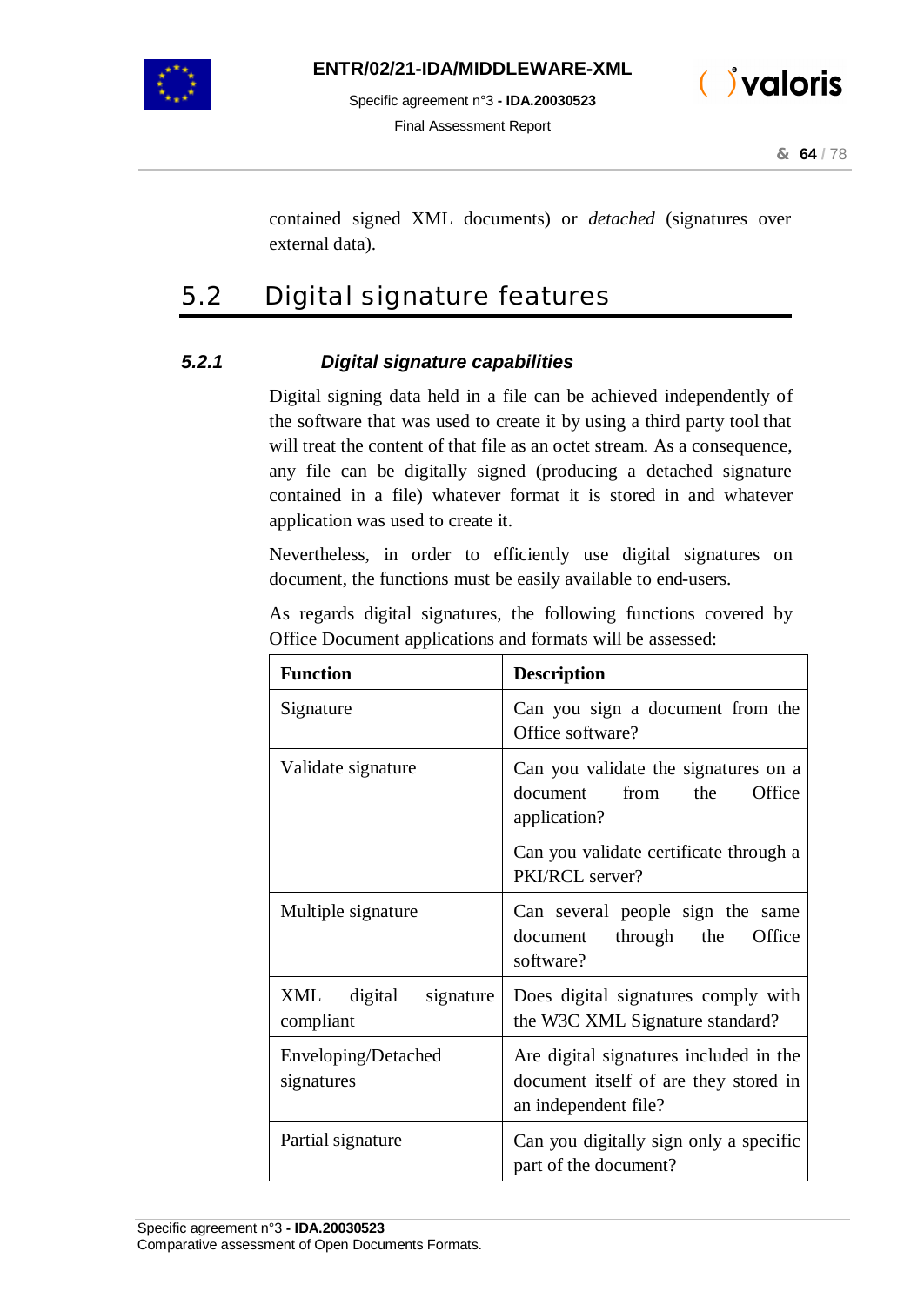contained signed XML documents) or *detached* (signatures over external data).

## 5.2 Digital signature features

### 5.2.1 Digital signature capabilities

Digital signing data held in a file can be achieved independently of the software that was used to create it by using a third party tool that will treat the content of that file as an octet stream. As a consequence, any file can be digitally signed (producing a detached signature contained in a file) whatever format it is stored in and whatever application was used to create it.

Nevertheless, in order to efficiently use digital signatures on document, the functions must be easily available to end-users.

As regards digital signatures, the following functions covered by Office Document applications and formats will be assessed:

| Function | Description |
|---|---|
| Signature | Can you sign a document from the Office software? |
| Validate signature | Can you validate the signatures on a document from the Office application?<br><br>Can you validate certificate through a PKI/RCL server? |
| Multiple signature | Can several people sign the same document through the Office software? |
| XML digital signature compliant | Does digital signatures comply with the W3C XML Signature standard? |
| Enveloping/Detached signatures | Are digital signatures included in the document itself of are they stored in an independent file? |
| Partial signature | Can you digitally sign only a specific part of the document? |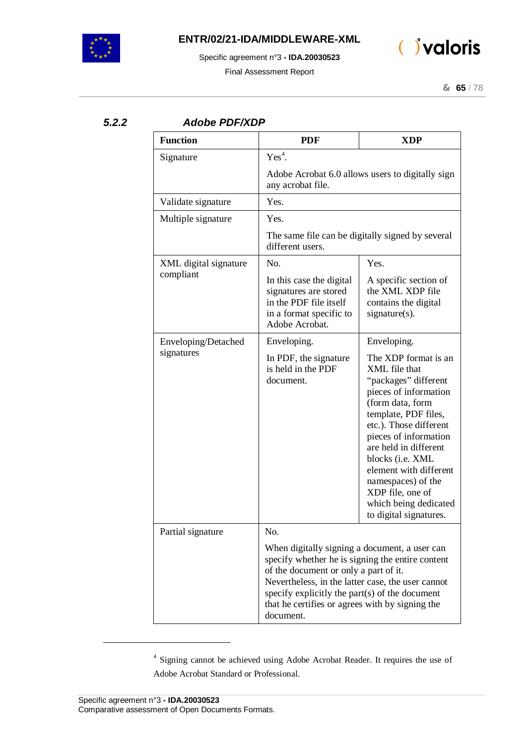### 5.2.2 Adobe PDF/XDP

| Function | PDF | XDP |
|---|---|---|
| Signature | Yes[4].<br><br>Adobe Acrobat 6.0 allows users to digitally sign any acrobat file. | |
| Validate signature | Yes. | |
| Multiple signature | Yes.<br><br>The same file can be digitally signed by several different users. | |
| XML digital signature compliant | No.<br><br>In this case the digital signatures are stored in the PDF file itself in a format specific to Adobe Acrobat. | Yes.<br><br>A specific section of the XML XDP file contains the digital signature(s). |
| Enveloping/Detached signatures | Enveloping.<br><br>In PDF, the signature is held in the PDF document. | Enveloping.<br><br>The XDP format is an XML file that "packages" different pieces of information (form data, form template, PDF files, etc.). Those different pieces of information are held in different blocks (i.e. XML element with different namespaces) of the XDP file, one of which being dedicated to digital signatures. |
| Partial signature | No.<br><br>When digitally signing a document, a user can specify whether he is signing the entire content of the document or only a part of it. Nevertheless, in the latter case, the user cannot specify explicitly the part(s) of the document that he certifies or agrees with by signing the document. | |

---

[4] Signing cannot be achieved using Adobe Acrobat Reader. It requires the use of Adobe Acrobat Standard or Professional.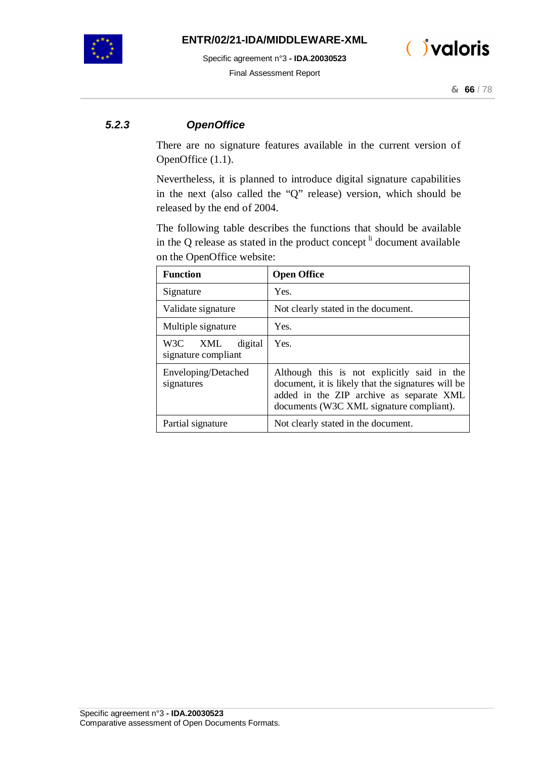### 5.2.3 OpenOffice

There are no signature features available in the current version of OpenOffice (1.1).

Nevertheless, it is planned to introduce digital signature capabilities in the next (also called the “Q” release) version, which should be released by the end of 2004.

The following table describes the functions that should be available in the Q release as stated in the product concept [li] document available on the OpenOffice website:

| Function | Open Office |
|---|---|
| Signature | Yes. |
| Validate signature | Not clearly stated in the document. |
| Multiple signature | Yes. |
| W3C XML digital signature compliant | Yes. |
| Enveloping/Detached signatures | Although this is not explicitly said in the document, it is likely that the signatures will be added in the ZIP archive as separate XML documents (W3C XML signature compliant). |
| Partial signature | Not clearly stated in the document. |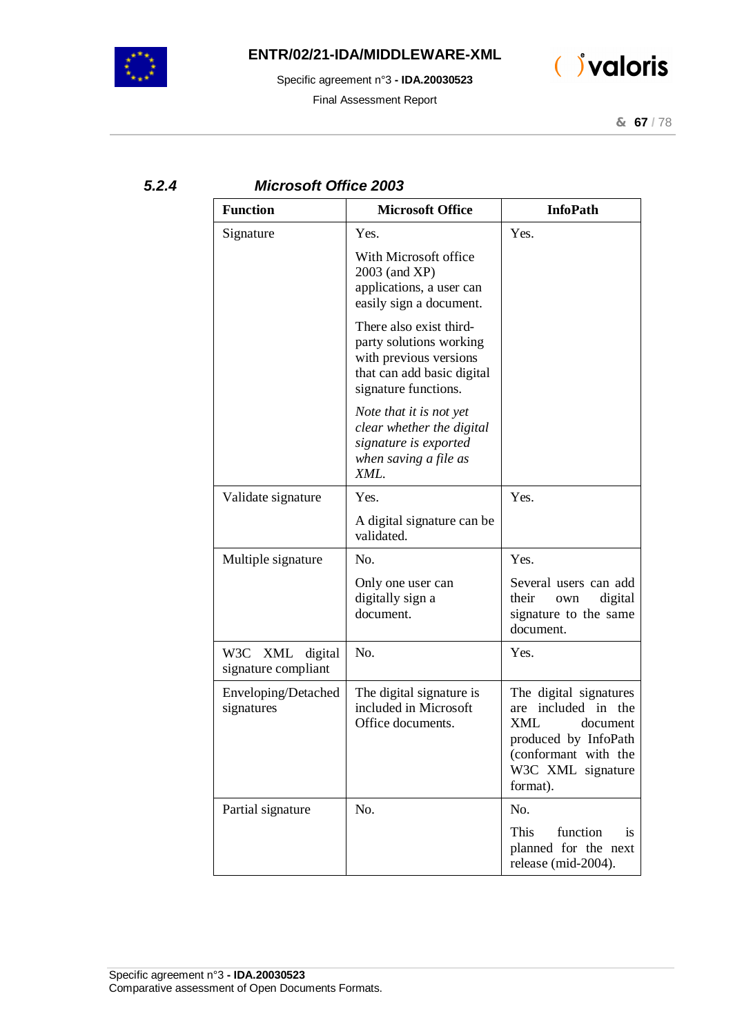### 5.2.4 Microsoft Office 2003

| Function | Microsoft Office | InfoPath |
|---|---|---|
| Signature | Yes.<br><br>With Microsoft office 2003 (and XP) applications, a user can easily sign a document.<br><br>There also exist third-party solutions working with previous versions that can add basic digital signature functions.<br><br>*Note that it is not yet clear whether the digital signature is exported when saving a file as XML.* | Yes. |
| Validate signature | Yes.<br><br>A digital signature can be validated. | Yes. |
| Multiple signature | No.<br><br>Only one user can digitally sign a document. | Yes.<br><br>Several users can add their own digital signature to the same document. |
| W3C XML digital signature compliant | No. | Yes. |
| Enveloping/Detached signatures | The digital signature is included in Microsoft Office documents. | The digital signatures are included in the XML document produced by InfoPath (conformant with the W3C XML signature format). |
| Partial signature | No. | No.<br><br>This function is planned for the next release (mid-2004). |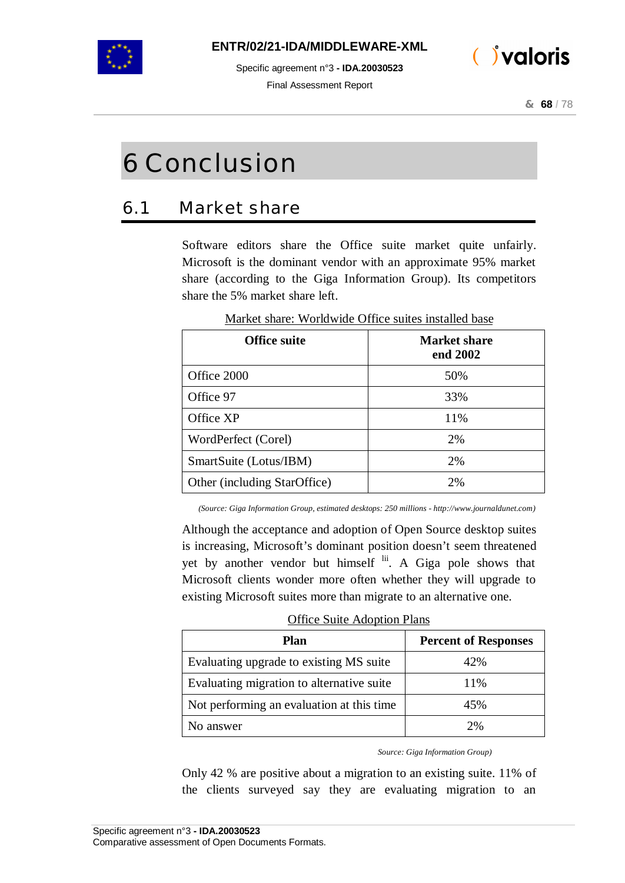# 6 Conclusion

## 6.1 Market share

Software editors share the Office suite market quite unfairly. Microsoft is the dominant vendor with an approximate 95% market share (according to the Giga Information Group). Its competitors share the 5% market share left.

Market share: Worldwide Office suites installed base

| Office suite | Market share end 2002 |
|---|---|
| Office 2000 | 50% |
| Office 97 | 33% |
| Office XP | 11% |
| WordPerfect (Corel) | 2% |
| SmartSuite (Lotus/IBM) | 2% |
| Other (including StarOffice) | 2% |

*(Source: Giga Information Group, estimated desktops: 250 millions - http://www.journaldunet.com)*

Although the acceptance and adoption of Open Source desktop suites is increasing, Microsoft's dominant position doesn't seem threatened yet by another vendor but himself [lii]. A Giga pole shows that Microsoft clients wonder more often whether they will upgrade to existing Microsoft suites more than migrate to an alternative one.

Office Suite Adoption Plans

| Plan | Percent of Responses |
|---|---|
| Evaluating upgrade to existing MS suite | 42% |
| Evaluating migration to alternative suite | 11% |
| Not performing an evaluation at this time | 45% |
| No answer | 2% |

*Source: Giga Information Group)*

Only 42 % are positive about a migration to an existing suite. 11% of the clients surveyed say they are evaluating migration to an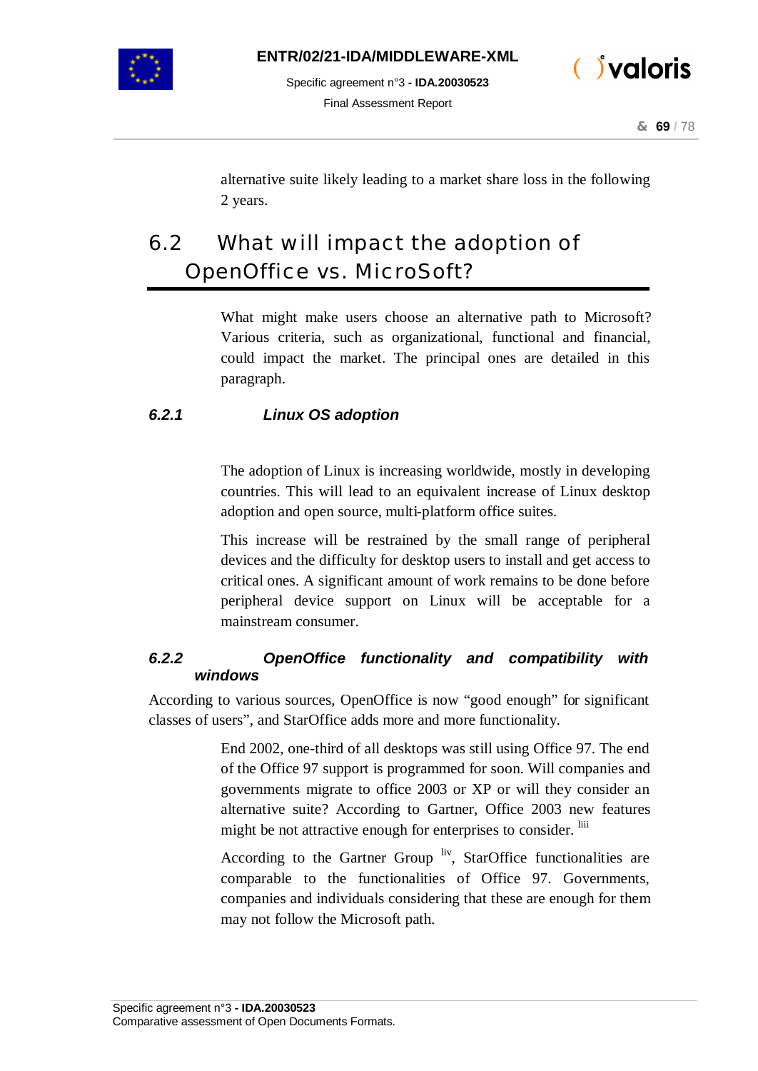alternative suite likely leading to a market share loss in the following 2 years.

## 6.2 What will impact the adoption of OpenOffice vs. MicroSoft?

What might make users choose an alternative path to Microsoft? Various criteria, such as organizational, functional and financial, could impact the market. The principal ones are detailed in this paragraph.

### 6.2.1 Linux OS adoption

The adoption of Linux is increasing worldwide, mostly in developing countries. This will lead to an equivalent increase of Linux desktop adoption and open source, multi-platform office suites.

This increase will be restrained by the small range of peripheral devices and the difficulty for desktop users to install and get access to critical ones. A significant amount of work remains to be done before peripheral device support on Linux will be acceptable for a mainstream consumer.

### 6.2.2 OpenOffice functionality and compatibility with windows

According to various sources, OpenOffice is now "good enough" for significant classes of users", and StarOffice adds more and more functionality.

End 2002, one-third of all desktops was still using Office 97. The end of the Office 97 support is programmed for soon. Will companies and governments migrate to office 2003 or XP or will they consider an alternative suite? According to Gartner, Office 2003 new features might be not attractive enough for enterprises to consider. [liii]

According to the Gartner Group [liv], StarOffice functionalities are comparable to the functionalities of Office 97. Governments, companies and individuals considering that these are enough for them may not follow the Microsoft path.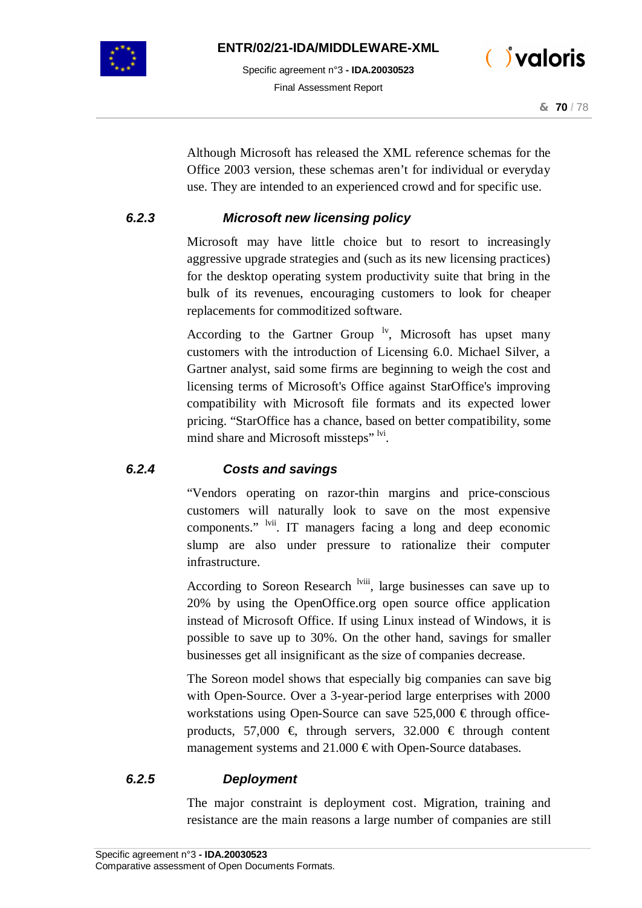Although Microsoft has released the XML reference schemas for the Office 2003 version, these schemas aren't for individual or everyday use. They are intended to an experienced crowd and for specific use.

### 6.2.3 *Microsoft new licensing policy*

Microsoft may have little choice but to resort to increasingly aggressive upgrade strategies and (such as its new licensing practices) for the desktop operating system productivity suite that bring in the bulk of its revenues, encouraging customers to look for cheaper replacements for commoditized software.

According to the Gartner Group [lv], Microsoft has upset many customers with the introduction of Licensing 6.0. Michael Silver, a Gartner analyst, said some firms are beginning to weigh the cost and licensing terms of Microsoft's Office against StarOffice's improving compatibility with Microsoft file formats and its expected lower pricing. "StarOffice has a chance, based on better compatibility, some mind share and Microsoft missteps" [lvi].

### 6.2.4 *Costs and savings*

"Vendors operating on razor-thin margins and price-conscious customers will naturally look to save on the most expensive components." [lvii]. IT managers facing a long and deep economic slump are also under pressure to rationalize their computer infrastructure.

According to Soreon Research [lviii], large businesses can save up to 20% by using the OpenOffice.org open source office application instead of Microsoft Office. If using Linux instead of Windows, it is possible to save up to 30%. On the other hand, savings for smaller businesses get all insignificant as the size of companies decrease.

The Soreon model shows that especially big companies can save big with Open-Source. Over a 3-year-period large enterprises with 2000 workstations using Open-Source can save 525,000 € through office-products, 57,000 €, through servers, 32.000 € through content management systems and 21.000 € with Open-Source databases.

### 6.2.5 *Deployment*

The major constraint is deployment cost. Migration, training and resistance are the main reasons a large number of companies are still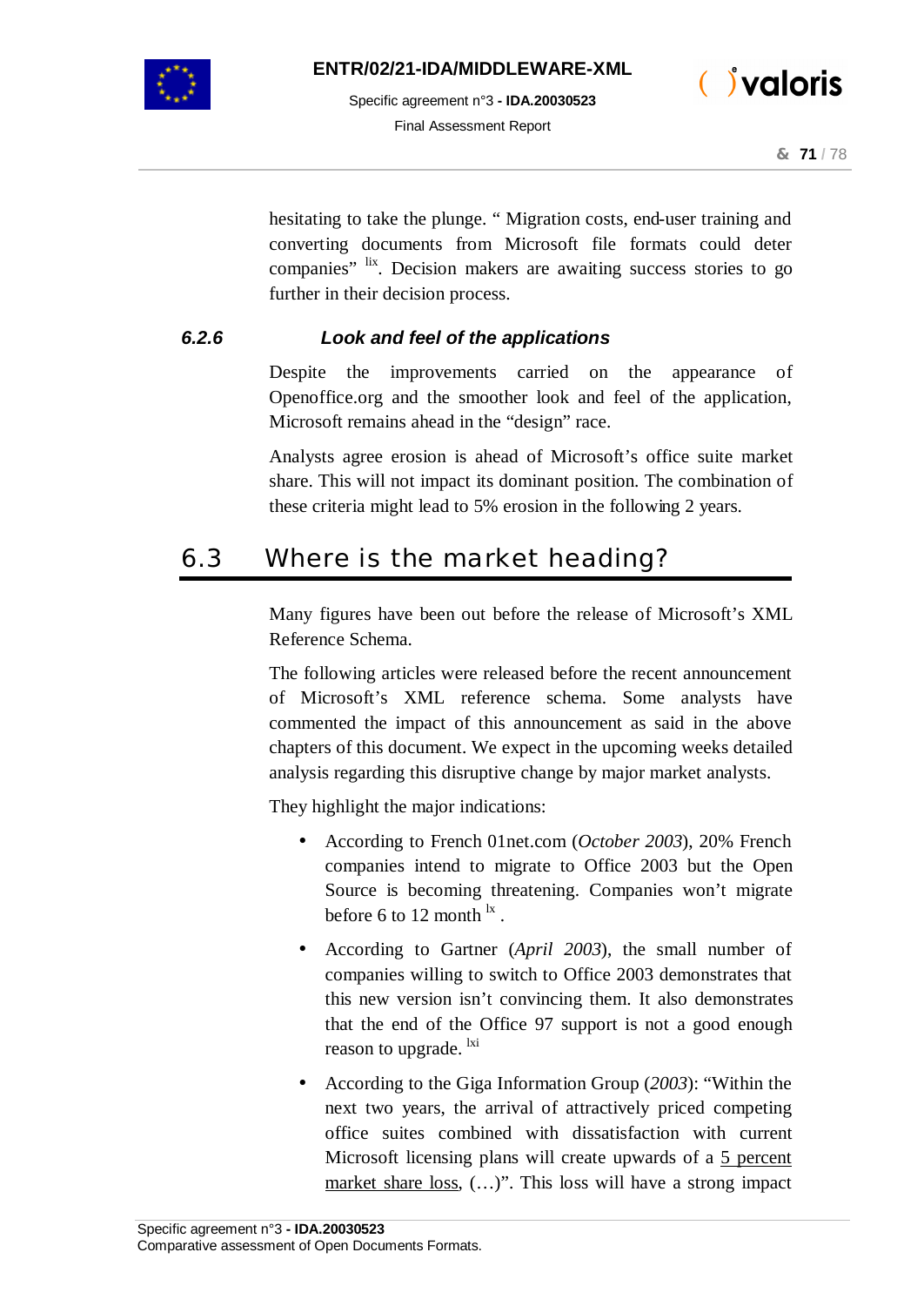hesitating to take the plunge. " Migration costs, end-user training and converting documents from Microsoft file formats could deter companies" [lix]. Decision makers are awaiting success stories to go further in their decision process.

#### 6.2.6 *Look and feel of the applications*

Despite the improvements carried on the appearance of Openoffice.org and the smoother look and feel of the application, Microsoft remains ahead in the "design" race.

Analysts agree erosion is ahead of Microsoft's office suite market share. This will not impact its dominant position. The combination of these criteria might lead to 5% erosion in the following 2 years.

## 6.3 Where is the market heading?

Many figures have been out before the release of Microsoft's XML Reference Schema.

The following articles were released before the recent announcement of Microsoft's XML reference schema. Some analysts have commented the impact of this announcement as said in the above chapters of this document. We expect in the upcoming weeks detailed analysis regarding this disruptive change by major market analysts.

They highlight the major indications:

- According to French 01net.com (*October 2003*), 20% French companies intend to migrate to Office 2003 but the Open Source is becoming threatening. Companies won't migrate before 6 to 12 month [lx] .
- According to Gartner (*April 2003*), the small number of companies willing to switch to Office 2003 demonstrates that this new version isn't convincing them. It also demonstrates that the end of the Office 97 support is not a good enough reason to upgrade. [lxi]
- According to the Giga Information Group (*2003*): "Within the next two years, the arrival of attractively priced competing office suites combined with dissatisfaction with current Microsoft licensing plans will create upwards of a <u>5 percent market share loss</u>, (…)". This loss will have a strong impact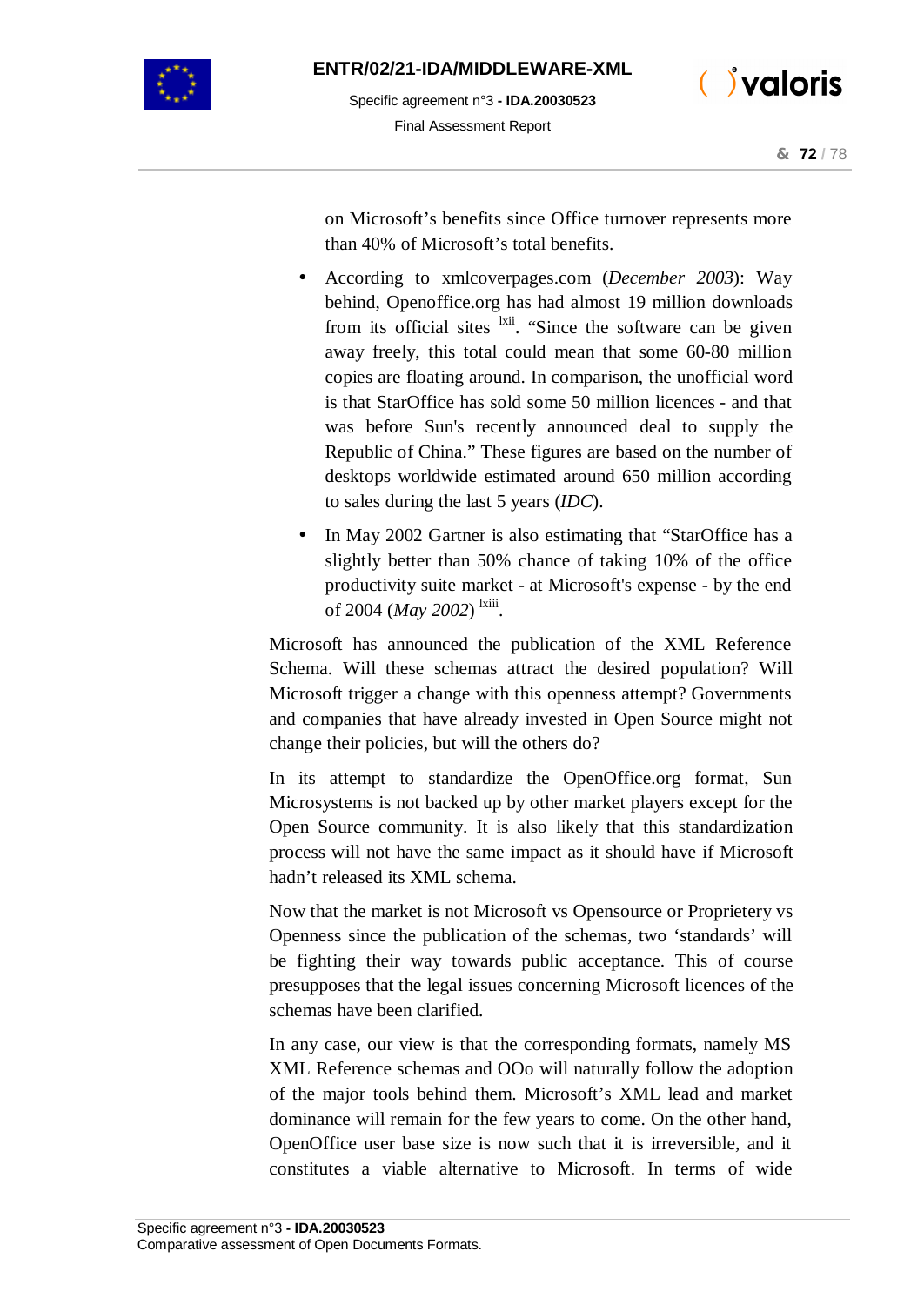on Microsoft's benefits since Office turnover represents more than 40% of Microsoft's total benefits.

- According to xmlcoverpages.com (*December 2003*): Way behind, Openoffice.org has had almost 19 million downloads from its official sites [lxii]. "Since the software can be given away freely, this total could mean that some 60-80 million copies are floating around. In comparison, the unofficial word is that StarOffice has sold some 50 million licences - and that was before Sun's recently announced deal to supply the Republic of China." These figures are based on the number of desktops worldwide estimated around 650 million according to sales during the last 5 years (*IDC*).
- In May 2002 Gartner is also estimating that "StarOffice has a slightly better than 50% chance of taking 10% of the office productivity suite market - at Microsoft's expense - by the end of 2004 (*May 2002*) [lxiii].

Microsoft has announced the publication of the XML Reference Schema. Will these schemas attract the desired population? Will Microsoft trigger a change with this openness attempt? Governments and companies that have already invested in Open Source might not change their policies, but will the others do?

In its attempt to standardize the OpenOffice.org format, Sun Microsystems is not backed up by other market players except for the Open Source community. It is also likely that this standardization process will not have the same impact as it should have if Microsoft hadn't released its XML schema.

Now that the market is not Microsoft vs Opensource or Proprietery vs Openness since the publication of the schemas, two 'standards' will be fighting their way towards public acceptance. This of course presupposes that the legal issues concerning Microsoft licences of the schemas have been clarified.

In any case, our view is that the corresponding formats, namely MS XML Reference schemas and OOo will naturally follow the adoption of the major tools behind them. Microsoft's XML lead and market dominance will remain for the few years to come. On the other hand, OpenOffice user base size is now such that it is irreversible, and it constitutes a viable alternative to Microsoft. In terms of wide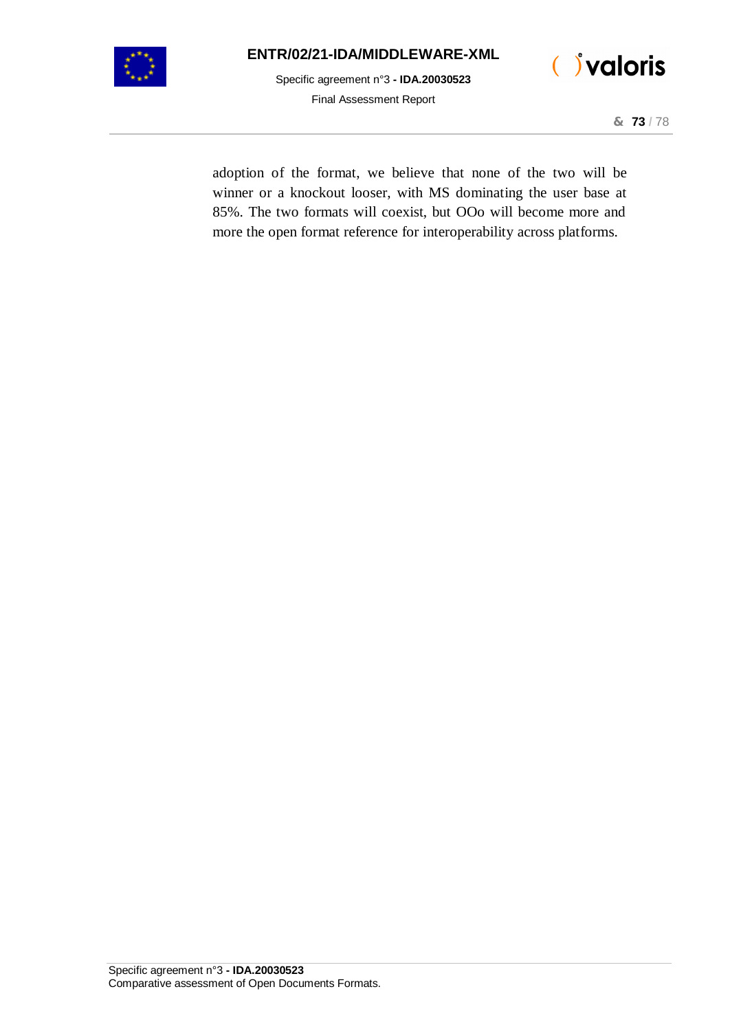adoption of the format, we believe that none of the two will be winner or a knockout looser, with MS dominating the user base at 85%. The two formats will coexist, but OOo will become more and more the open format reference for interoperability across platforms.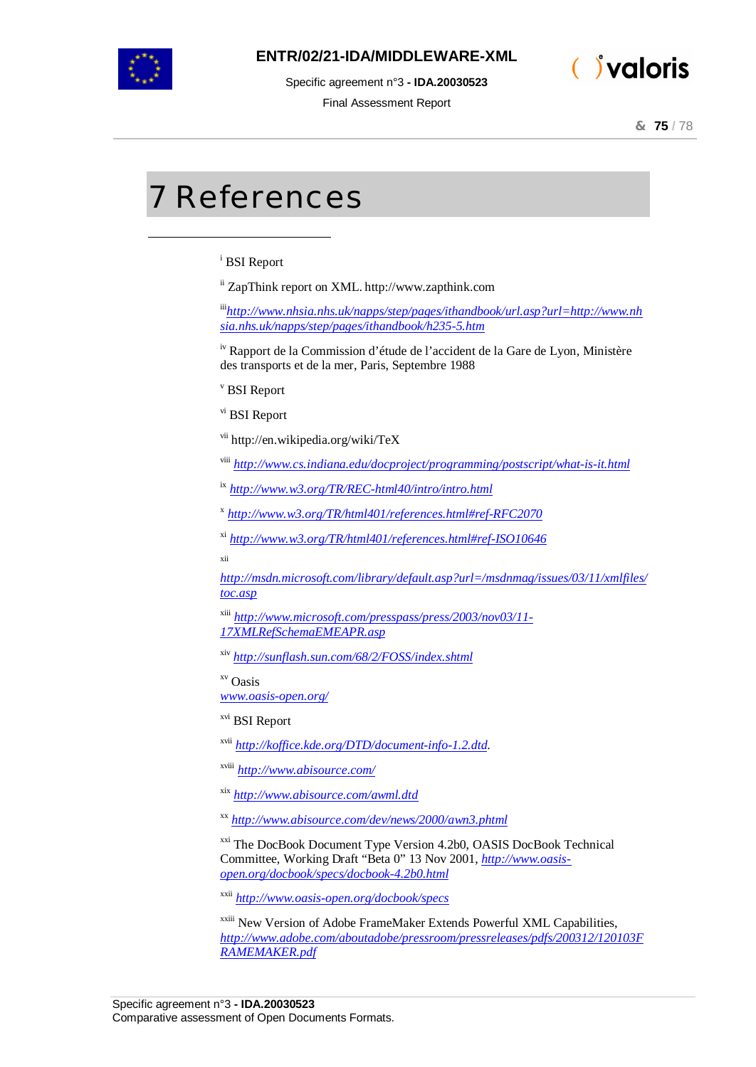# 7 References

[i] BSI Report

[ii] ZapThink report on XML. http://www.zapthink.com

[iii] *http://www.nhsia.nhs.uk/napps/step/pages/ithandbook/url.asp?url=http://www.nhsia.nhs.uk/napps/step/pages/ithandbook/h235-5.htm*

[iv] Rapport de la Commission d'étude de l'accident de la Gare de Lyon, Ministère des transports et de la mer, Paris, Septembre 1988

[v] BSI Report

[vi] BSI Report

[vii] http://en.wikipedia.org/wiki/TeX

[viii] *http://www.cs.indiana.edu/docproject/programming/postscript/what-is-it.html*

[ix] *http://www.w3.org/TR/REC-html40/intro/intro.html*

[x] *http://www.w3.org/TR/html401/references.html#ref-RFC2070*

[xi] *http://www.w3.org/TR/html401/references.html#ref-ISO10646*

[xii] *http://msdn.microsoft.com/library/default.asp?url=/msdnmag/issues/03/11/xmlfiles/toc.asp*

[xiii] *http://www.microsoft.com/presspass/press/2003/nov03/11-17XMLRefSchemaEMEAPR.asp*

[xiv] *http://sunflash.sun.com/68/2/FOSS/index.shtml*

[xv] Oasis
*www.oasis-open.org/*

[xvi] BSI Report

[xvii] *http://koffice.kde.org/DTD/document-info-1.2.dtd*.

[xviii] *http://www.abisource.com/*

[xix] *http://www.abisource.com/awml.dtd*

[xx] *http://www.abisource.com/dev/news/2000/awn3.phtml*

[xxi] The DocBook Document Type Version 4.2b0, OASIS DocBook Technical Committee, Working Draft "Beta 0" 13 Nov 2001, *http://www.oasis-open.org/docbook/specs/docbook-4.2b0.html*

[xxii] *http://www.oasis-open.org/docbook/specs*

[xxiii] New Version of Adobe FrameMaker Extends Powerful XML Capabilities, *http://www.adobe.com/aboutadobe/pressroom/pressreleases/pdfs/200312/120103FRAMEMAKER.pdf*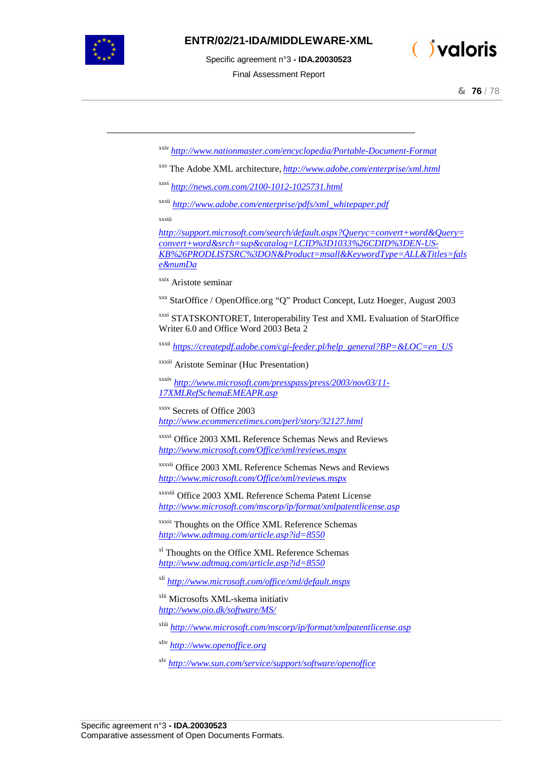---

[xxiv] http://www.nationmaster.com/encyclopedia/Portable-Document-Format

[xxv] The Adobe XML architecture, http://www.adobe.com/enterprise/xml.html

[xxvi] http://news.com.com/2100-1012-1025731.html

[xxvii] http://www.adobe.com/enterprise/pdfs/xml_whitepaper.pdf

[xxviii] http://support.microsoft.com/search/default.aspx?Queryc=convert+word&Query=convert+word&srch=sup&catalog=LCID%3D1033%26CDID%3DEN-US-KB%26PRODLISTSRC%3DON&Product=msall&KeywordType=ALL&Titles=false&numDa

[xxix] Aristote seminar

[xxx] StarOffice / OpenOffice.org "Q" Product Concept, Lutz Hoeger, August 2003

[xxxi] STATSKONTORET, Interoperability Test and XML Evaluation of StarOffice Writer 6.0 and Office Word 2003 Beta 2

[xxxii] https://createpdf.adobe.com/cgi-feeder.pl/help_general?BP=&LOC=en_US

[xxxiii] Aristote Seminar (Huc Presentation)

[xxxiv] http://www.microsoft.com/presspass/press/2003/nov03/11-17XMLRefSchemaEMEAPR.asp

[xxxv] Secrets of Office 2003
http://www.ecommercetimes.com/perl/story/32127.html

[xxxvi] Office 2003 XML Reference Schemas News and Reviews
http://www.microsoft.com/Office/xml/reviews.mspx

[xxxvii] Office 2003 XML Reference Schemas News and Reviews
http://www.microsoft.com/Office/xml/reviews.mspx

[xxxviii] Office 2003 XML Reference Schema Patent License
http://www.microsoft.com/mscorp/ip/format/xmlpatentlicense.asp

[xxxix] Thoughts on the Office XML Reference Schemas
http://www.adtmag.com/article.asp?id=8550

[xl] Thoughts on the Office XML Reference Schemas
http://www.adtmag.com/article.asp?id=8550

[xli] http://www.microsoft.com/office/xml/default.mspx

[xlii] Microsofts XML-skema initiativ
http://www.oio.dk/software/MS/

[xliii] http://www.microsoft.com/mscorp/ip/format/xmlpatentlicense.asp

[xliv] http://www.openoffice.org

[xlv] http://www.sun.com/service/support/software/openoffice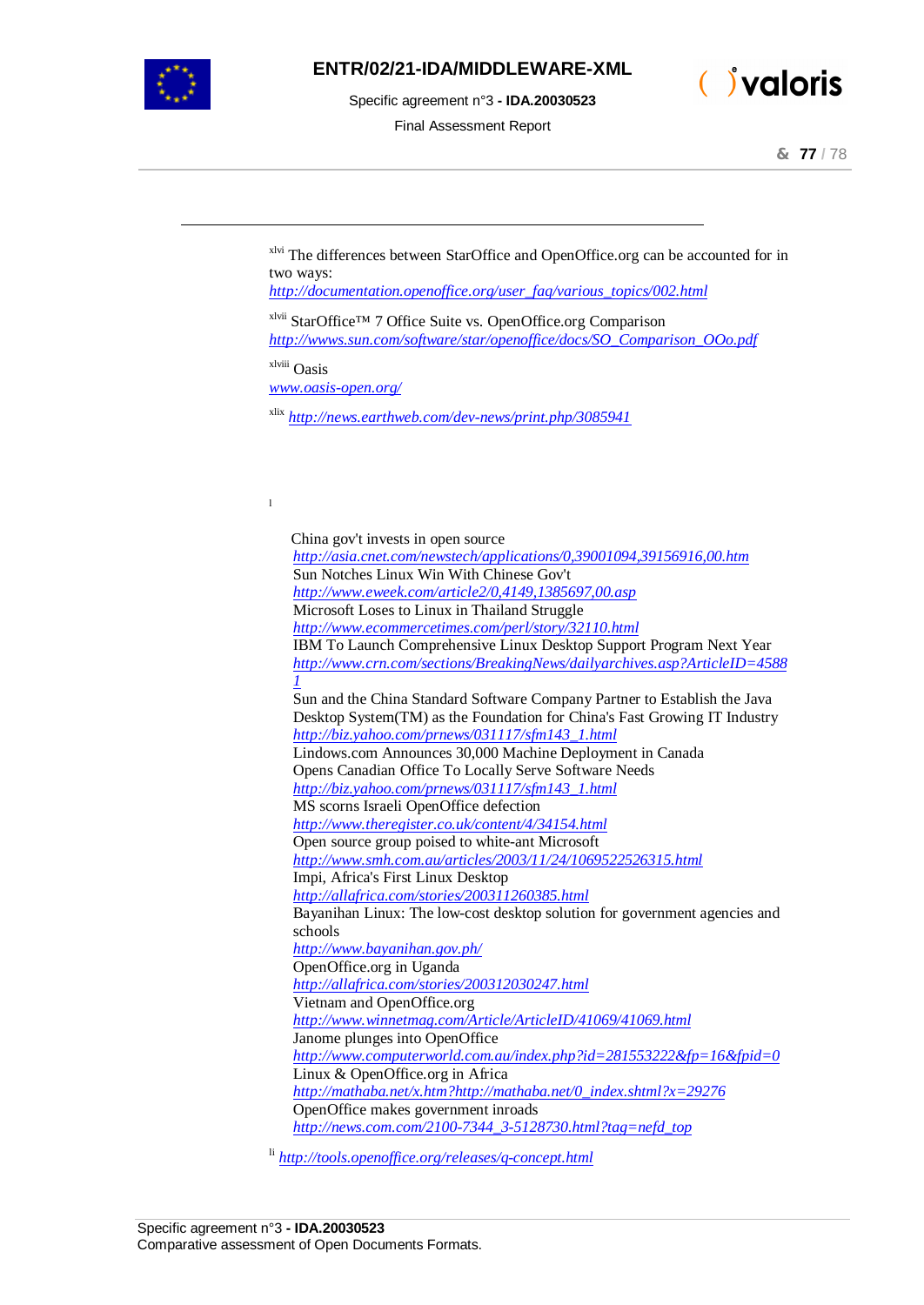---

[xlvi] The differences between StarOffice and OpenOffice.org can be accounted for in two ways:
*http://documentation.openoffice.org/user_faq/various_topics/002.html*

[xlvii] StarOffice™ 7 Office Suite vs. OpenOffice.org Comparison
*http://wwws.sun.com/software/star/openoffice/docs/SO_Comparison_OOo.pdf*

[xlviii] Oasis
*www.oasis-open.org/*

[xlix] *http://news.earthweb.com/dev-news/print.php/3085941*

[l]

China gov't invests in open source
*http://asia.cnet.com/newstech/applications/0,39001094,39156916,00.htm*
Sun Notches Linux Win With Chinese Gov't
*http://www.eweek.com/article2/0,4149,1385697,00.asp*
Microsoft Loses to Linux in Thailand Struggle
*http://www.ecommercetimes.com/perl/story/32110.html*
IBM To Launch Comprehensive Linux Desktop Support Program Next Year
*http://www.crn.com/sections/BreakingNews/dailyarchives.asp?ArticleID=45881*
Sun and the China Standard Software Company Partner to Establish the Java Desktop System(TM) as the Foundation for China's Fast Growing IT Industry
*http://biz.yahoo.com/prnews/031117/sfm143_1.html*
Lindows.com Announces 30,000 Machine Deployment in Canada
Opens Canadian Office To Locally Serve Software Needs
*http://biz.yahoo.com/prnews/031117/sfm143_1.html*
MS scorns Israeli OpenOffice defection
*http://www.theregister.co.uk/content/4/34154.html*
Open source group poised to white-ant Microsoft
*http://www.smh.com.au/articles/2003/11/24/1069522526315.html*
Impi, Africa's First Linux Desktop
*http://allafrica.com/stories/200311260385.html*
Bayanihan Linux: The low-cost desktop solution for government agencies and schools
*http://www.bayanihan.gov.ph/*
OpenOffice.org in Uganda
*http://allafrica.com/stories/200312030247.html*
Vietnam and OpenOffice.org
*http://www.winnetmag.com/Article/ArticleID/41069/41069.html*
Janome plunges into OpenOffice
*http://www.computerworld.com.au/index.php?id=281553222&fp=16&fpid=0*
Linux & OpenOffice.org in Africa
*http://mathaba.net/x.htm?http://mathaba.net/0_index.shtml?x=29276*
OpenOffice makes government inroads
*http://news.com.com/2100-7344_3-5128730.html?tag=nefd_top*

[li] *http://tools.openoffice.org/releases/q-concept.html*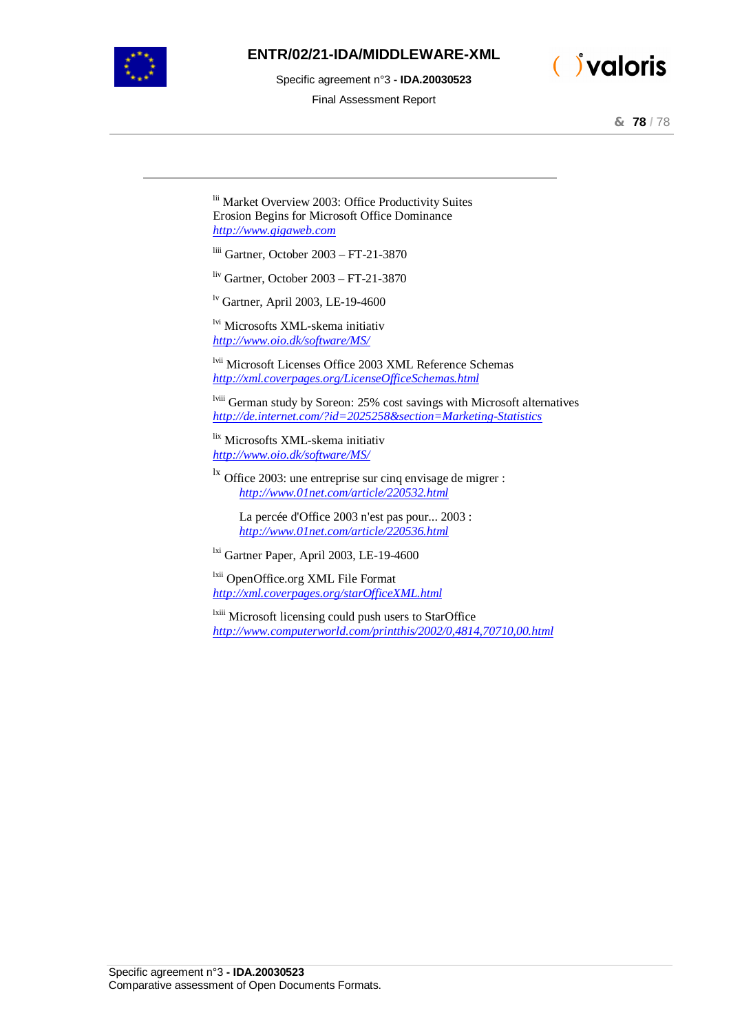---

[lii] Market Overview 2003: Office Productivity Suites
Erosion Begins for Microsoft Office Dominance
*http://www.gigaweb.com*

[liii] Gartner, October 2003 – FT-21-3870

[liv] Gartner, October 2003 – FT-21-3870

[lv] Gartner, April 2003, LE-19-4600

[lvi] Microsofts XML-skema initiativ
*http://www.oio.dk/software/MS/*

[lvii] Microsoft Licenses Office 2003 XML Reference Schemas
*http://xml.coverpages.org/LicenseOfficeSchemas.html*

[lviii] German study by Soreon: 25% cost savings with Microsoft alternatives
*http://de.internet.com/?id=2025258&section=Marketing-Statistics*

[lix] Microsofts XML-skema initiativ
*http://www.oio.dk/software/MS/*

[lx] Office 2003: une entreprise sur cinq envisage de migrer :
*http://www.01net.com/article/220532.html*

La percée d'Office 2003 n'est pas pour... 2003 :
*http://www.01net.com/article/220536.html*

[lxi] Gartner Paper, April 2003, LE-19-4600

[lxii] OpenOffice.org XML File Format
*http://xml.coverpages.org/starOfficeXML.html*

[lxiii] Microsoft licensing could push users to StarOffice
*http://www.computerworld.com/printthis/2002/0,4814,70710,00.html*